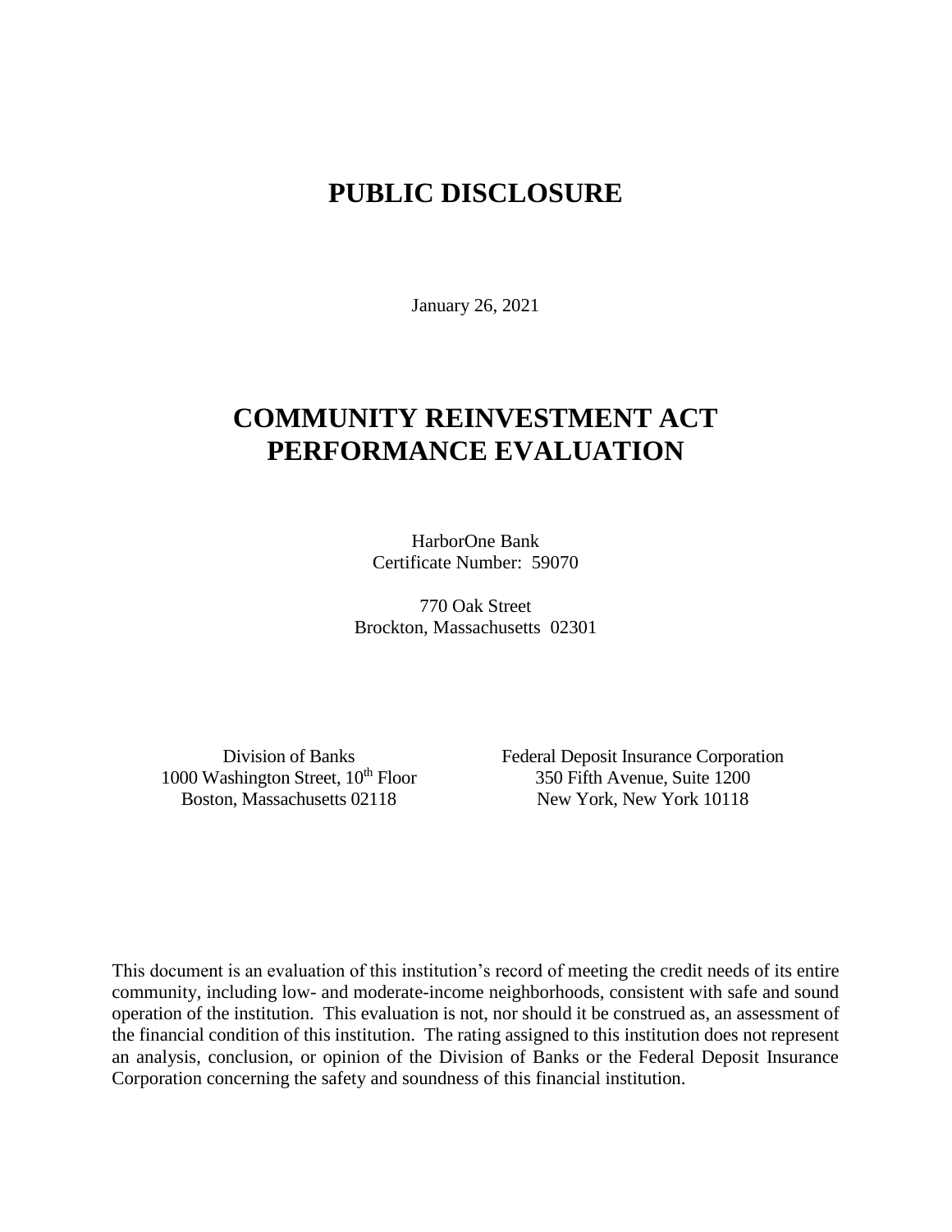# PUBLIC DISCLOSURE

January 26, 2021

# COMMUNITY REINVESTMENT ACT PERFORMANCE EVALUATION

HarborOne Bank
Certificate Number: 59070

770 Oak Street
Brockton, Massachusetts 02301

Division of Banks
1000 Washington Street, 10th Floor
Boston, Massachusetts 02118

Federal Deposit Insurance Corporation
350 Fifth Avenue, Suite 1200
New York, New York 10118

This document is an evaluation of this institution's record of meeting the credit needs of its entire community, including low- and moderate-income neighborhoods, consistent with safe and sound operation of the institution. This evaluation is not, nor should it be construed as, an assessment of the financial condition of this institution. The rating assigned to this institution does not represent an analysis, conclusion, or opinion of the Division of Banks or the Federal Deposit Insurance Corporation concerning the safety and soundness of this financial institution.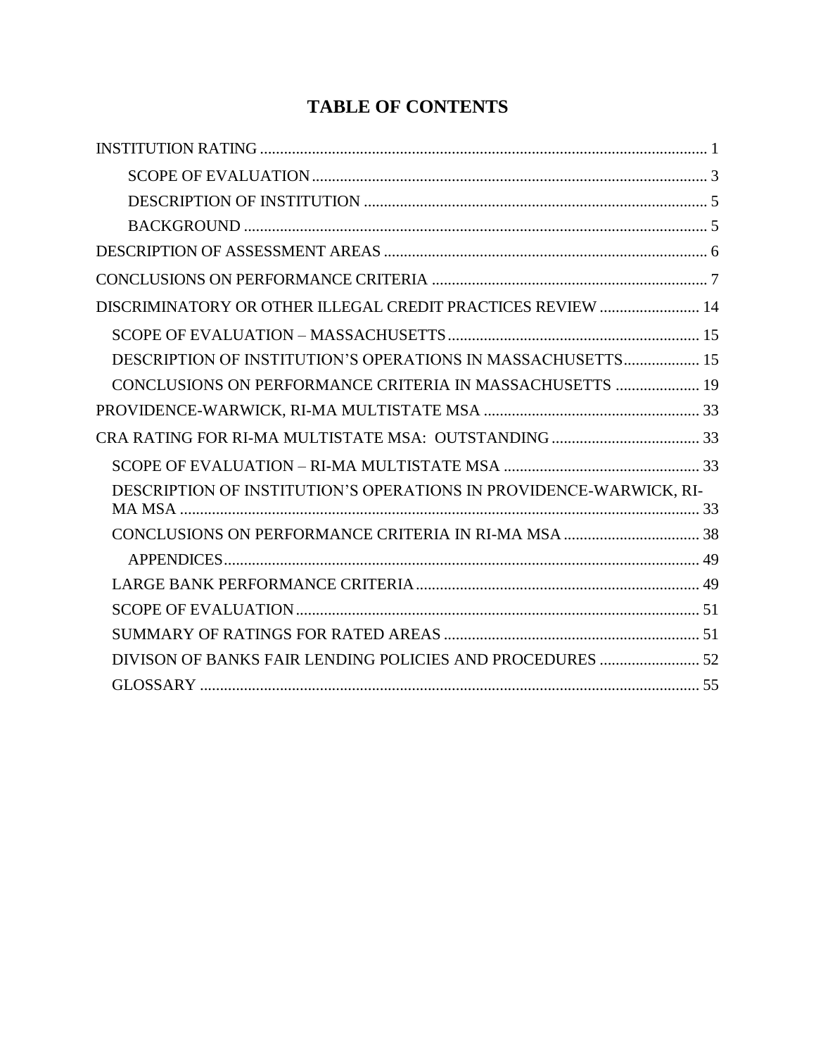# TABLE OF CONTENTS

| | |
|---|---|
| INSTITUTION RATING | 1 |
| SCOPE OF EVALUATION | 3 |
| DESCRIPTION OF INSTITUTION | 5 |
| BACKGROUND | 5 |
| DESCRIPTION OF ASSESSMENT AREAS | 6 |
| CONCLUSIONS ON PERFORMANCE CRITERIA | 7 |
| DISCRIMINATORY OR OTHER ILLEGAL CREDIT PRACTICES REVIEW | 14 |
| SCOPE OF EVALUATION – MASSACHUSETTS | 15 |
| DESCRIPTION OF INSTITUTION'S OPERATIONS IN MASSACHUSETTS | 15 |
| CONCLUSIONS ON PERFORMANCE CRITERIA IN MASSACHUSETTS | 19 |
| PROVIDENCE-WARWICK, RI-MA MULTISTATE MSA | 33 |
| CRA RATING FOR RI-MA MULTISTATE MSA: OUTSTANDING | 33 |
| SCOPE OF EVALUATION – RI-MA MULTISTATE MSA | 33 |
| DESCRIPTION OF INSTITUTION'S OPERATIONS IN PROVIDENCE-WARWICK, RI-MA MSA | 33 |
| CONCLUSIONS ON PERFORMANCE CRITERIA IN RI-MA MSA | 38 |
| APPENDICES | 49 |
| LARGE BANK PERFORMANCE CRITERIA | 49 |
| SCOPE OF EVALUATION | 51 |
| SUMMARY OF RATINGS FOR RATED AREAS | 51 |
| DIVISON OF BANKS FAIR LENDING POLICIES AND PROCEDURES | 52 |
| GLOSSARY | 55 |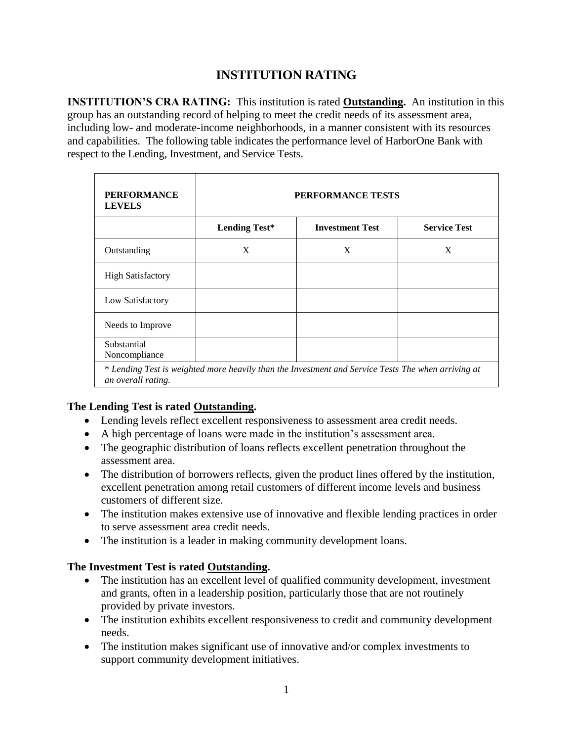# INSTITUTION RATING

**INSTITUTION'S CRA RATING:** This institution is rated **Outstanding.** An institution in this group has an outstanding record of helping to meet the credit needs of its assessment area, including low- and moderate-income neighborhoods, in a manner consistent with its resources and capabilities. The following table indicates the performance level of HarborOne Bank with respect to the Lending, Investment, and Service Tests.

| PERFORMANCE LEVELS | PERFORMANCE TESTS | | |
|---|---|---|---|
| | **Lending Test*** | **Investment Test** | **Service Test** |
| Outstanding | X | X | X |
| High Satisfactory | | | |
| Low Satisfactory | | | |
| Needs to Improve | | | |
| Substantial Noncompliance | | | |

*\* Lending Test is weighted more heavily than the Investment and Service Tests The when arriving at an overall rating.*

**The Lending Test is rated Outstanding.**

- Lending levels reflect excellent responsiveness to assessment area credit needs.
- A high percentage of loans were made in the institution's assessment area.
- The geographic distribution of loans reflects excellent penetration throughout the assessment area.
- The distribution of borrowers reflects, given the product lines offered by the institution, excellent penetration among retail customers of different income levels and business customers of different size.
- The institution makes extensive use of innovative and flexible lending practices in order to serve assessment area credit needs.
- The institution is a leader in making community development loans.

**The Investment Test is rated Outstanding.**

- The institution has an excellent level of qualified community development, investment and grants, often in a leadership position, particularly those that are not routinely provided by private investors.
- The institution exhibits excellent responsiveness to credit and community development needs.
- The institution makes significant use of innovative and/or complex investments to support community development initiatives.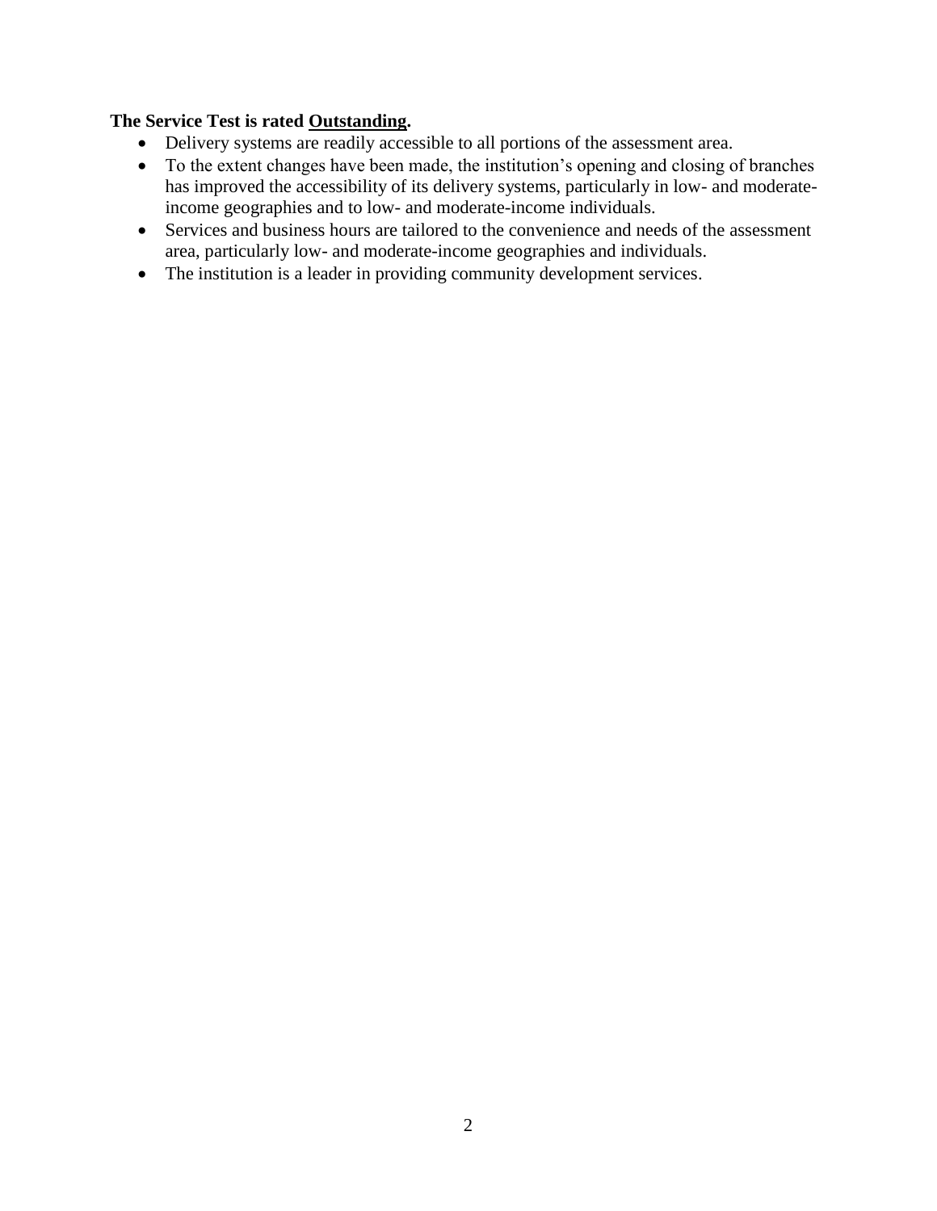**The Service Test is rated <u>Outstanding</u>.**

- Delivery systems are readily accessible to all portions of the assessment area.
- To the extent changes have been made, the institution's opening and closing of branches has improved the accessibility of its delivery systems, particularly in low- and moderate-income geographies and to low- and moderate-income individuals.
- Services and business hours are tailored to the convenience and needs of the assessment area, particularly low- and moderate-income geographies and individuals.
- The institution is a leader in providing community development services.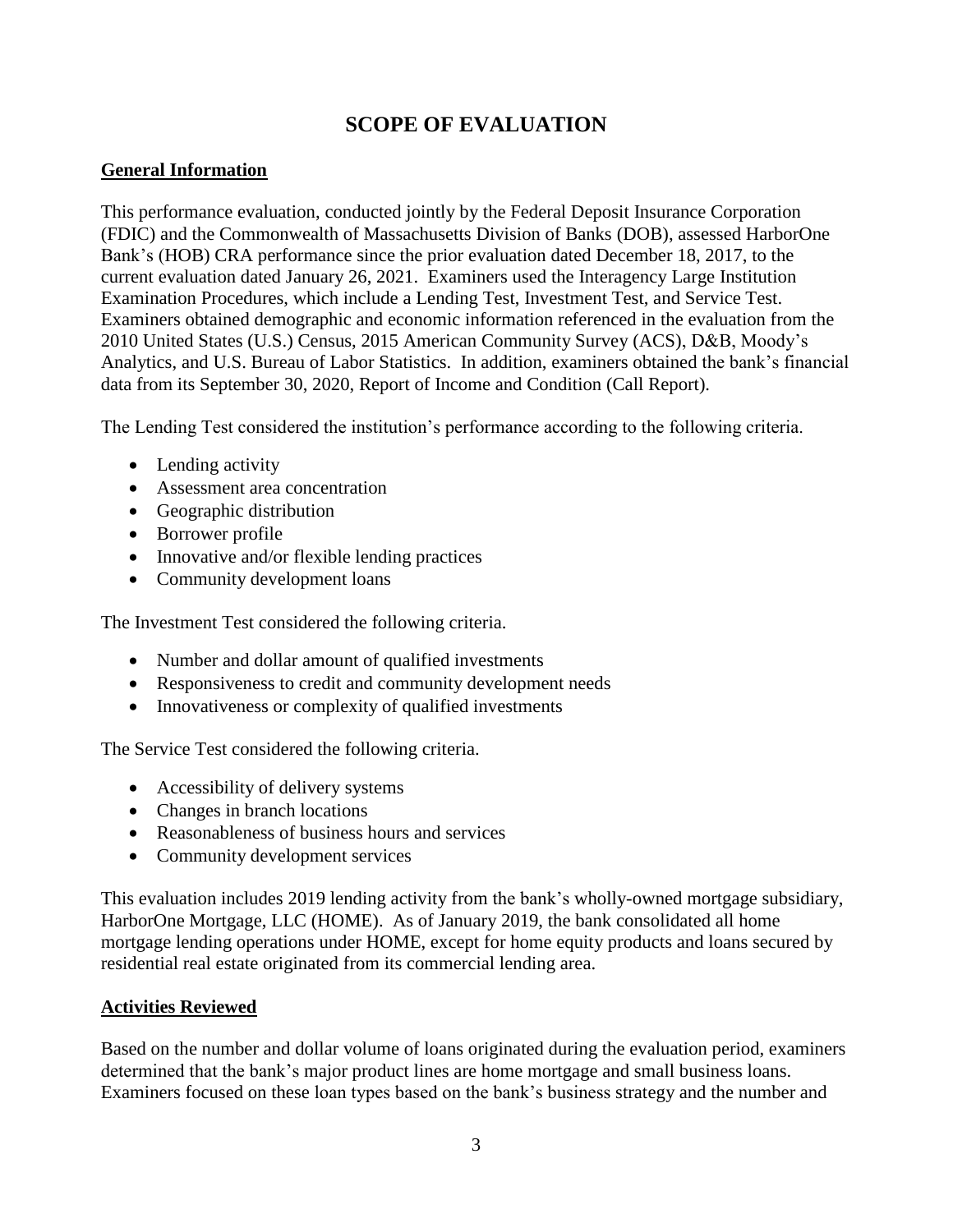# SCOPE OF EVALUATION

## General Information

This performance evaluation, conducted jointly by the Federal Deposit Insurance Corporation (FDIC) and the Commonwealth of Massachusetts Division of Banks (DOB), assessed HarborOne Bank's (HOB) CRA performance since the prior evaluation dated December 18, 2017, to the current evaluation dated January 26, 2021. Examiners used the Interagency Large Institution Examination Procedures, which include a Lending Test, Investment Test, and Service Test. Examiners obtained demographic and economic information referenced in the evaluation from the 2010 United States (U.S.) Census, 2015 American Community Survey (ACS), D&B, Moody's Analytics, and U.S. Bureau of Labor Statistics. In addition, examiners obtained the bank's financial data from its September 30, 2020, Report of Income and Condition (Call Report).

The Lending Test considered the institution's performance according to the following criteria.

- Lending activity
- Assessment area concentration
- Geographic distribution
- Borrower profile
- Innovative and/or flexible lending practices
- Community development loans

The Investment Test considered the following criteria.

- Number and dollar amount of qualified investments
- Responsiveness to credit and community development needs
- Innovativeness or complexity of qualified investments

The Service Test considered the following criteria.

- Accessibility of delivery systems
- Changes in branch locations
- Reasonableness of business hours and services
- Community development services

This evaluation includes 2019 lending activity from the bank's wholly-owned mortgage subsidiary, HarborOne Mortgage, LLC (HOME). As of January 2019, the bank consolidated all home mortgage lending operations under HOME, except for home equity products and loans secured by residential real estate originated from its commercial lending area.

## Activities Reviewed

Based on the number and dollar volume of loans originated during the evaluation period, examiners determined that the bank's major product lines are home mortgage and small business loans. Examiners focused on these loan types based on the bank's business strategy and the number and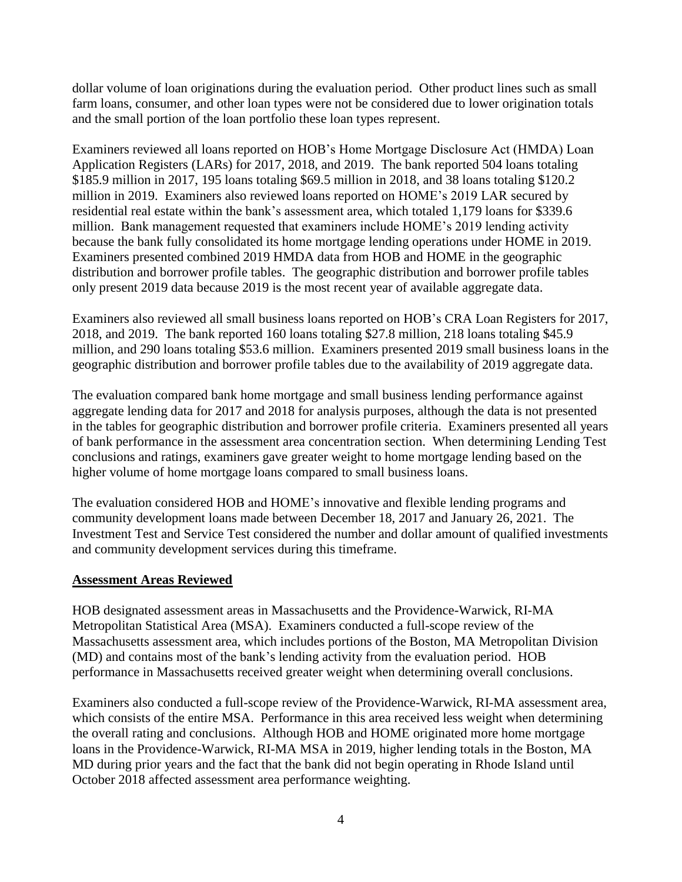dollar volume of loan originations during the evaluation period. Other product lines such as small farm loans, consumer, and other loan types were not be considered due to lower origination totals and the small portion of the loan portfolio these loan types represent.

Examiners reviewed all loans reported on HOB's Home Mortgage Disclosure Act (HMDA) Loan Application Registers (LARs) for 2017, 2018, and 2019. The bank reported 504 loans totaling $185.9 million in 2017, 195 loans totaling $69.5 million in 2018, and 38 loans totaling $120.2 million in 2019. Examiners also reviewed loans reported on HOME's 2019 LAR secured by residential real estate within the bank's assessment area, which totaled 1,179 loans for $339.6 million. Bank management requested that examiners include HOME's 2019 lending activity because the bank fully consolidated its home mortgage lending operations under HOME in 2019. Examiners presented combined 2019 HMDA data from HOB and HOME in the geographic distribution and borrower profile tables. The geographic distribution and borrower profile tables only present 2019 data because 2019 is the most recent year of available aggregate data.

Examiners also reviewed all small business loans reported on HOB's CRA Loan Registers for 2017, 2018, and 2019. The bank reported 160 loans totaling $27.8 million, 218 loans totaling $45.9 million, and 290 loans totaling $53.6 million. Examiners presented 2019 small business loans in the geographic distribution and borrower profile tables due to the availability of 2019 aggregate data.

The evaluation compared bank home mortgage and small business lending performance against aggregate lending data for 2017 and 2018 for analysis purposes, although the data is not presented in the tables for geographic distribution and borrower profile criteria. Examiners presented all years of bank performance in the assessment area concentration section. When determining Lending Test conclusions and ratings, examiners gave greater weight to home mortgage lending based on the higher volume of home mortgage loans compared to small business loans.

The evaluation considered HOB and HOME's innovative and flexible lending programs and community development loans made between December 18, 2017 and January 26, 2021. The Investment Test and Service Test considered the number and dollar amount of qualified investments and community development services during this timeframe.

**Assessment Areas Reviewed**

HOB designated assessment areas in Massachusetts and the Providence-Warwick, RI-MA Metropolitan Statistical Area (MSA). Examiners conducted a full-scope review of the Massachusetts assessment area, which includes portions of the Boston, MA Metropolitan Division (MD) and contains most of the bank's lending activity from the evaluation period. HOB performance in Massachusetts received greater weight when determining overall conclusions.

Examiners also conducted a full-scope review of the Providence-Warwick, RI-MA assessment area, which consists of the entire MSA. Performance in this area received less weight when determining the overall rating and conclusions. Although HOB and HOME originated more home mortgage loans in the Providence-Warwick, RI-MA MSA in 2019, higher lending totals in the Boston, MA MD during prior years and the fact that the bank did not begin operating in Rhode Island until October 2018 affected assessment area performance weighting.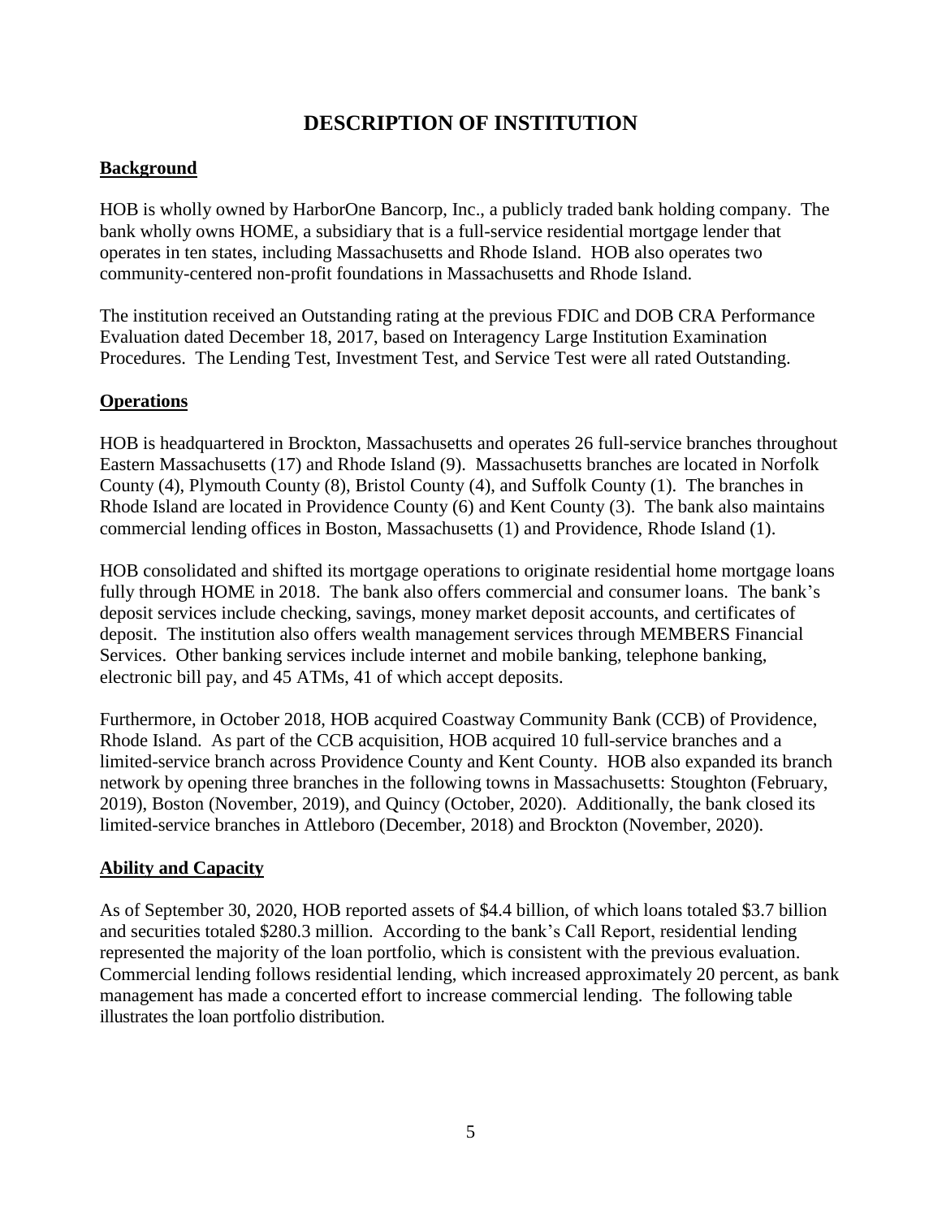# DESCRIPTION OF INSTITUTION

## Background

HOB is wholly owned by HarborOne Bancorp, Inc., a publicly traded bank holding company. The bank wholly owns HOME, a subsidiary that is a full-service residential mortgage lender that operates in ten states, including Massachusetts and Rhode Island. HOB also operates two community-centered non-profit foundations in Massachusetts and Rhode Island.

The institution received an Outstanding rating at the previous FDIC and DOB CRA Performance Evaluation dated December 18, 2017, based on Interagency Large Institution Examination Procedures. The Lending Test, Investment Test, and Service Test were all rated Outstanding.

## Operations

HOB is headquartered in Brockton, Massachusetts and operates 26 full-service branches throughout Eastern Massachusetts (17) and Rhode Island (9). Massachusetts branches are located in Norfolk County (4), Plymouth County (8), Bristol County (4), and Suffolk County (1). The branches in Rhode Island are located in Providence County (6) and Kent County (3). The bank also maintains commercial lending offices in Boston, Massachusetts (1) and Providence, Rhode Island (1).

HOB consolidated and shifted its mortgage operations to originate residential home mortgage loans fully through HOME in 2018. The bank also offers commercial and consumer loans. The bank's deposit services include checking, savings, money market deposit accounts, and certificates of deposit. The institution also offers wealth management services through MEMBERS Financial Services. Other banking services include internet and mobile banking, telephone banking, electronic bill pay, and 45 ATMs, 41 of which accept deposits.

Furthermore, in October 2018, HOB acquired Coastway Community Bank (CCB) of Providence, Rhode Island. As part of the CCB acquisition, HOB acquired 10 full-service branches and a limited-service branch across Providence County and Kent County. HOB also expanded its branch network by opening three branches in the following towns in Massachusetts: Stoughton (February, 2019), Boston (November, 2019), and Quincy (October, 2020). Additionally, the bank closed its limited-service branches in Attleboro (December, 2018) and Brockton (November, 2020).

## Ability and Capacity

As of September 30, 2020, HOB reported assets of $4.4 billion, of which loans totaled $3.7 billion and securities totaled $280.3 million. According to the bank's Call Report, residential lending represented the majority of the loan portfolio, which is consistent with the previous evaluation. Commercial lending follows residential lending, which increased approximately 20 percent, as bank management has made a concerted effort to increase commercial lending. The following table illustrates the loan portfolio distribution.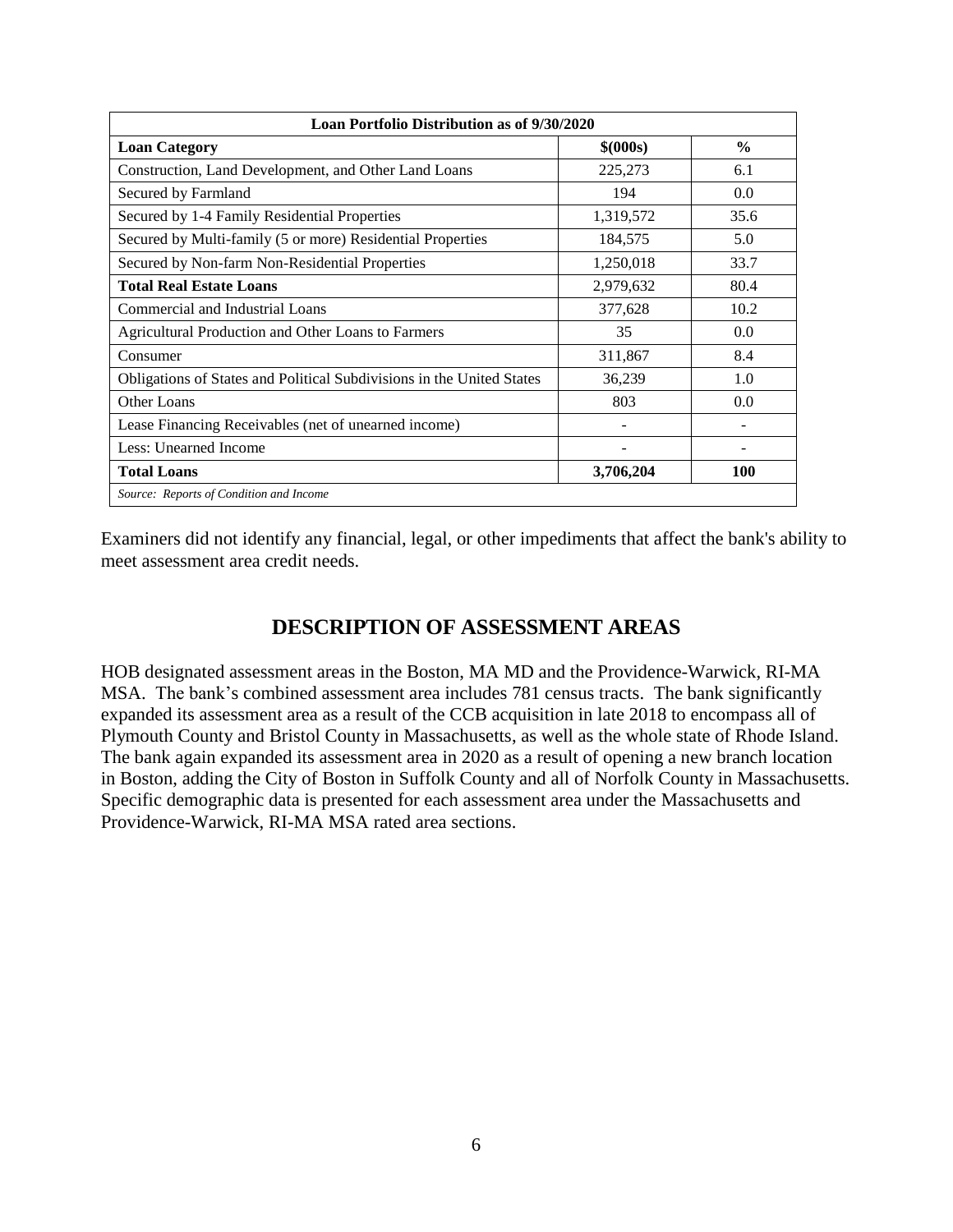| Loan Portfolio Distribution as of 9/30/2020 | | |
|---|---|---|
| **Loan Category** | **$(000s)** | **%** |
| Construction, Land Development, and Other Land Loans | 225,273 | 6.1 |
| Secured by Farmland | 194 | 0.0 |
| Secured by 1-4 Family Residential Properties | 1,319,572 | 35.6 |
| Secured by Multi-family (5 or more) Residential Properties | 184,575 | 5.0 |
| Secured by Non-farm Non-Residential Properties | 1,250,018 | 33.7 |
| **Total Real Estate Loans** | 2,979,632 | 80.4 |
| Commercial and Industrial Loans | 377,628 | 10.2 |
| Agricultural Production and Other Loans to Farmers | 35 | 0.0 |
| Consumer | 311,867 | 8.4 |
| Obligations of States and Political Subdivisions in the United States | 36,239 | 1.0 |
| Other Loans | 803 | 0.0 |
| Lease Financing Receivables (net of unearned income) | - | - |
| Less: Unearned Income | - | - |
| **Total Loans** | **3,706,204** | **100** |
| *Source: Reports of Condition and Income* | | |

Examiners did not identify any financial, legal, or other impediments that affect the bank's ability to meet assessment area credit needs.

## DESCRIPTION OF ASSESSMENT AREAS

HOB designated assessment areas in the Boston, MA MD and the Providence-Warwick, RI-MA MSA. The bank's combined assessment area includes 781 census tracts. The bank significantly expanded its assessment area as a result of the CCB acquisition in late 2018 to encompass all of Plymouth County and Bristol County in Massachusetts, as well as the whole state of Rhode Island. The bank again expanded its assessment area in 2020 as a result of opening a new branch location in Boston, adding the City of Boston in Suffolk County and all of Norfolk County in Massachusetts. Specific demographic data is presented for each assessment area under the Massachusetts and Providence-Warwick, RI-MA MSA rated area sections.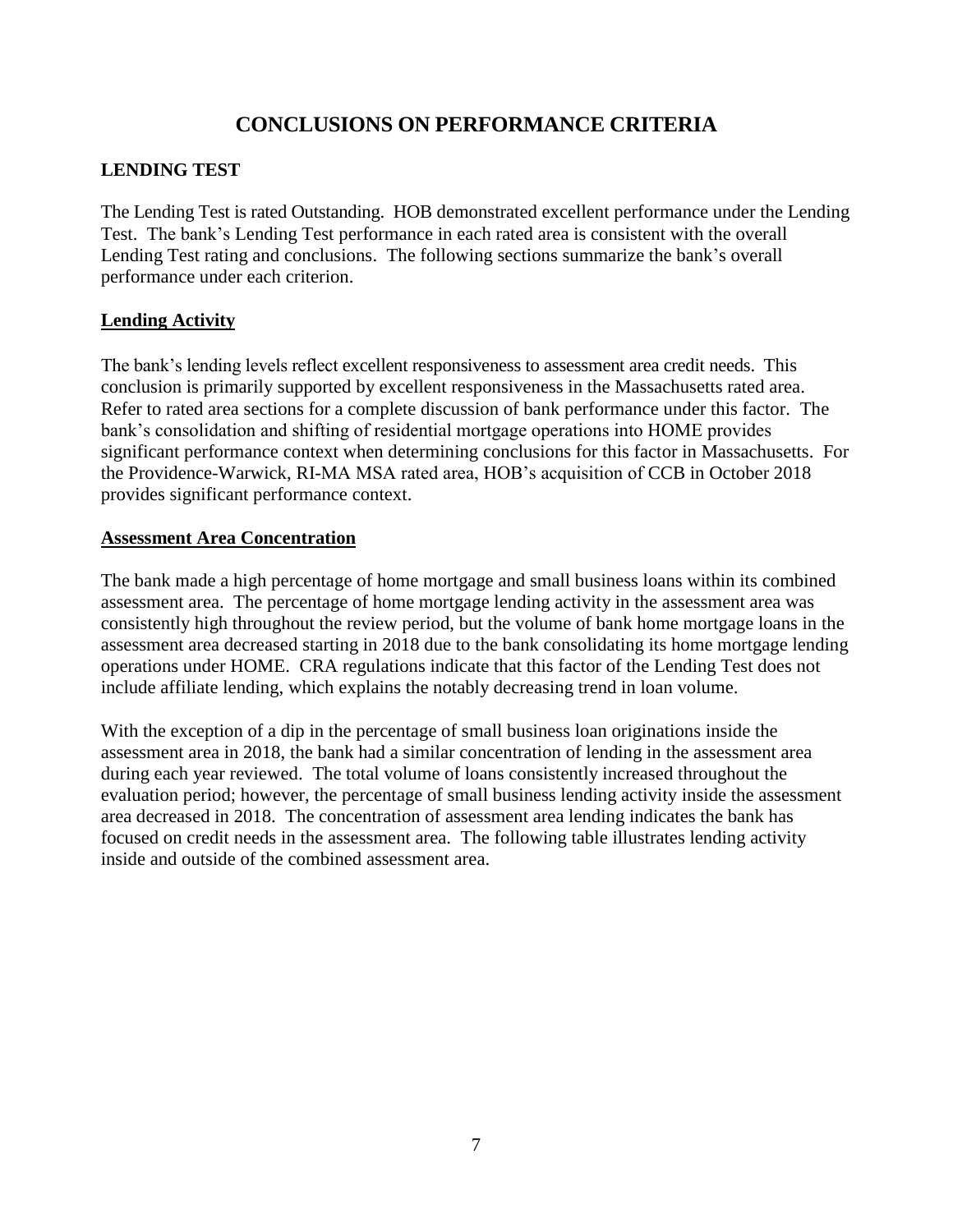# CONCLUSIONS ON PERFORMANCE CRITERIA

## LENDING TEST

The Lending Test is rated Outstanding. HOB demonstrated excellent performance under the Lending Test. The bank's Lending Test performance in each rated area is consistent with the overall Lending Test rating and conclusions. The following sections summarize the bank's overall performance under each criterion.

### Lending Activity

The bank's lending levels reflect excellent responsiveness to assessment area credit needs. This conclusion is primarily supported by excellent responsiveness in the Massachusetts rated area. Refer to rated area sections for a complete discussion of bank performance under this factor. The bank's consolidation and shifting of residential mortgage operations into HOME provides significant performance context when determining conclusions for this factor in Massachusetts. For the Providence-Warwick, RI-MA MSA rated area, HOB's acquisition of CCB in October 2018 provides significant performance context.

### Assessment Area Concentration

The bank made a high percentage of home mortgage and small business loans within its combined assessment area. The percentage of home mortgage lending activity in the assessment area was consistently high throughout the review period, but the volume of bank home mortgage loans in the assessment area decreased starting in 2018 due to the bank consolidating its home mortgage lending operations under HOME. CRA regulations indicate that this factor of the Lending Test does not include affiliate lending, which explains the notably decreasing trend in loan volume.

With the exception of a dip in the percentage of small business loan originations inside the assessment area in 2018, the bank had a similar concentration of lending in the assessment area during each year reviewed. The total volume of loans consistently increased throughout the evaluation period; however, the percentage of small business lending activity inside the assessment area decreased in 2018. The concentration of assessment area lending indicates the bank has focused on credit needs in the assessment area. The following table illustrates lending activity inside and outside of the combined assessment area.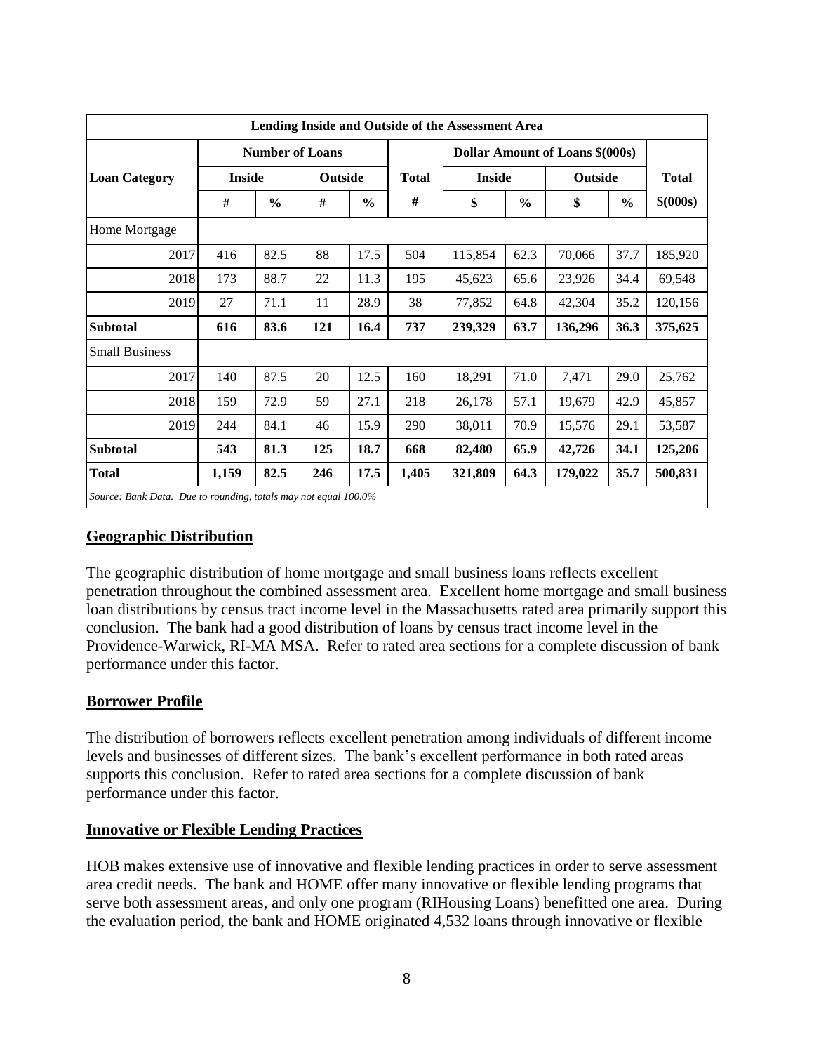| Lending Inside and Outside of the Assessment Area | | | | | | | | | | |
|---|---|---|---|---|---|---|---|---|---|---|
| **Loan Category** | **Number of Loans** | | | | **Total** | **Dollar Amount of Loans $(000s)** | | | | **Total** |
| | **Inside** | | **Outside** | | **#** | **Inside** | | **Outside** | | **$(000s)** |
| | **#** | **%** | **#** | **%** | | **$** | **%** | **$** | **%** | |
| Home Mortgage | | | | | | | | | | |
| 2017 | 416 | 82.5 | 88 | 17.5 | 504 | 115,854 | 62.3 | 70,066 | 37.7 | 185,920 |
| 2018 | 173 | 88.7 | 22 | 11.3 | 195 | 45,623 | 65.6 | 23,926 | 34.4 | 69,548 |
| 2019 | 27 | 71.1 | 11 | 28.9 | 38 | 77,852 | 64.8 | 42,304 | 35.2 | 120,156 |
| **Subtotal** | **616** | **83.6** | **121** | **16.4** | **737** | **239,329** | **63.7** | **136,296** | **36.3** | **375,625** |
| Small Business | | | | | | | | | | |
| 2017 | 140 | 87.5 | 20 | 12.5 | 160 | 18,291 | 71.0 | 7,471 | 29.0 | 25,762 |
| 2018 | 159 | 72.9 | 59 | 27.1 | 218 | 26,178 | 57.1 | 19,679 | 42.9 | 45,857 |
| 2019 | 244 | 84.1 | 46 | 15.9 | 290 | 38,011 | 70.9 | 15,576 | 29.1 | 53,587 |
| **Subtotal** | **543** | **81.3** | **125** | **18.7** | **668** | **82,480** | **65.9** | **42,726** | **34.1** | **125,206** |
| **Total** | **1,159** | **82.5** | **246** | **17.5** | **1,405** | **321,809** | **64.3** | **179,022** | **35.7** | **500,831** |

*Source: Bank Data. Due to rounding, totals may not equal 100.0%*

## Geographic Distribution

The geographic distribution of home mortgage and small business loans reflects excellent penetration throughout the combined assessment area. Excellent home mortgage and small business loan distributions by census tract income level in the Massachusetts rated area primarily support this conclusion. The bank had a good distribution of loans by census tract income level in the Providence-Warwick, RI-MA MSA. Refer to rated area sections for a complete discussion of bank performance under this factor.

## Borrower Profile

The distribution of borrowers reflects excellent penetration among individuals of different income levels and businesses of different sizes. The bank's excellent performance in both rated areas supports this conclusion. Refer to rated area sections for a complete discussion of bank performance under this factor.

## Innovative or Flexible Lending Practices

HOB makes extensive use of innovative and flexible lending practices in order to serve assessment area credit needs. The bank and HOME offer many innovative or flexible lending programs that serve both assessment areas, and only one program (RIHousing Loans) benefitted one area. During the evaluation period, the bank and HOME originated 4,532 loans through innovative or flexible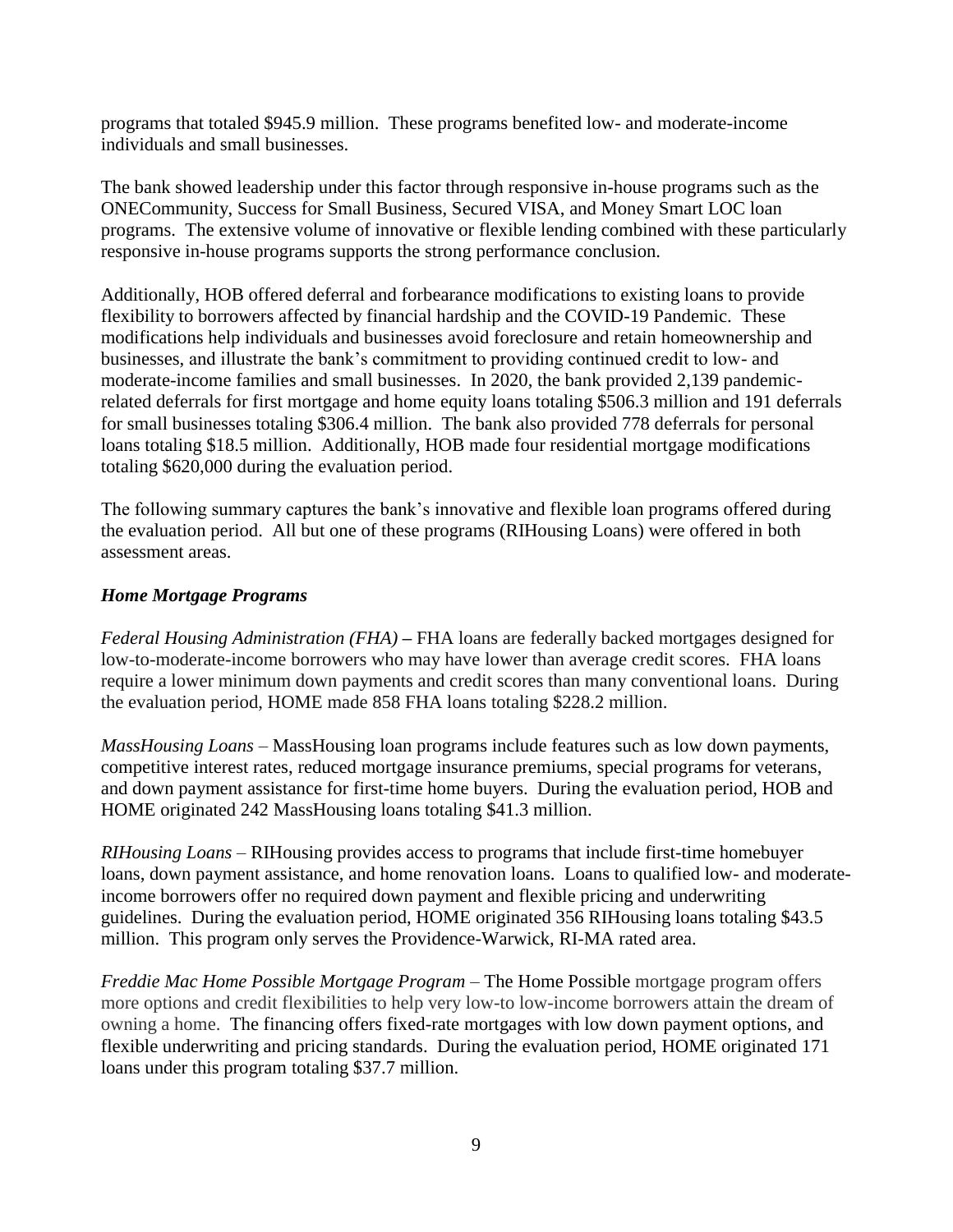programs that totaled $945.9 million. These programs benefited low- and moderate-income individuals and small businesses.

The bank showed leadership under this factor through responsive in-house programs such as the ONECommunity, Success for Small Business, Secured VISA, and Money Smart LOC loan programs. The extensive volume of innovative or flexible lending combined with these particularly responsive in-house programs supports the strong performance conclusion.

Additionally, HOB offered deferral and forbearance modifications to existing loans to provide flexibility to borrowers affected by financial hardship and the COVID-19 Pandemic. These modifications help individuals and businesses avoid foreclosure and retain homeownership and businesses, and illustrate the bank's commitment to providing continued credit to low- and moderate-income families and small businesses. In 2020, the bank provided 2,139 pandemic-related deferrals for first mortgage and home equity loans totaling $506.3 million and 191 deferrals for small businesses totaling $306.4 million. The bank also provided 778 deferrals for personal loans totaling $18.5 million. Additionally, HOB made four residential mortgage modifications totaling $620,000 during the evaluation period.

The following summary captures the bank's innovative and flexible loan programs offered during the evaluation period. All but one of these programs (RIHousing Loans) were offered in both assessment areas.

***Home Mortgage Programs***

*Federal Housing Administration (FHA)* **–** FHA loans are federally backed mortgages designed for low-to-moderate-income borrowers who may have lower than average credit scores. FHA loans require a lower minimum down payments and credit scores than many conventional loans. During the evaluation period, HOME made 858 FHA loans totaling $228.2 million.

*MassHousing Loans* – MassHousing loan programs include features such as low down payments, competitive interest rates, reduced mortgage insurance premiums, special programs for veterans, and down payment assistance for first-time home buyers. During the evaluation period, HOB and HOME originated 242 MassHousing loans totaling $41.3 million.

*RIHousing Loans* – RIHousing provides access to programs that include first-time homebuyer loans, down payment assistance, and home renovation loans. Loans to qualified low- and moderate-income borrowers offer no required down payment and flexible pricing and underwriting guidelines. During the evaluation period, HOME originated 356 RIHousing loans totaling $43.5 million. This program only serves the Providence-Warwick, RI-MA rated area.

*Freddie Mac Home Possible Mortgage Program* – The Home Possible mortgage program offers more options and credit flexibilities to help very low-to low-income borrowers attain the dream of owning a home. The financing offers fixed-rate mortgages with low down payment options, and flexible underwriting and pricing standards. During the evaluation period, HOME originated 171 loans under this program totaling $37.7 million.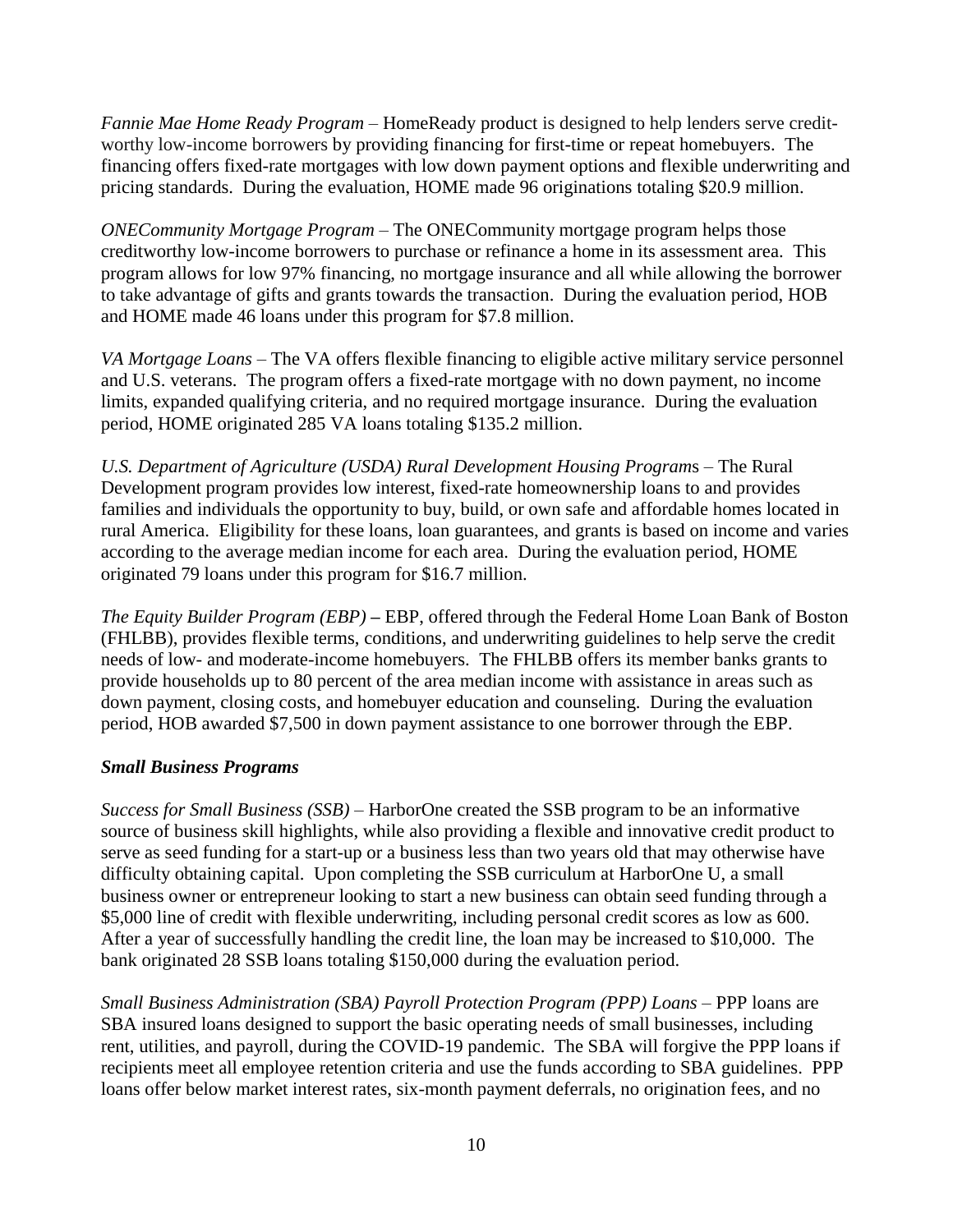*Fannie Mae Home Ready Program* – HomeReady product is designed to help lenders serve credit-worthy low-income borrowers by providing financing for first-time or repeat homebuyers. The financing offers fixed-rate mortgages with low down payment options and flexible underwriting and pricing standards. During the evaluation, HOME made 96 originations totaling $20.9 million.

*ONECommunity Mortgage Program* – The ONECommunity mortgage program helps those creditworthy low-income borrowers to purchase or refinance a home in its assessment area. This program allows for low 97% financing, no mortgage insurance and all while allowing the borrower to take advantage of gifts and grants towards the transaction. During the evaluation period, HOB and HOME made 46 loans under this program for $7.8 million.

*VA Mortgage Loans* – The VA offers flexible financing to eligible active military service personnel and U.S. veterans. The program offers a fixed-rate mortgage with no down payment, no income limits, expanded qualifying criteria, and no required mortgage insurance. During the evaluation period, HOME originated 285 VA loans totaling $135.2 million.

*U.S. Department of Agriculture (USDA) Rural Development Housing Programs* – The Rural Development program provides low interest, fixed-rate homeownership loans to and provides families and individuals the opportunity to buy, build, or own safe and affordable homes located in rural America. Eligibility for these loans, loan guarantees, and grants is based on income and varies according to the average median income for each area. During the evaluation period, HOME originated 79 loans under this program for $16.7 million.

*The Equity Builder Program (EBP)* **–** EBP, offered through the Federal Home Loan Bank of Boston (FHLBB), provides flexible terms, conditions, and underwriting guidelines to help serve the credit needs of low- and moderate-income homebuyers. The FHLBB offers its member banks grants to provide households up to 80 percent of the area median income with assistance in areas such as down payment, closing costs, and homebuyer education and counseling. During the evaluation period, HOB awarded $7,500 in down payment assistance to one borrower through the EBP.

***Small Business Programs***

*Success for Small Business (SSB)* – HarborOne created the SSB program to be an informative source of business skill highlights, while also providing a flexible and innovative credit product to serve as seed funding for a start-up or a business less than two years old that may otherwise have difficulty obtaining capital. Upon completing the SSB curriculum at HarborOne U, a small business owner or entrepreneur looking to start a new business can obtain seed funding through a $5,000 line of credit with flexible underwriting, including personal credit scores as low as 600. After a year of successfully handling the credit line, the loan may be increased to $10,000. The bank originated 28 SSB loans totaling $150,000 during the evaluation period.

*Small Business Administration (SBA) Payroll Protection Program (PPP) Loans* – PPP loans are SBA insured loans designed to support the basic operating needs of small businesses, including rent, utilities, and payroll, during the COVID-19 pandemic. The SBA will forgive the PPP loans if recipients meet all employee retention criteria and use the funds according to SBA guidelines. PPP loans offer below market interest rates, six-month payment deferrals, no origination fees, and no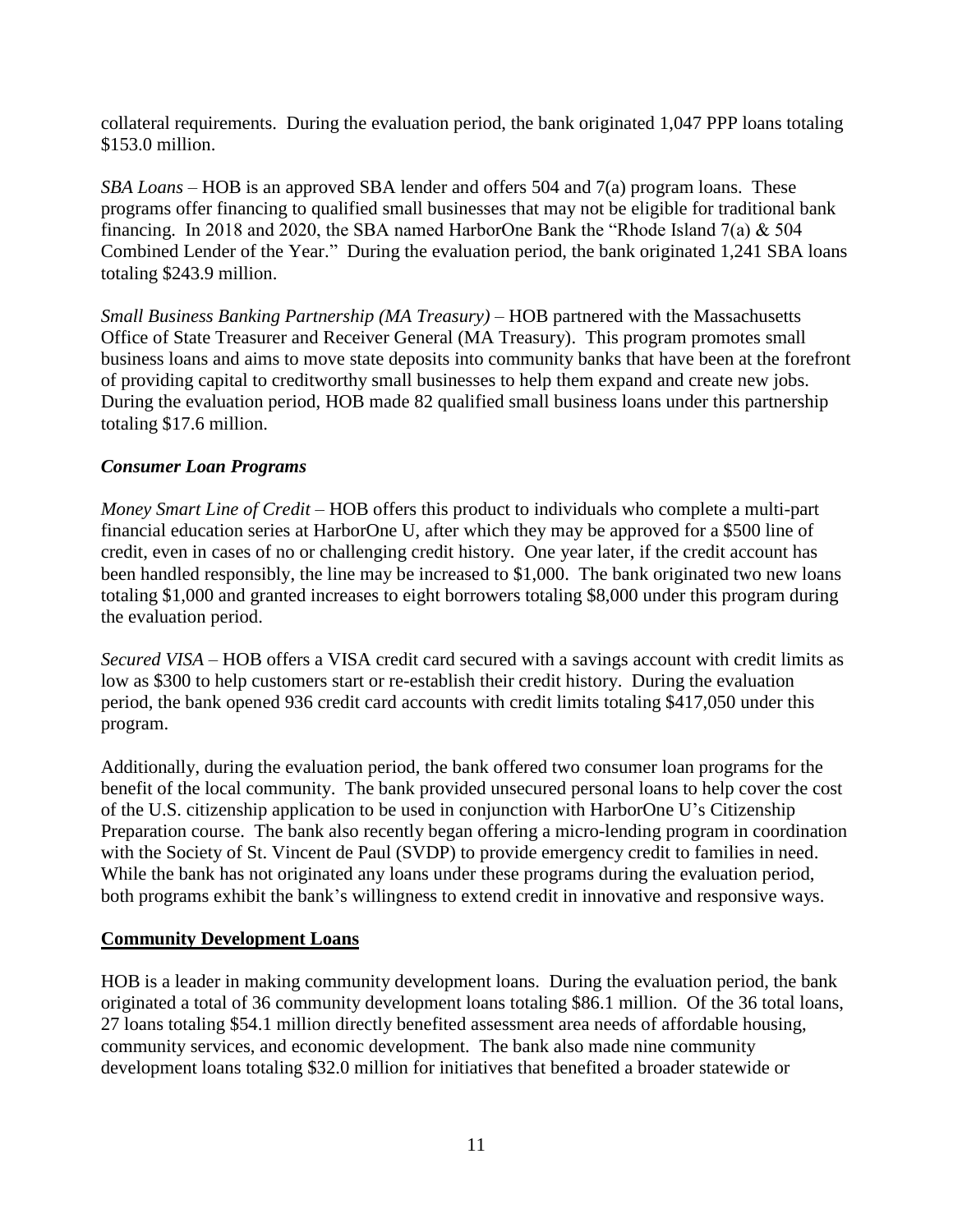collateral requirements. During the evaluation period, the bank originated 1,047 PPP loans totaling $153.0 million.

*SBA Loans* – HOB is an approved SBA lender and offers 504 and 7(a) program loans. These programs offer financing to qualified small businesses that may not be eligible for traditional bank financing. In 2018 and 2020, the SBA named HarborOne Bank the "Rhode Island 7(a) & 504 Combined Lender of the Year." During the evaluation period, the bank originated 1,241 SBA loans totaling $243.9 million.

*Small Business Banking Partnership (MA Treasury)* – HOB partnered with the Massachusetts Office of State Treasurer and Receiver General (MA Treasury). This program promotes small business loans and aims to move state deposits into community banks that have been at the forefront of providing capital to creditworthy small businesses to help them expand and create new jobs. During the evaluation period, HOB made 82 qualified small business loans under this partnership totaling $17.6 million.

***Consumer Loan Programs***

*Money Smart Line of Credit* – HOB offers this product to individuals who complete a multi-part financial education series at HarborOne U, after which they may be approved for a $500 line of credit, even in cases of no or challenging credit history. One year later, if the credit account has been handled responsibly, the line may be increased to $1,000. The bank originated two new loans totaling $1,000 and granted increases to eight borrowers totaling $8,000 under this program during the evaluation period.

*Secured VISA* – HOB offers a VISA credit card secured with a savings account with credit limits as low as $300 to help customers start or re-establish their credit history. During the evaluation period, the bank opened 936 credit card accounts with credit limits totaling $417,050 under this program.

Additionally, during the evaluation period, the bank offered two consumer loan programs for the benefit of the local community. The bank provided unsecured personal loans to help cover the cost of the U.S. citizenship application to be used in conjunction with HarborOne U's Citizenship Preparation course. The bank also recently began offering a micro-lending program in coordination with the Society of St. Vincent de Paul (SVDP) to provide emergency credit to families in need. While the bank has not originated any loans under these programs during the evaluation period, both programs exhibit the bank's willingness to extend credit in innovative and responsive ways.

**Community Development Loans**

HOB is a leader in making community development loans. During the evaluation period, the bank originated a total of 36 community development loans totaling $86.1 million. Of the 36 total loans, 27 loans totaling $54.1 million directly benefited assessment area needs of affordable housing, community services, and economic development. The bank also made nine community development loans totaling $32.0 million for initiatives that benefited a broader statewide or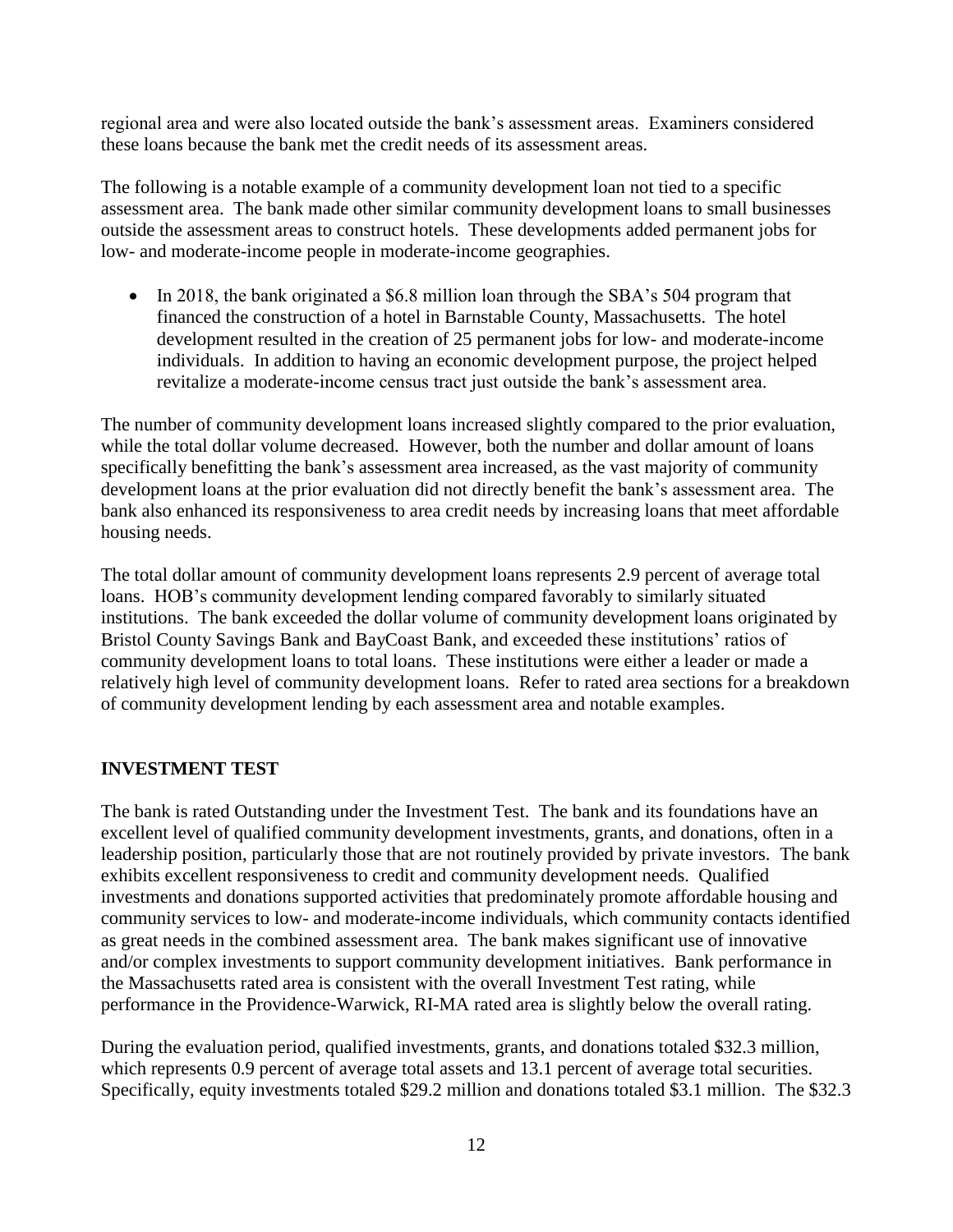regional area and were also located outside the bank's assessment areas. Examiners considered these loans because the bank met the credit needs of its assessment areas.

The following is a notable example of a community development loan not tied to a specific assessment area. The bank made other similar community development loans to small businesses outside the assessment areas to construct hotels. These developments added permanent jobs for low- and moderate-income people in moderate-income geographies.

- In 2018, the bank originated a \$6.8 million loan through the SBA's 504 program that financed the construction of a hotel in Barnstable County, Massachusetts. The hotel development resulted in the creation of 25 permanent jobs for low- and moderate-income individuals. In addition to having an economic development purpose, the project helped revitalize a moderate-income census tract just outside the bank's assessment area.

The number of community development loans increased slightly compared to the prior evaluation, while the total dollar volume decreased. However, both the number and dollar amount of loans specifically benefitting the bank's assessment area increased, as the vast majority of community development loans at the prior evaluation did not directly benefit the bank's assessment area. The bank also enhanced its responsiveness to area credit needs by increasing loans that meet affordable housing needs.

The total dollar amount of community development loans represents 2.9 percent of average total loans. HOB's community development lending compared favorably to similarly situated institutions. The bank exceeded the dollar volume of community development loans originated by Bristol County Savings Bank and BayCoast Bank, and exceeded these institutions' ratios of community development loans to total loans. These institutions were either a leader or made a relatively high level of community development loans. Refer to rated area sections for a breakdown of community development lending by each assessment area and notable examples.

## INVESTMENT TEST

The bank is rated Outstanding under the Investment Test. The bank and its foundations have an excellent level of qualified community development investments, grants, and donations, often in a leadership position, particularly those that are not routinely provided by private investors. The bank exhibits excellent responsiveness to credit and community development needs. Qualified investments and donations supported activities that predominately promote affordable housing and community services to low- and moderate-income individuals, which community contacts identified as great needs in the combined assessment area. The bank makes significant use of innovative and/or complex investments to support community development initiatives. Bank performance in the Massachusetts rated area is consistent with the overall Investment Test rating, while performance in the Providence-Warwick, RI-MA rated area is slightly below the overall rating.

During the evaluation period, qualified investments, grants, and donations totaled \$32.3 million, which represents 0.9 percent of average total assets and 13.1 percent of average total securities. Specifically, equity investments totaled \$29.2 million and donations totaled \$3.1 million. The \$32.3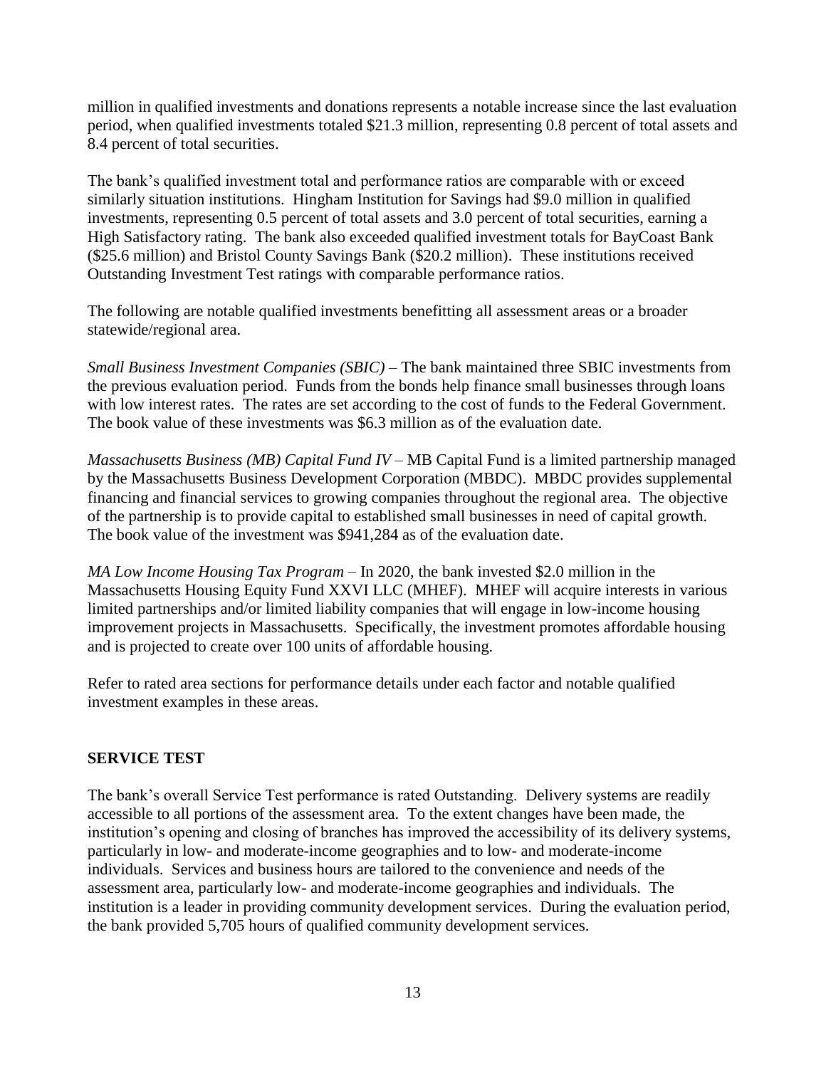million in qualified investments and donations represents a notable increase since the last evaluation period, when qualified investments totaled $21.3 million, representing 0.8 percent of total assets and 8.4 percent of total securities.

The bank's qualified investment total and performance ratios are comparable with or exceed similarly situation institutions. Hingham Institution for Savings had $9.0 million in qualified investments, representing 0.5 percent of total assets and 3.0 percent of total securities, earning a High Satisfactory rating. The bank also exceeded qualified investment totals for BayCoast Bank ($25.6 million) and Bristol County Savings Bank ($20.2 million). These institutions received Outstanding Investment Test ratings with comparable performance ratios.

The following are notable qualified investments benefitting all assessment areas or a broader statewide/regional area.

*Small Business Investment Companies (SBIC)* – The bank maintained three SBIC investments from the previous evaluation period. Funds from the bonds help finance small businesses through loans with low interest rates. The rates are set according to the cost of funds to the Federal Government. The book value of these investments was $6.3 million as of the evaluation date.

*Massachusetts Business (MB) Capital Fund IV* – MB Capital Fund is a limited partnership managed by the Massachusetts Business Development Corporation (MBDC). MBDC provides supplemental financing and financial services to growing companies throughout the regional area. The objective of the partnership is to provide capital to established small businesses in need of capital growth. The book value of the investment was $941,284 as of the evaluation date.

*MA Low Income Housing Tax Program* – In 2020, the bank invested $2.0 million in the Massachusetts Housing Equity Fund XXVI LLC (MHEF). MHEF will acquire interests in various limited partnerships and/or limited liability companies that will engage in low-income housing improvement projects in Massachusetts. Specifically, the investment promotes affordable housing and is projected to create over 100 units of affordable housing.

Refer to rated area sections for performance details under each factor and notable qualified investment examples in these areas.

## SERVICE TEST

The bank's overall Service Test performance is rated Outstanding. Delivery systems are readily accessible to all portions of the assessment area. To the extent changes have been made, the institution's opening and closing of branches has improved the accessibility of its delivery systems, particularly in low- and moderate-income geographies and to low- and moderate-income individuals. Services and business hours are tailored to the convenience and needs of the assessment area, particularly low- and moderate-income geographies and individuals. The institution is a leader in providing community development services. During the evaluation period, the bank provided 5,705 hours of qualified community development services.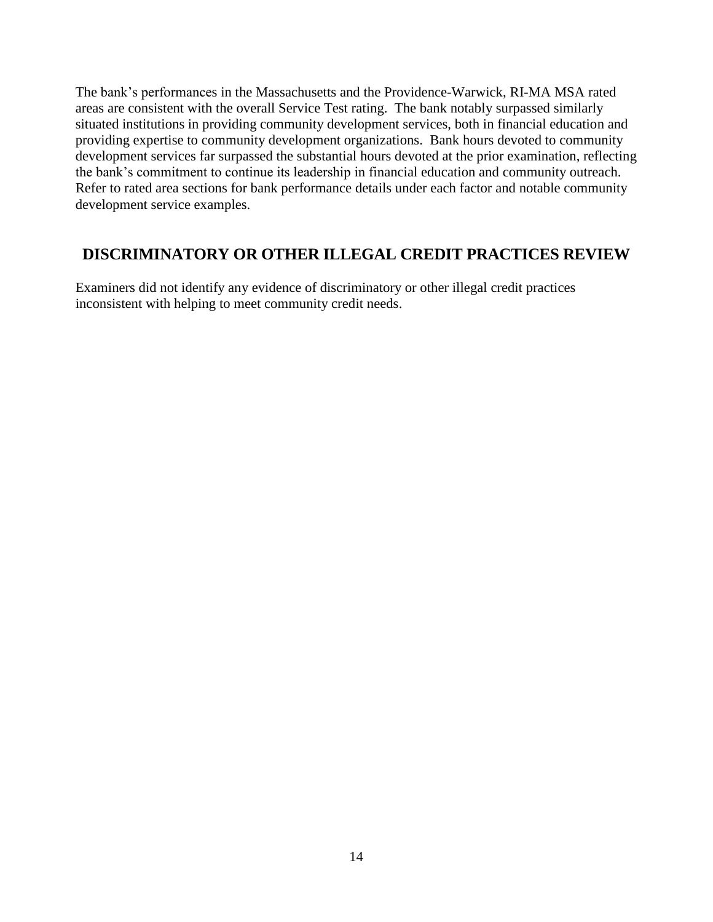The bank's performances in the Massachusetts and the Providence-Warwick, RI-MA MSA rated areas are consistent with the overall Service Test rating. The bank notably surpassed similarly situated institutions in providing community development services, both in financial education and providing expertise to community development organizations. Bank hours devoted to community development services far surpassed the substantial hours devoted at the prior examination, reflecting the bank's commitment to continue its leadership in financial education and community outreach. Refer to rated area sections for bank performance details under each factor and notable community development service examples.

## DISCRIMINATORY OR OTHER ILLEGAL CREDIT PRACTICES REVIEW

Examiners did not identify any evidence of discriminatory or other illegal credit practices inconsistent with helping to meet community credit needs.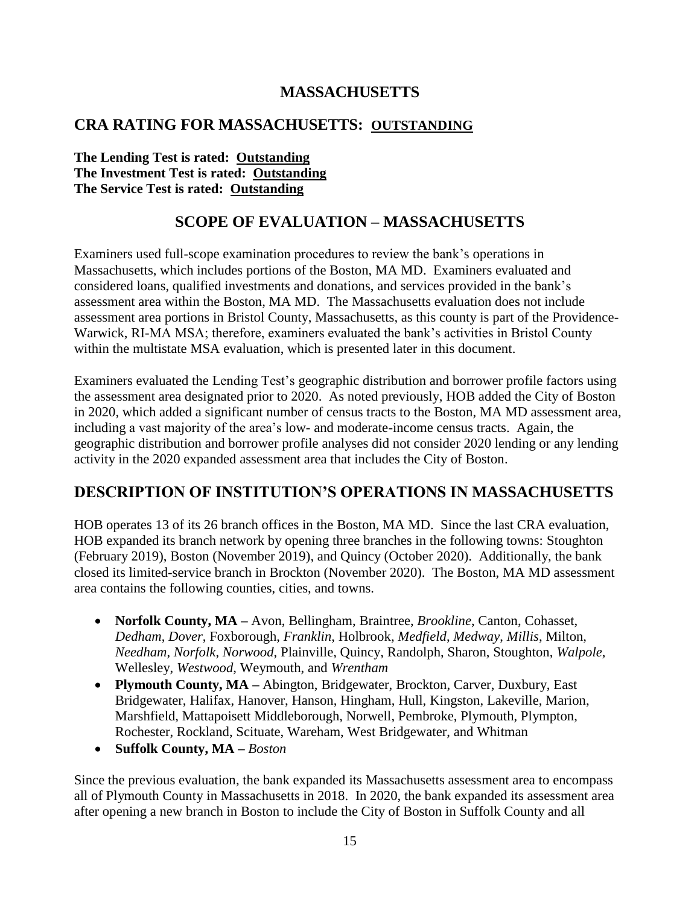# MASSACHUSETTS

## CRA RATING FOR MASSACHUSETTS: OUTSTANDING

**The Lending Test is rated: Outstanding**
**The Investment Test is rated: Outstanding**
**The Service Test is rated: Outstanding**

## SCOPE OF EVALUATION – MASSACHUSETTS

Examiners used full-scope examination procedures to review the bank's operations in Massachusetts, which includes portions of the Boston, MA MD. Examiners evaluated and considered loans, qualified investments and donations, and services provided in the bank's assessment area within the Boston, MA MD. The Massachusetts evaluation does not include assessment area portions in Bristol County, Massachusetts, as this county is part of the Providence-Warwick, RI-MA MSA; therefore, examiners evaluated the bank's activities in Bristol County within the multistate MSA evaluation, which is presented later in this document.

Examiners evaluated the Lending Test's geographic distribution and borrower profile factors using the assessment area designated prior to 2020. As noted previously, HOB added the City of Boston in 2020, which added a significant number of census tracts to the Boston, MA MD assessment area, including a vast majority of the area's low- and moderate-income census tracts. Again, the geographic distribution and borrower profile analyses did not consider 2020 lending or any lending activity in the 2020 expanded assessment area that includes the City of Boston.

## DESCRIPTION OF INSTITUTION'S OPERATIONS IN MASSACHUSETTS

HOB operates 13 of its 26 branch offices in the Boston, MA MD. Since the last CRA evaluation, HOB expanded its branch network by opening three branches in the following towns: Stoughton (February 2019), Boston (November 2019), and Quincy (October 2020). Additionally, the bank closed its limited-service branch in Brockton (November 2020). The Boston, MA MD assessment area contains the following counties, cities, and towns.

- **Norfolk County, MA –** Avon, Bellingham, Braintree, *Brookline*, Canton, Cohasset, *Dedham*, *Dover*, Foxborough, *Franklin*, Holbrook, *Medfield*, *Medway*, *Millis*, Milton, *Needham*, *Norfolk*, *Norwood*, Plainville, Quincy, Randolph, Sharon, Stoughton, *Walpole*, Wellesley, *Westwood*, Weymouth, and *Wrentham*
- **Plymouth County, MA –** Abington, Bridgewater, Brockton, Carver, Duxbury, East Bridgewater, Halifax, Hanover, Hanson, Hingham, Hull, Kingston, Lakeville, Marion, Marshfield, Mattapoisett Middleborough, Norwell, Pembroke, Plymouth, Plympton, Rochester, Rockland, Scituate, Wareham, West Bridgewater, and Whitman
- **Suffolk County, MA –** *Boston*

Since the previous evaluation, the bank expanded its Massachusetts assessment area to encompass all of Plymouth County in Massachusetts in 2018. In 2020, the bank expanded its assessment area after opening a new branch in Boston to include the City of Boston in Suffolk County and all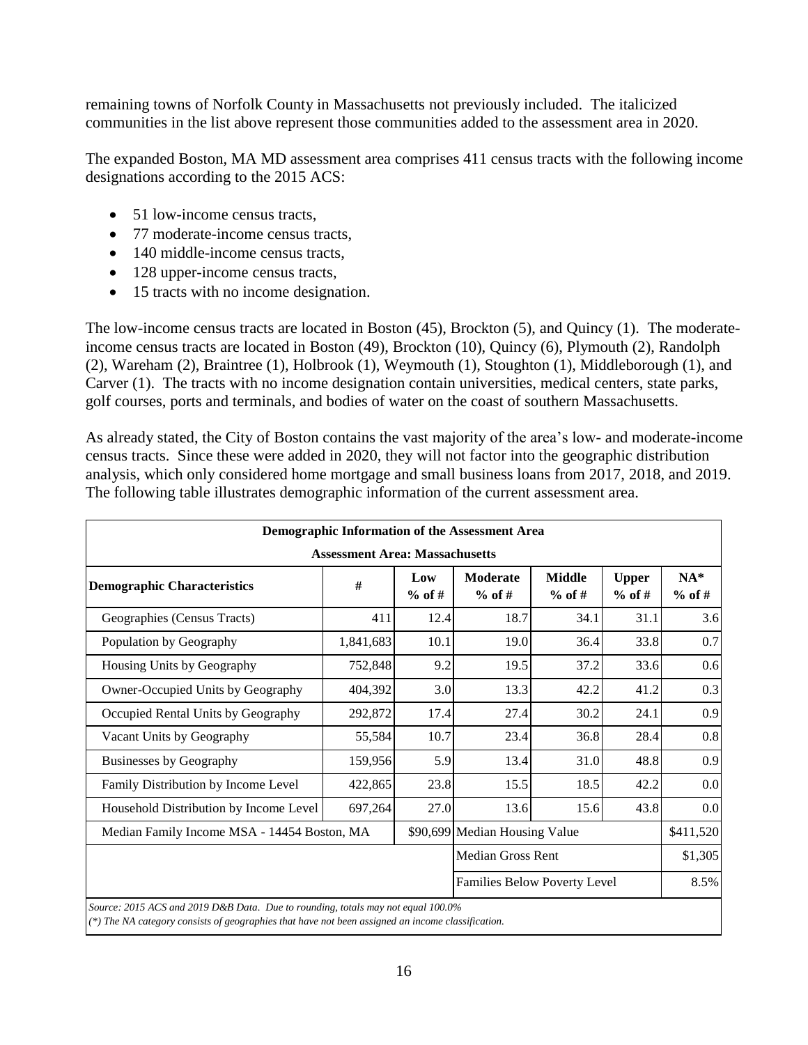remaining towns of Norfolk County in Massachusetts not previously included. The italicized communities in the list above represent those communities added to the assessment area in 2020.

The expanded Boston, MA MD assessment area comprises 411 census tracts with the following income designations according to the 2015 ACS:

- 51 low-income census tracts,
- 77 moderate-income census tracts,
- 140 middle-income census tracts,
- 128 upper-income census tracts,
- 15 tracts with no income designation.

The low-income census tracts are located in Boston (45), Brockton (5), and Quincy (1). The moderate-income census tracts are located in Boston (49), Brockton (10), Quincy (6), Plymouth (2), Randolph (2), Wareham (2), Braintree (1), Holbrook (1), Weymouth (1), Stoughton (1), Middleborough (1), and Carver (1). The tracts with no income designation contain universities, medical centers, state parks, golf courses, ports and terminals, and bodies of water on the coast of southern Massachusetts.

As already stated, the City of Boston contains the vast majority of the area's low- and moderate-income census tracts. Since these were added in 2020, they will not factor into the geographic distribution analysis, which only considered home mortgage and small business loans from 2017, 2018, and 2019. The following table illustrates demographic information of the current assessment area.

| **Demographic Information of the Assessment Area** | | | | | | |
|---|---|---|---|---|---|---|
| **Assessment Area: Massachusetts** | | | | | | |
| **Demographic Characteristics** | **#** | **Low % of #** | **Moderate % of #** | **Middle % of #** | **Upper % of #** | **NA* % of #** |
| Geographies (Census Tracts) | 411 | 12.4 | 18.7 | 34.1 | 31.1 | 3.6 |
| Population by Geography | 1,841,683 | 10.1 | 19.0 | 36.4 | 33.8 | 0.7 |
| Housing Units by Geography | 752,848 | 9.2 | 19.5 | 37.2 | 33.6 | 0.6 |
| Owner-Occupied Units by Geography | 404,392 | 3.0 | 13.3 | 42.2 | 41.2 | 0.3 |
| Occupied Rental Units by Geography | 292,872 | 17.4 | 27.4 | 30.2 | 24.1 | 0.9 |
| Vacant Units by Geography | 55,584 | 10.7 | 23.4 | 36.8 | 28.4 | 0.8 |
| Businesses by Geography | 159,956 | 5.9 | 13.4 | 31.0 | 48.8 | 0.9 |
| Family Distribution by Income Level | 422,865 | 23.8 | 15.5 | 18.5 | 42.2 | 0.0 |
| Household Distribution by Income Level | 697,264 | 27.0 | 13.6 | 15.6 | 43.8 | 0.0 |
| Median Family Income MSA - 14454 Boston, MA | | $90,699 | Median Housing Value | | | $411,520 |
| | | | Median Gross Rent | | | $1,305 |
| | | | Families Below Poverty Level | | | 8.5% |

*Source: 2015 ACS and 2019 D&B Data. Due to rounding, totals may not equal 100.0%*
*(*) The NA category consists of geographies that have not been assigned an income classification.*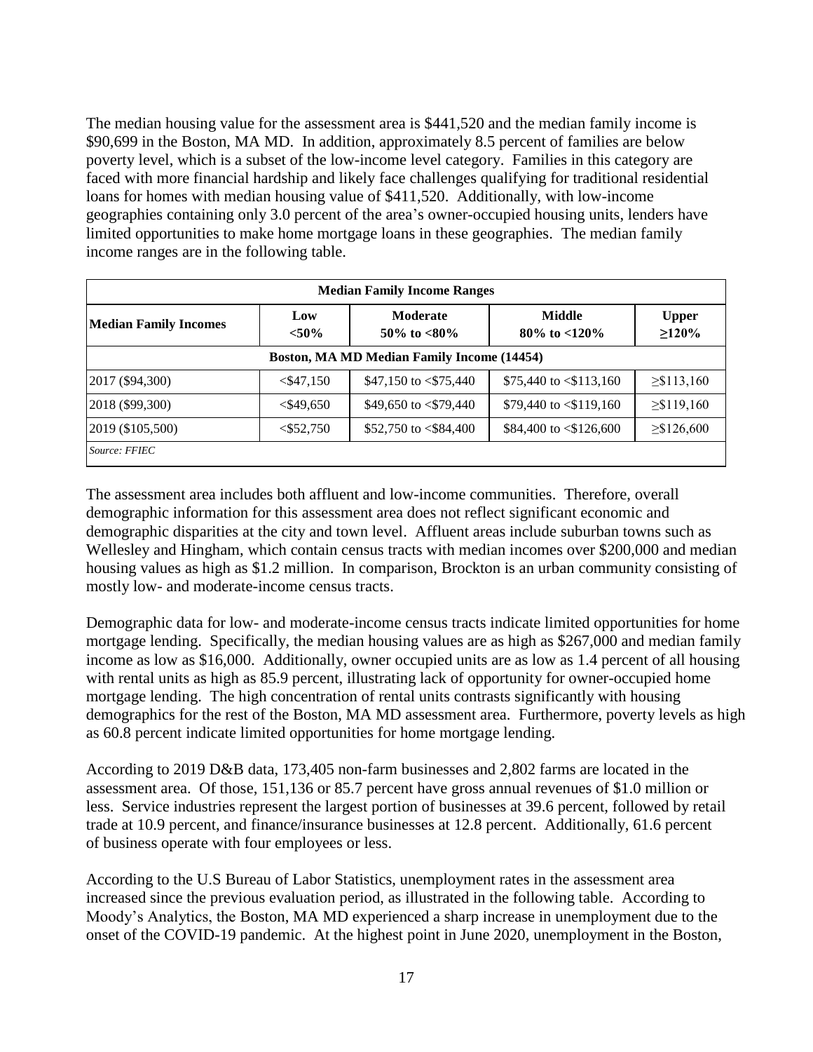The median housing value for the assessment area is $441,520 and the median family income is $90,699 in the Boston, MA MD. In addition, approximately 8.5 percent of families are below poverty level, which is a subset of the low-income level category. Families in this category are faced with more financial hardship and likely face challenges qualifying for traditional residential loans for homes with median housing value of $411,520. Additionally, with low-income geographies containing only 3.0 percent of the area's owner-occupied housing units, lenders have limited opportunities to make home mortgage loans in these geographies. The median family income ranges are in the following table.

| Median Family Income Ranges | | | | |
|---|---|---|---|---|
| **Median Family Incomes** | **Low <50%** | **Moderate 50% to <80%** | **Middle 80% to <120%** | **Upper ≥120%** |
| **Boston, MA MD Median Family Income (14454)** | | | | |
| 2017 ($94,300) | <$47,150 | $47,150 to <$75,440 | $75,440 to <$113,160 | ≥$113,160 |
| 2018 ($99,300) | <$49,650 | $49,650 to <$79,440 | $79,440 to <$119,160 | ≥$119,160 |
| 2019 ($105,500) | <$52,750 | $52,750 to <$84,400 | $84,400 to <$126,600 | ≥$126,600 |
| *Source: FFIEC* | | | | |

The assessment area includes both affluent and low-income communities. Therefore, overall demographic information for this assessment area does not reflect significant economic and demographic disparities at the city and town level. Affluent areas include suburban towns such as Wellesley and Hingham, which contain census tracts with median incomes over $200,000 and median housing values as high as $1.2 million. In comparison, Brockton is an urban community consisting of mostly low- and moderate-income census tracts.

Demographic data for low- and moderate-income census tracts indicate limited opportunities for home mortgage lending. Specifically, the median housing values are as high as $267,000 and median family income as low as $16,000. Additionally, owner occupied units are as low as 1.4 percent of all housing with rental units as high as 85.9 percent, illustrating lack of opportunity for owner-occupied home mortgage lending. The high concentration of rental units contrasts significantly with housing demographics for the rest of the Boston, MA MD assessment area. Furthermore, poverty levels as high as 60.8 percent indicate limited opportunities for home mortgage lending.

According to 2019 D&B data, 173,405 non-farm businesses and 2,802 farms are located in the assessment area. Of those, 151,136 or 85.7 percent have gross annual revenues of $1.0 million or less. Service industries represent the largest portion of businesses at 39.6 percent, followed by retail trade at 10.9 percent, and finance/insurance businesses at 12.8 percent. Additionally, 61.6 percent of business operate with four employees or less.

According to the U.S Bureau of Labor Statistics, unemployment rates in the assessment area increased since the previous evaluation period, as illustrated in the following table. According to Moody's Analytics, the Boston, MA MD experienced a sharp increase in unemployment due to the onset of the COVID-19 pandemic. At the highest point in June 2020, unemployment in the Boston,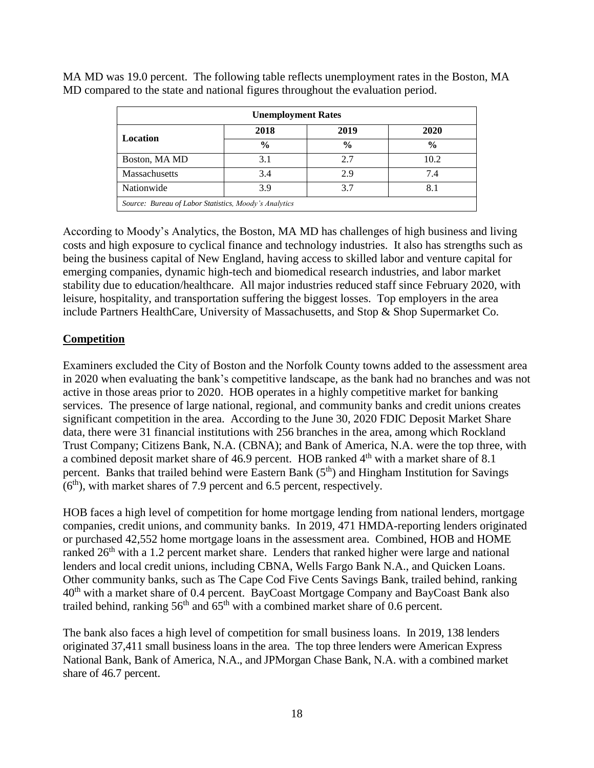MA MD was 19.0 percent. The following table reflects unemployment rates in the Boston, MA MD compared to the state and national figures throughout the evaluation period.

| Unemployment Rates | | | |
|---|---|---|---|
| Location | 2018 | 2019 | 2020 |
| | % | % | % |
| Boston, MA MD | 3.1 | 2.7 | 10.2 |
| Massachusetts | 3.4 | 2.9 | 7.4 |
| Nationwide | 3.9 | 3.7 | 8.1 |
| *Source: Bureau of Labor Statistics, Moody's Analytics* | | | |

According to Moody's Analytics, the Boston, MA MD has challenges of high business and living costs and high exposure to cyclical finance and technology industries. It also has strengths such as being the business capital of New England, having access to skilled labor and venture capital for emerging companies, dynamic high-tech and biomedical research industries, and labor market stability due to education/healthcare. All major industries reduced staff since February 2020, with leisure, hospitality, and transportation suffering the biggest losses. Top employers in the area include Partners HealthCare, University of Massachusetts, and Stop & Shop Supermarket Co.

## Competition

Examiners excluded the City of Boston and the Norfolk County towns added to the assessment area in 2020 when evaluating the bank's competitive landscape, as the bank had no branches and was not active in those areas prior to 2020. HOB operates in a highly competitive market for banking services. The presence of large national, regional, and community banks and credit unions creates significant competition in the area. According to the June 30, 2020 FDIC Deposit Market Share data, there were 31 financial institutions with 256 branches in the area, among which Rockland Trust Company; Citizens Bank, N.A. (CBNA); and Bank of America, N.A. were the top three, with a combined deposit market share of 46.9 percent. HOB ranked 4th with a market share of 8.1 percent. Banks that trailed behind were Eastern Bank (5th) and Hingham Institution for Savings (6th), with market shares of 7.9 percent and 6.5 percent, respectively.

HOB faces a high level of competition for home mortgage lending from national lenders, mortgage companies, credit unions, and community banks. In 2019, 471 HMDA-reporting lenders originated or purchased 42,552 home mortgage loans in the assessment area. Combined, HOB and HOME ranked 26th with a 1.2 percent market share. Lenders that ranked higher were large and national lenders and local credit unions, including CBNA, Wells Fargo Bank N.A., and Quicken Loans. Other community banks, such as The Cape Cod Five Cents Savings Bank, trailed behind, ranking 40th with a market share of 0.4 percent. BayCoast Mortgage Company and BayCoast Bank also trailed behind, ranking 56th and 65th with a combined market share of 0.6 percent.

The bank also faces a high level of competition for small business loans. In 2019, 138 lenders originated 37,411 small business loans in the area. The top three lenders were American Express National Bank, Bank of America, N.A., and JPMorgan Chase Bank, N.A. with a combined market share of 46.7 percent.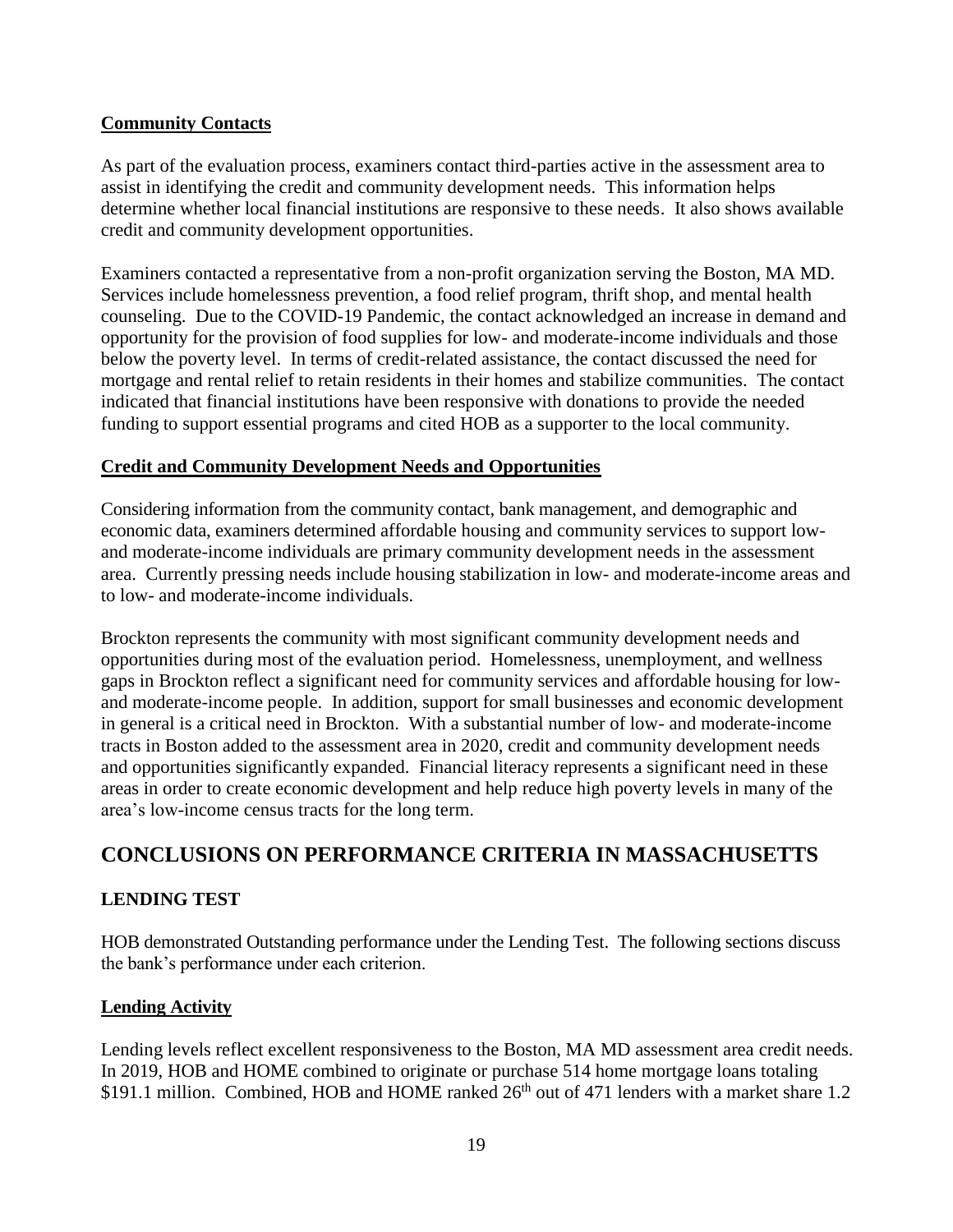**Community Contacts**

As part of the evaluation process, examiners contact third-parties active in the assessment area to assist in identifying the credit and community development needs. This information helps determine whether local financial institutions are responsive to these needs. It also shows available credit and community development opportunities.

Examiners contacted a representative from a non-profit organization serving the Boston, MA MD. Services include homelessness prevention, a food relief program, thrift shop, and mental health counseling. Due to the COVID-19 Pandemic, the contact acknowledged an increase in demand and opportunity for the provision of food supplies for low- and moderate-income individuals and those below the poverty level. In terms of credit-related assistance, the contact discussed the need for mortgage and rental relief to retain residents in their homes and stabilize communities. The contact indicated that financial institutions have been responsive with donations to provide the needed funding to support essential programs and cited HOB as a supporter to the local community.

**Credit and Community Development Needs and Opportunities**

Considering information from the community contact, bank management, and demographic and economic data, examiners determined affordable housing and community services to support low- and moderate-income individuals are primary community development needs in the assessment area. Currently pressing needs include housing stabilization in low- and moderate-income areas and to low- and moderate-income individuals.

Brockton represents the community with most significant community development needs and opportunities during most of the evaluation period. Homelessness, unemployment, and wellness gaps in Brockton reflect a significant need for community services and affordable housing for low- and moderate-income people. In addition, support for small businesses and economic development in general is a critical need in Brockton. With a substantial number of low- and moderate-income tracts in Boston added to the assessment area in 2020, credit and community development needs and opportunities significantly expanded. Financial literacy represents a significant need in these areas in order to create economic development and help reduce high poverty levels in many of the area's low-income census tracts for the long term.

## CONCLUSIONS ON PERFORMANCE CRITERIA IN MASSACHUSETTS

### LENDING TEST

HOB demonstrated Outstanding performance under the Lending Test. The following sections discuss the bank's performance under each criterion.

**Lending Activity**

Lending levels reflect excellent responsiveness to the Boston, MA MD assessment area credit needs. In 2019, HOB and HOME combined to originate or purchase 514 home mortgage loans totaling \$191.1 million. Combined, HOB and HOME ranked 26th out of 471 lenders with a market share 1.2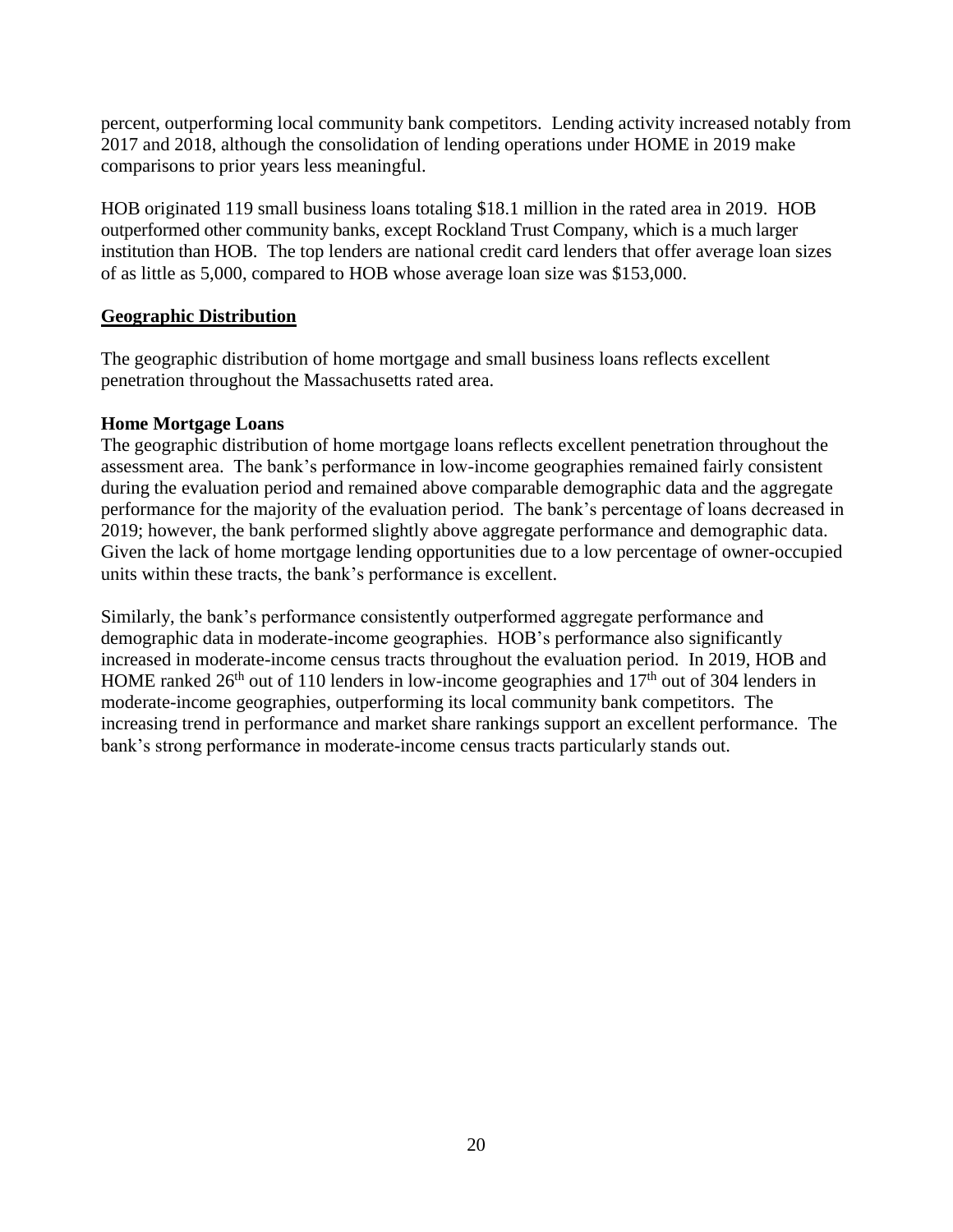percent, outperforming local community bank competitors. Lending activity increased notably from 2017 and 2018, although the consolidation of lending operations under HOME in 2019 make comparisons to prior years less meaningful.

HOB originated 119 small business loans totaling $18.1 million in the rated area in 2019. HOB outperformed other community banks, except Rockland Trust Company, which is a much larger institution than HOB. The top lenders are national credit card lenders that offer average loan sizes of as little as 5,000, compared to HOB whose average loan size was $153,000.

**Geographic Distribution**

The geographic distribution of home mortgage and small business loans reflects excellent penetration throughout the Massachusetts rated area.

**Home Mortgage Loans**

The geographic distribution of home mortgage loans reflects excellent penetration throughout the assessment area. The bank's performance in low-income geographies remained fairly consistent during the evaluation period and remained above comparable demographic data and the aggregate performance for the majority of the evaluation period. The bank's percentage of loans decreased in 2019; however, the bank performed slightly above aggregate performance and demographic data. Given the lack of home mortgage lending opportunities due to a low percentage of owner-occupied units within these tracts, the bank's performance is excellent.

Similarly, the bank's performance consistently outperformed aggregate performance and demographic data in moderate-income geographies. HOB's performance also significantly increased in moderate-income census tracts throughout the evaluation period. In 2019, HOB and HOME ranked 26th out of 110 lenders in low-income geographies and 17th out of 304 lenders in moderate-income geographies, outperforming its local community bank competitors. The increasing trend in performance and market share rankings support an excellent performance. The bank's strong performance in moderate-income census tracts particularly stands out.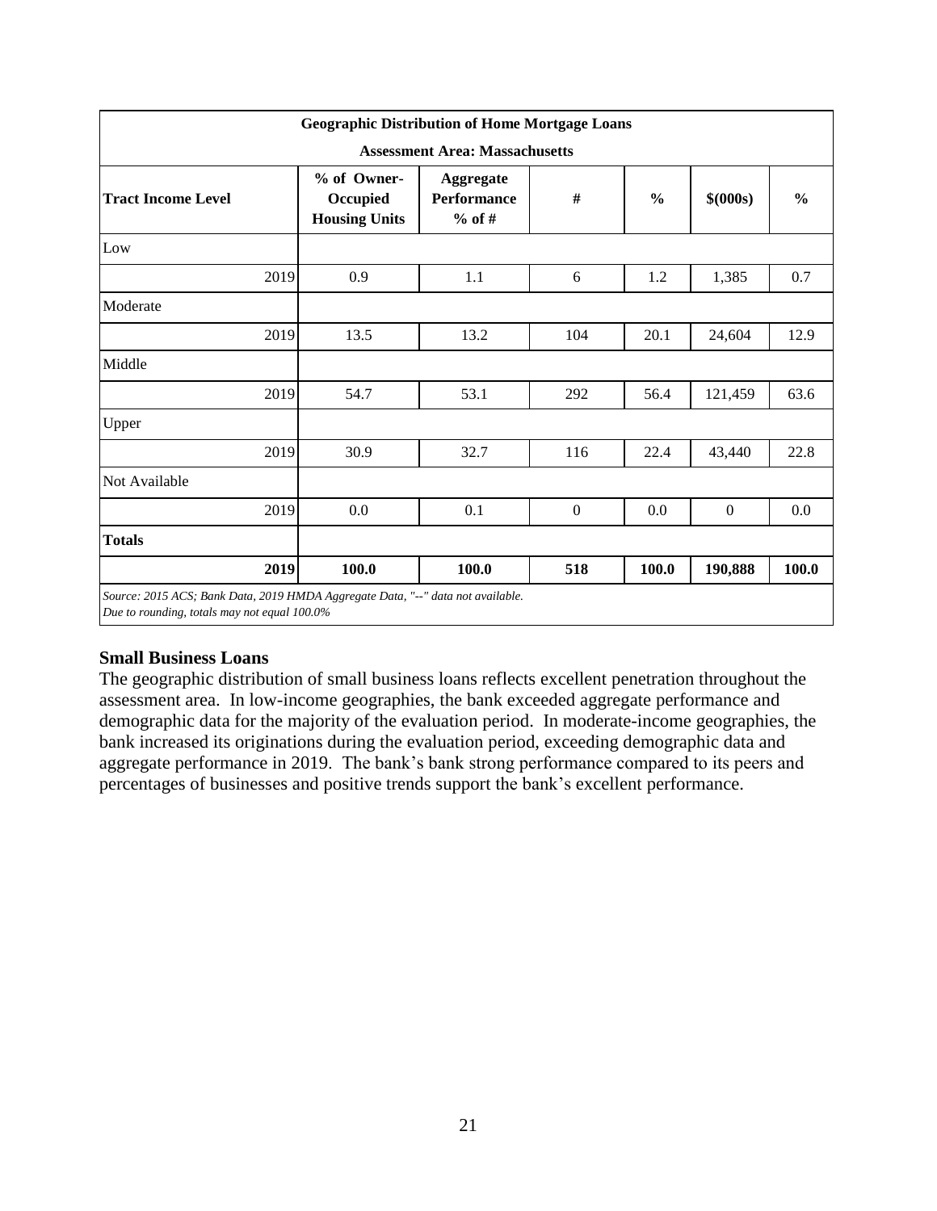| Geographic Distribution of Home Mortgage Loans | | | | | | |
|---|---|---|---|---|---|---|
| Assessment Area: Massachusetts | | | | | | |
| **Tract Income Level** | **% of Owner-Occupied Housing Units** | **Aggregate Performance % of #** | **#** | **%** | **$(000s)** | **%** |
| Low | | | | | | |
| 2019 | 0.9 | 1.1 | 6 | 1.2 | 1,385 | 0.7 |
| Moderate | | | | | | |
| 2019 | 13.5 | 13.2 | 104 | 20.1 | 24,604 | 12.9 |
| Middle | | | | | | |
| 2019 | 54.7 | 53.1 | 292 | 56.4 | 121,459 | 63.6 |
| Upper | | | | | | |
| 2019 | 30.9 | 32.7 | 116 | 22.4 | 43,440 | 22.8 |
| Not Available | | | | | | |
| 2019 | 0.0 | 0.1 | 0 | 0.0 | 0 | 0.0 |
| **Totals** | | | | | | |
| **2019** | **100.0** | **100.0** | **518** | **100.0** | **190,888** | **100.0** |

*Source: 2015 ACS; Bank Data, 2019 HMDA Aggregate Data, "--" data not available.*
*Due to rounding, totals may not equal 100.0%*

**Small Business Loans**

The geographic distribution of small business loans reflects excellent penetration throughout the assessment area. In low-income geographies, the bank exceeded aggregate performance and demographic data for the majority of the evaluation period. In moderate-income geographies, the bank increased its originations during the evaluation period, exceeding demographic data and aggregate performance in 2019. The bank's bank strong performance compared to its peers and percentages of businesses and positive trends support the bank's excellent performance.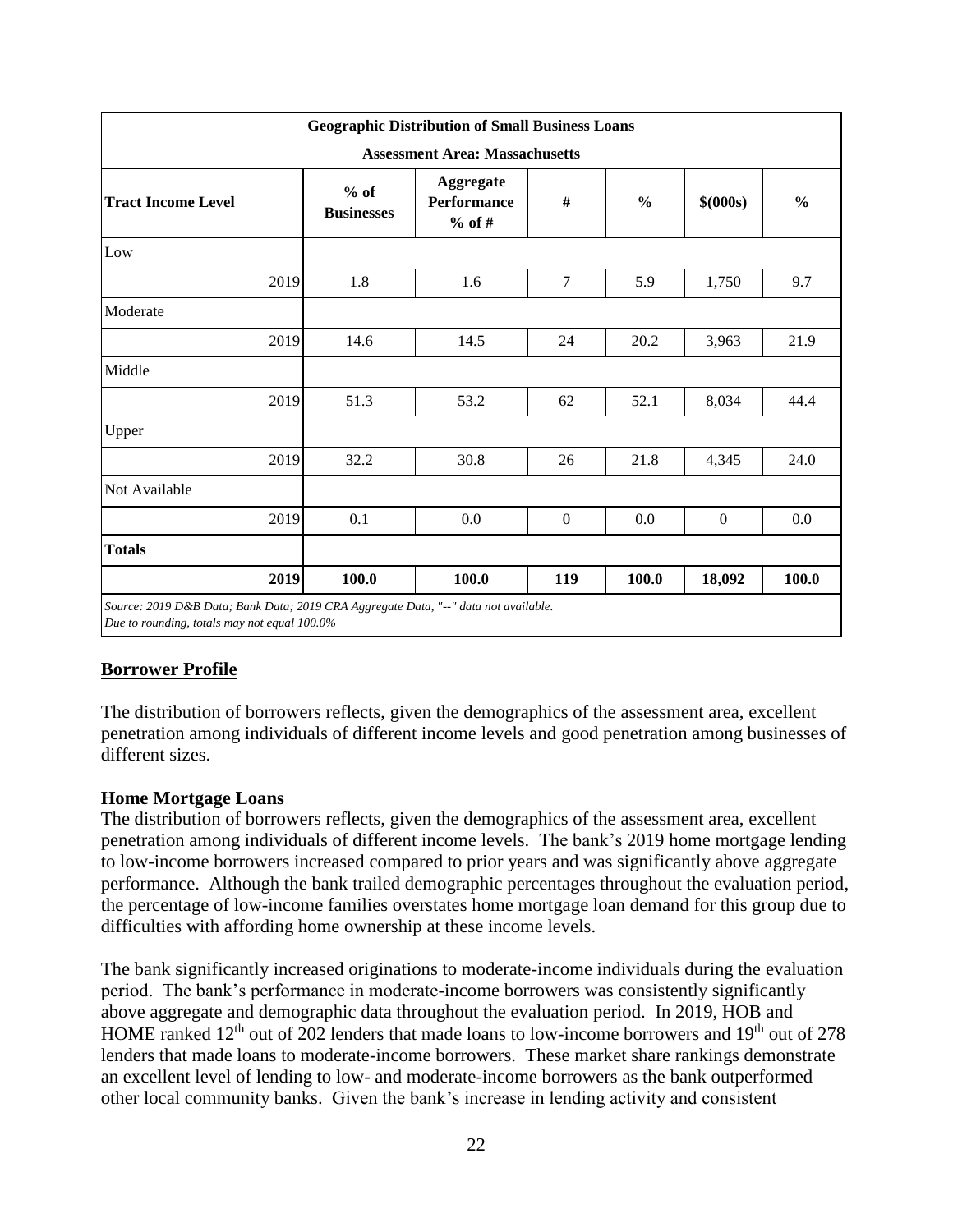| Geographic Distribution of Small Business Loans | | | | | | |
|---|---|---|---|---|---|---|
| **Assessment Area: Massachusetts** | | | | | | |
| **Tract Income Level** | **% of Businesses** | **Aggregate Performance % of #** | **#** | **%** | **$(000s)** | **%** |
| Low | | | | | | |
| 2019 | 1.8 | 1.6 | 7 | 5.9 | 1,750 | 9.7 |
| Moderate | | | | | | |
| 2019 | 14.6 | 14.5 | 24 | 20.2 | 3,963 | 21.9 |
| Middle | | | | | | |
| 2019 | 51.3 | 53.2 | 62 | 52.1 | 8,034 | 44.4 |
| Upper | | | | | | |
| 2019 | 32.2 | 30.8 | 26 | 21.8 | 4,345 | 24.0 |
| Not Available | | | | | | |
| 2019 | 0.1 | 0.0 | 0 | 0.0 | 0 | 0.0 |
| **Totals** | | | | | | |
| **2019** | **100.0** | **100.0** | **119** | **100.0** | **18,092** | **100.0** |

*Source: 2019 D&B Data; Bank Data; 2019 CRA Aggregate Data, "--" data not available.*
*Due to rounding, totals may not equal 100.0%*

## Borrower Profile

The distribution of borrowers reflects, given the demographics of the assessment area, excellent penetration among individuals of different income levels and good penetration among businesses of different sizes.

### Home Mortgage Loans

The distribution of borrowers reflects, given the demographics of the assessment area, excellent penetration among individuals of different income levels. The bank's 2019 home mortgage lending to low-income borrowers increased compared to prior years and was significantly above aggregate performance. Although the bank trailed demographic percentages throughout the evaluation period, the percentage of low-income families overstates home mortgage loan demand for this group due to difficulties with affording home ownership at these income levels.

The bank significantly increased originations to moderate-income individuals during the evaluation period. The bank's performance in moderate-income borrowers was consistently significantly above aggregate and demographic data throughout the evaluation period. In 2019, HOB and HOME ranked 12th out of 202 lenders that made loans to low-income borrowers and 19th out of 278 lenders that made loans to moderate-income borrowers. These market share rankings demonstrate an excellent level of lending to low- and moderate-income borrowers as the bank outperformed other local community banks. Given the bank's increase in lending activity and consistent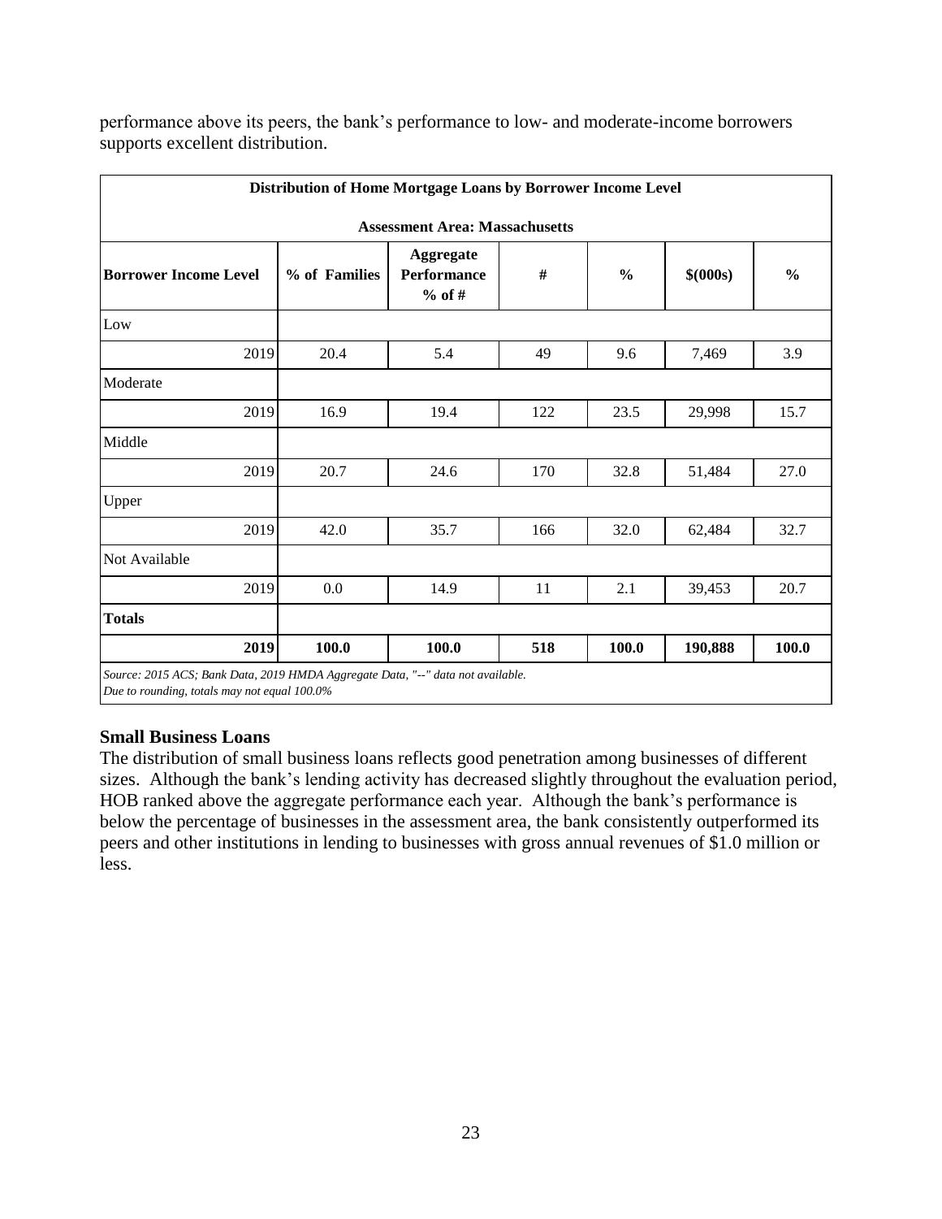performance above its peers, the bank's performance to low- and moderate-income borrowers supports excellent distribution.

| Distribution of Home Mortgage Loans by Borrower Income Level | | | | | | |
|---|---|---|---|---|---|---|
| **Assessment Area: Massachusetts** | | | | | | |
| **Borrower Income Level** | **% of Families** | **Aggregate Performance % of #** | **#** | **%** | **$(000s)** | **%** |
| Low | | | | | | |
| 2019 | 20.4 | 5.4 | 49 | 9.6 | 7,469 | 3.9 |
| Moderate | | | | | | |
| 2019 | 16.9 | 19.4 | 122 | 23.5 | 29,998 | 15.7 |
| Middle | | | | | | |
| 2019 | 20.7 | 24.6 | 170 | 32.8 | 51,484 | 27.0 |
| Upper | | | | | | |
| 2019 | 42.0 | 35.7 | 166 | 32.0 | 62,484 | 32.7 |
| Not Available | | | | | | |
| 2019 | 0.0 | 14.9 | 11 | 2.1 | 39,453 | 20.7 |
| **Totals** | | | | | | |
| **2019** | **100.0** | **100.0** | **518** | **100.0** | **190,888** | **100.0** |

*Source: 2015 ACS; Bank Data, 2019 HMDA Aggregate Data, "--" data not available.*
*Due to rounding, totals may not equal 100.0%*

**Small Business Loans**

The distribution of small business loans reflects good penetration among businesses of different sizes. Although the bank's lending activity has decreased slightly throughout the evaluation period, HOB ranked above the aggregate performance each year. Although the bank's performance is below the percentage of businesses in the assessment area, the bank consistently outperformed its peers and other institutions in lending to businesses with gross annual revenues of $1.0 million or less.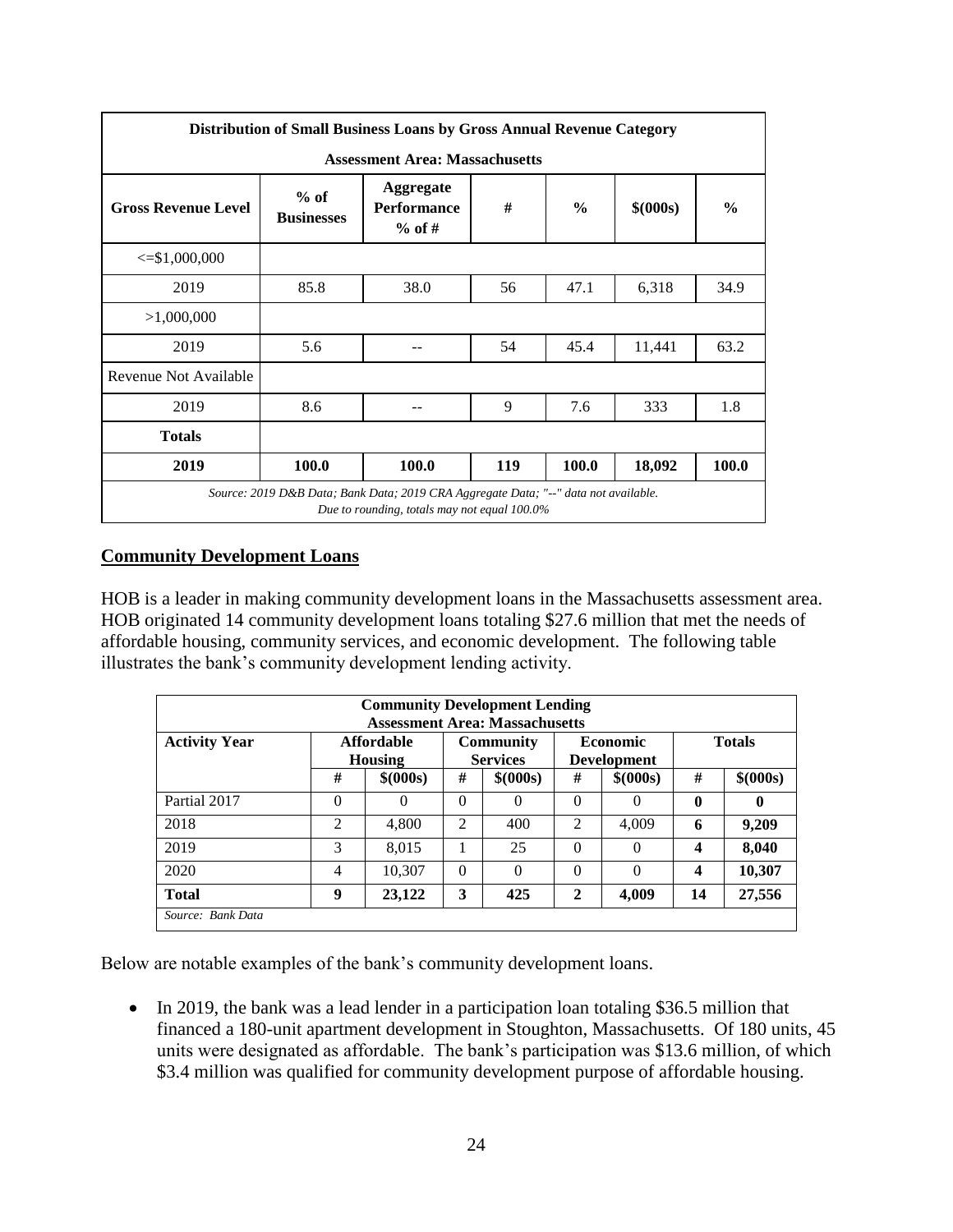| Distribution of Small Business Loans by Gross Annual Revenue Category | | | | | | |
|---|---|---|---|---|---|---|
| **Assessment Area: Massachusetts** | | | | | | |
| **Gross Revenue Level** | **% of Businesses** | **Aggregate Performance % of #** | **#** | **%** | **$(000s)** | **%** |
| <=$1,000,000 | | | | | | |
| 2019 | 85.8 | 38.0 | 56 | 47.1 | 6,318 | 34.9 |
| >1,000,000 | | | | | | |
| 2019 | 5.6 | -- | 54 | 45.4 | 11,441 | 63.2 |
| Revenue Not Available | | | | | | |
| 2019 | 8.6 | -- | 9 | 7.6 | 333 | 1.8 |
| **Totals** | | | | | | |
| **2019** | **100.0** | **100.0** | **119** | **100.0** | **18,092** | **100.0** |

*Source: 2019 D&B Data; Bank Data; 2019 CRA Aggregate Data; "--" data not available. Due to rounding, totals may not equal 100.0%*

## Community Development Loans

HOB is a leader in making community development loans in the Massachusetts assessment area. HOB originated 14 community development loans totaling $27.6 million that met the needs of affordable housing, community services, and economic development. The following table illustrates the bank's community development lending activity.

| Community Development Lending Assessment Area: Massachusetts | | | | | | | | |
|---|---|---|---|---|---|---|---|---|
| **Activity Year** | **Affordable Housing** | | **Community Services** | | **Economic Development** | | **Totals** | |
| | **#** | **$(000s)** | **#** | **$(000s)** | **#** | **$(000s)** | **#** | **$(000s)** |
| Partial 2017 | 0 | 0 | 0 | 0 | 0 | 0 | **0** | **0** |
| 2018 | 2 | 4,800 | 2 | 400 | 2 | 4,009 | **6** | **9,209** |
| 2019 | 3 | 8,015 | 1 | 25 | 0 | 0 | **4** | **8,040** |
| 2020 | 4 | 10,307 | 0 | 0 | 0 | 0 | **4** | **10,307** |
| **Total** | **9** | **23,122** | **3** | **425** | **2** | **4,009** | **14** | **27,556** |

*Source: Bank Data*

Below are notable examples of the bank's community development loans.

- In 2019, the bank was a lead lender in a participation loan totaling $36.5 million that financed a 180-unit apartment development in Stoughton, Massachusetts. Of 180 units, 45 units were designated as affordable. The bank's participation was $13.6 million, of which $3.4 million was qualified for community development purpose of affordable housing.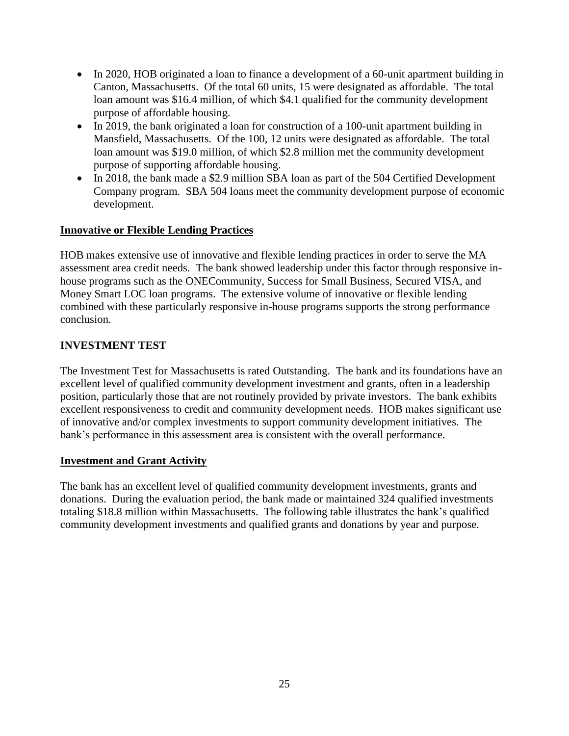- In 2020, HOB originated a loan to finance a development of a 60-unit apartment building in Canton, Massachusetts. Of the total 60 units, 15 were designated as affordable. The total loan amount was $16.4 million, of which $4.1 qualified for the community development purpose of affordable housing.
- In 2019, the bank originated a loan for construction of a 100-unit apartment building in Mansfield, Massachusetts. Of the 100, 12 units were designated as affordable. The total loan amount was $19.0 million, of which $2.8 million met the community development purpose of supporting affordable housing.
- In 2018, the bank made a $2.9 million SBA loan as part of the 504 Certified Development Company program. SBA 504 loans meet the community development purpose of economic development.

**Innovative or Flexible Lending Practices**

HOB makes extensive use of innovative and flexible lending practices in order to serve the MA assessment area credit needs. The bank showed leadership under this factor through responsive in-house programs such as the ONECommunity, Success for Small Business, Secured VISA, and Money Smart LOC loan programs. The extensive volume of innovative or flexible lending combined with these particularly responsive in-house programs supports the strong performance conclusion.

## INVESTMENT TEST

The Investment Test for Massachusetts is rated Outstanding. The bank and its foundations have an excellent level of qualified community development investment and grants, often in a leadership position, particularly those that are not routinely provided by private investors. The bank exhibits excellent responsiveness to credit and community development needs. HOB makes significant use of innovative and/or complex investments to support community development initiatives. The bank's performance in this assessment area is consistent with the overall performance.

**Investment and Grant Activity**

The bank has an excellent level of qualified community development investments, grants and donations. During the evaluation period, the bank made or maintained 324 qualified investments totaling $18.8 million within Massachusetts. The following table illustrates the bank's qualified community development investments and qualified grants and donations by year and purpose.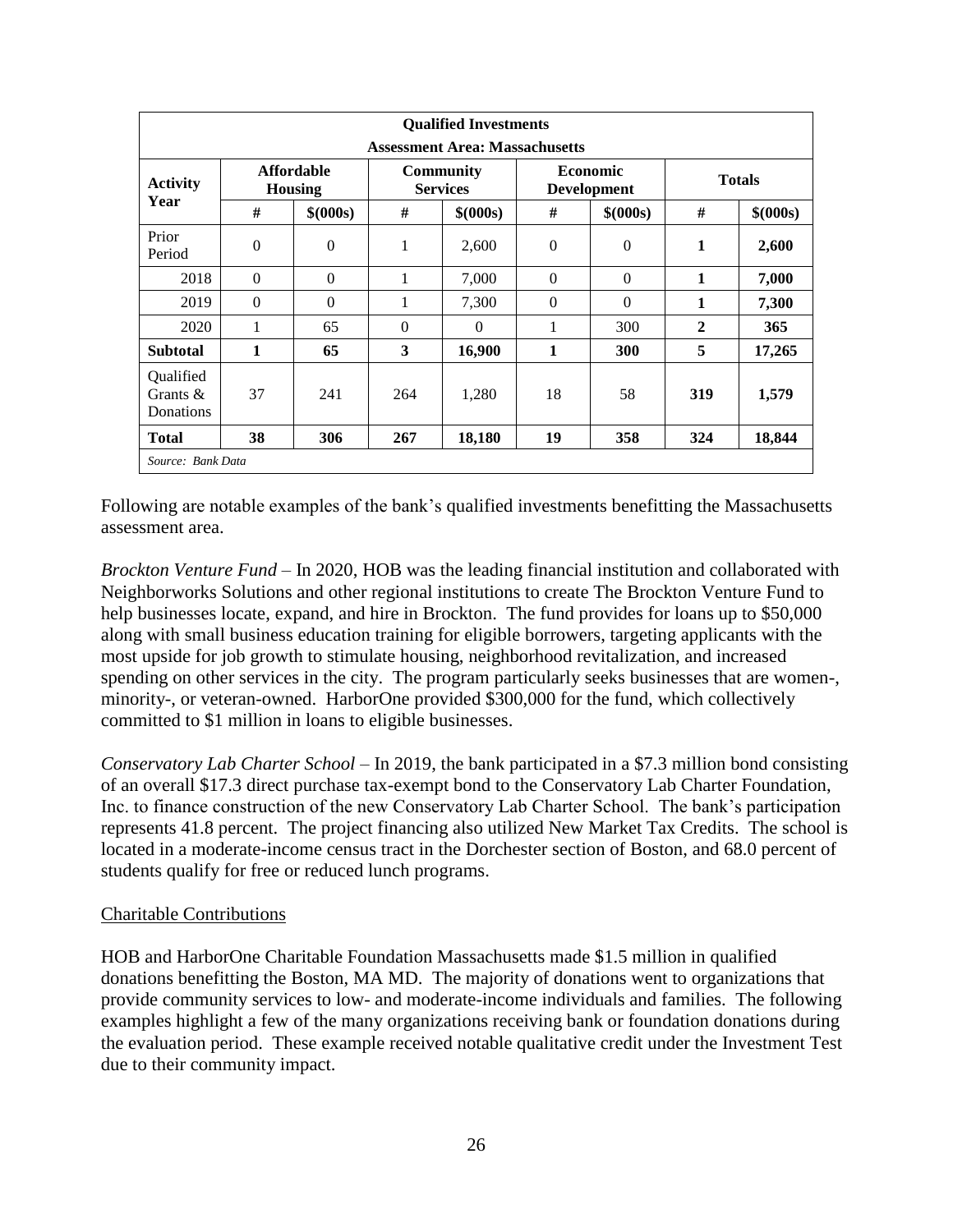| Qualified Investments | | | | | | | | |
|---|---|---|---|---|---|---|---|---|
| Assessment Area: Massachusetts | | | | | | | | |
| Activity Year | Affordable Housing | | Community Services | | Economic Development | | Totals | |
| | # | $(000s) | # | $(000s) | # | $(000s) | # | $(000s) |
| Prior Period | 0 | 0 | 1 | 2,600 | 0 | 0 | **1** | **2,600** |
| 2018 | 0 | 0 | 1 | 7,000 | 0 | 0 | **1** | **7,000** |
| 2019 | 0 | 0 | 1 | 7,300 | 0 | 0 | **1** | **7,300** |
| 2020 | 1 | 65 | 0 | 0 | 1 | 300 | **2** | **365** |
| **Subtotal** | **1** | **65** | **3** | **16,900** | **1** | **300** | **5** | **17,265** |
| Qualified Grants & Donations | 37 | 241 | 264 | 1,280 | 18 | 58 | **319** | **1,579** |
| **Total** | **38** | **306** | **267** | **18,180** | **19** | **358** | **324** | **18,844** |
| *Source: Bank Data* | | | | | | | | |

Following are notable examples of the bank's qualified investments benefitting the Massachusetts assessment area.

*Brockton Venture Fund* – In 2020, HOB was the leading financial institution and collaborated with Neighborworks Solutions and other regional institutions to create The Brockton Venture Fund to help businesses locate, expand, and hire in Brockton. The fund provides for loans up to $50,000 along with small business education training for eligible borrowers, targeting applicants with the most upside for job growth to stimulate housing, neighborhood revitalization, and increased spending on other services in the city. The program particularly seeks businesses that are women-, minority-, or veteran-owned. HarborOne provided $300,000 for the fund, which collectively committed to $1 million in loans to eligible businesses.

*Conservatory Lab Charter School* – In 2019, the bank participated in a $7.3 million bond consisting of an overall $17.3 direct purchase tax-exempt bond to the Conservatory Lab Charter Foundation, Inc. to finance construction of the new Conservatory Lab Charter School. The bank's participation represents 41.8 percent. The project financing also utilized New Market Tax Credits. The school is located in a moderate-income census tract in the Dorchester section of Boston, and 68.0 percent of students qualify for free or reduced lunch programs.

<u>Charitable Contributions</u>

HOB and HarborOne Charitable Foundation Massachusetts made $1.5 million in qualified donations benefitting the Boston, MA MD. The majority of donations went to organizations that provide community services to low- and moderate-income individuals and families. The following examples highlight a few of the many organizations receiving bank or foundation donations during the evaluation period. These example received notable qualitative credit under the Investment Test due to their community impact.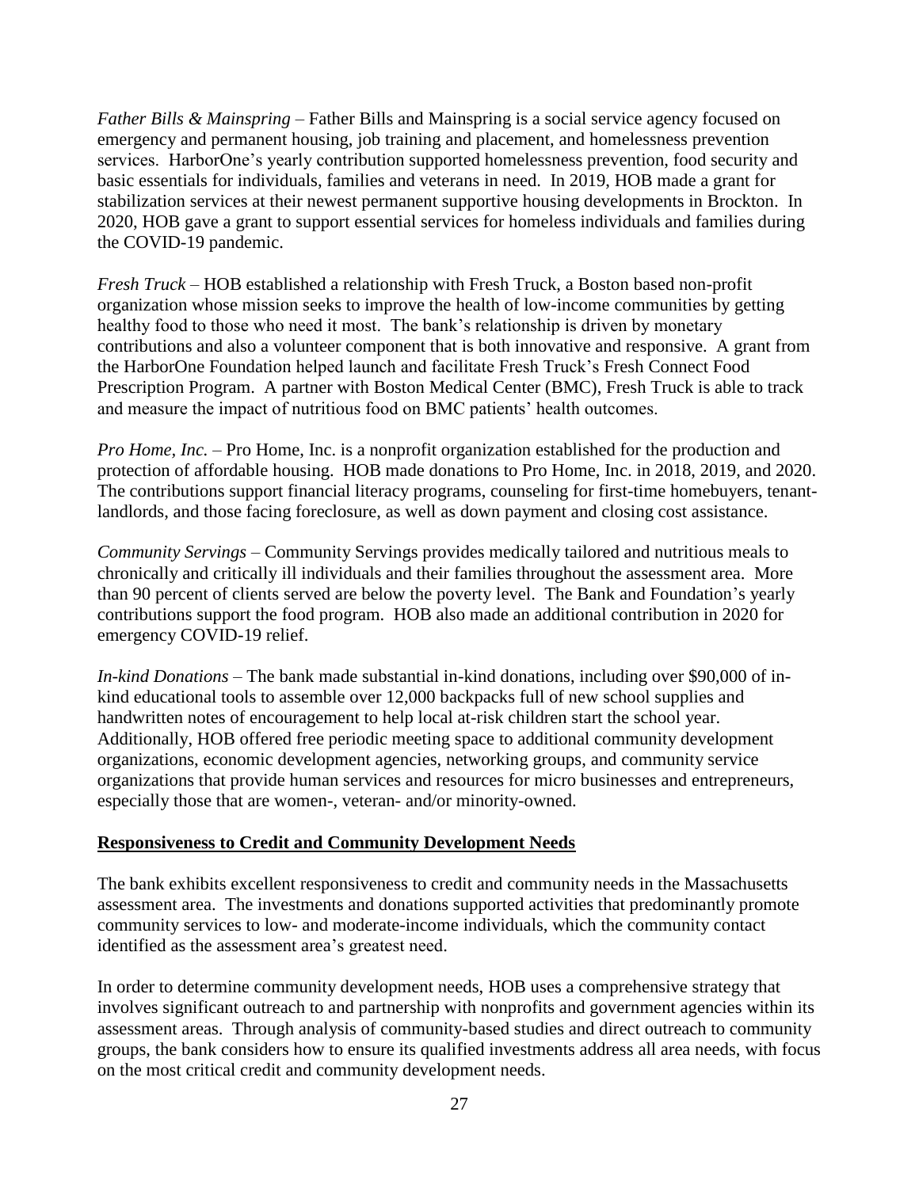*Father Bills & Mainspring* – Father Bills and Mainspring is a social service agency focused on emergency and permanent housing, job training and placement, and homelessness prevention services. HarborOne's yearly contribution supported homelessness prevention, food security and basic essentials for individuals, families and veterans in need. In 2019, HOB made a grant for stabilization services at their newest permanent supportive housing developments in Brockton. In 2020, HOB gave a grant to support essential services for homeless individuals and families during the COVID-19 pandemic.

*Fresh Truck* – HOB established a relationship with Fresh Truck, a Boston based non-profit organization whose mission seeks to improve the health of low-income communities by getting healthy food to those who need it most. The bank's relationship is driven by monetary contributions and also a volunteer component that is both innovative and responsive. A grant from the HarborOne Foundation helped launch and facilitate Fresh Truck's Fresh Connect Food Prescription Program. A partner with Boston Medical Center (BMC), Fresh Truck is able to track and measure the impact of nutritious food on BMC patients' health outcomes.

*Pro Home, Inc.* – Pro Home, Inc. is a nonprofit organization established for the production and protection of affordable housing. HOB made donations to Pro Home, Inc. in 2018, 2019, and 2020. The contributions support financial literacy programs, counseling for first-time homebuyers, tenant-landlords, and those facing foreclosure, as well as down payment and closing cost assistance.

*Community Servings* – Community Servings provides medically tailored and nutritious meals to chronically and critically ill individuals and their families throughout the assessment area. More than 90 percent of clients served are below the poverty level. The Bank and Foundation's yearly contributions support the food program. HOB also made an additional contribution in 2020 for emergency COVID-19 relief.

*In-kind Donations* – The bank made substantial in-kind donations, including over $90,000 of in-kind educational tools to assemble over 12,000 backpacks full of new school supplies and handwritten notes of encouragement to help local at-risk children start the school year. Additionally, HOB offered free periodic meeting space to additional community development organizations, economic development agencies, networking groups, and community service organizations that provide human services and resources for micro businesses and entrepreneurs, especially those that are women-, veteran- and/or minority-owned.

**Responsiveness to Credit and Community Development Needs**

The bank exhibits excellent responsiveness to credit and community needs in the Massachusetts assessment area. The investments and donations supported activities that predominantly promote community services to low- and moderate-income individuals, which the community contact identified as the assessment area's greatest need.

In order to determine community development needs, HOB uses a comprehensive strategy that involves significant outreach to and partnership with nonprofits and government agencies within its assessment areas. Through analysis of community-based studies and direct outreach to community groups, the bank considers how to ensure its qualified investments address all area needs, with focus on the most critical credit and community development needs.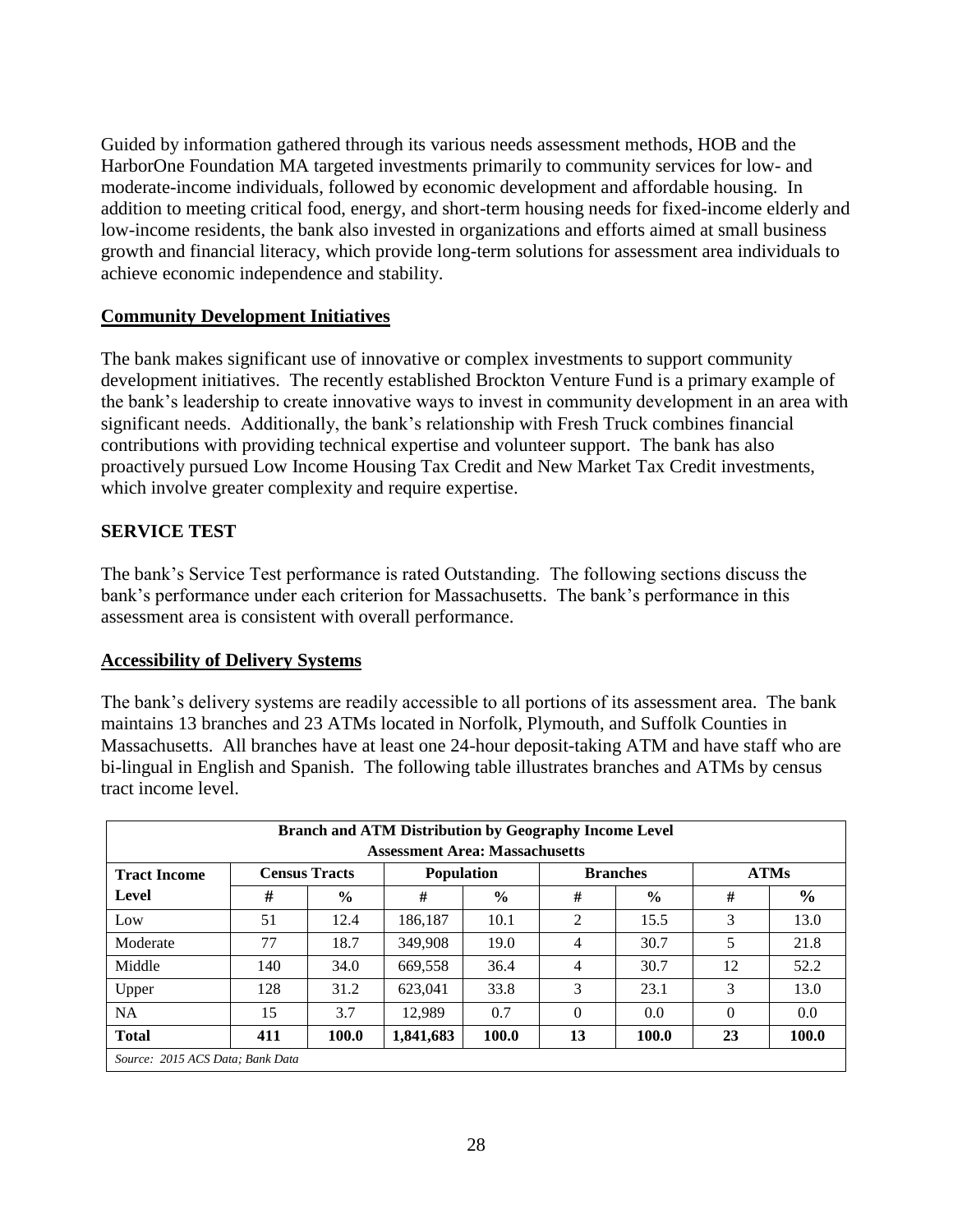Guided by information gathered through its various needs assessment methods, HOB and the HarborOne Foundation MA targeted investments primarily to community services for low- and moderate-income individuals, followed by economic development and affordable housing. In addition to meeting critical food, energy, and short-term housing needs for fixed-income elderly and low-income residents, the bank also invested in organizations and efforts aimed at small business growth and financial literacy, which provide long-term solutions for assessment area individuals to achieve economic independence and stability.

**Community Development Initiatives**

The bank makes significant use of innovative or complex investments to support community development initiatives. The recently established Brockton Venture Fund is a primary example of the bank's leadership to create innovative ways to invest in community development in an area with significant needs. Additionally, the bank's relationship with Fresh Truck combines financial contributions with providing technical expertise and volunteer support. The bank has also proactively pursued Low Income Housing Tax Credit and New Market Tax Credit investments, which involve greater complexity and require expertise.

## SERVICE TEST

The bank's Service Test performance is rated Outstanding. The following sections discuss the bank's performance under each criterion for Massachusetts. The bank's performance in this assessment area is consistent with overall performance.

**Accessibility of Delivery Systems**

The bank's delivery systems are readily accessible to all portions of its assessment area. The bank maintains 13 branches and 23 ATMs located in Norfolk, Plymouth, and Suffolk Counties in Massachusetts. All branches have at least one 24-hour deposit-taking ATM and have staff who are bi-lingual in English and Spanish. The following table illustrates branches and ATMs by census tract income level.

| **Branch and ATM Distribution by Geography Income Level<br>Assessment Area: Massachusetts** | | | | | | | | |
|---|---|---|---|---|---|---|---|---|
| **Tract Income Level** | **Census Tracts** | | **Population** | | **Branches** | | **ATMs** | |
| | **#** | **%** | **#** | **%** | **#** | **%** | **#** | **%** |
| Low | 51 | 12.4 | 186,187 | 10.1 | 2 | 15.5 | 3 | 13.0 |
| Moderate | 77 | 18.7 | 349,908 | 19.0 | 4 | 30.7 | 5 | 21.8 |
| Middle | 140 | 34.0 | 669,558 | 36.4 | 4 | 30.7 | 12 | 52.2 |
| Upper | 128 | 31.2 | 623,041 | 33.8 | 3 | 23.1 | 3 | 13.0 |
| NA | 15 | 3.7 | 12,989 | 0.7 | 0 | 0.0 | 0 | 0.0 |
| **Total** | **411** | **100.0** | **1,841,683** | **100.0** | **13** | **100.0** | **23** | **100.0** |
| *Source: 2015 ACS Data; Bank Data* | | | | | | | | |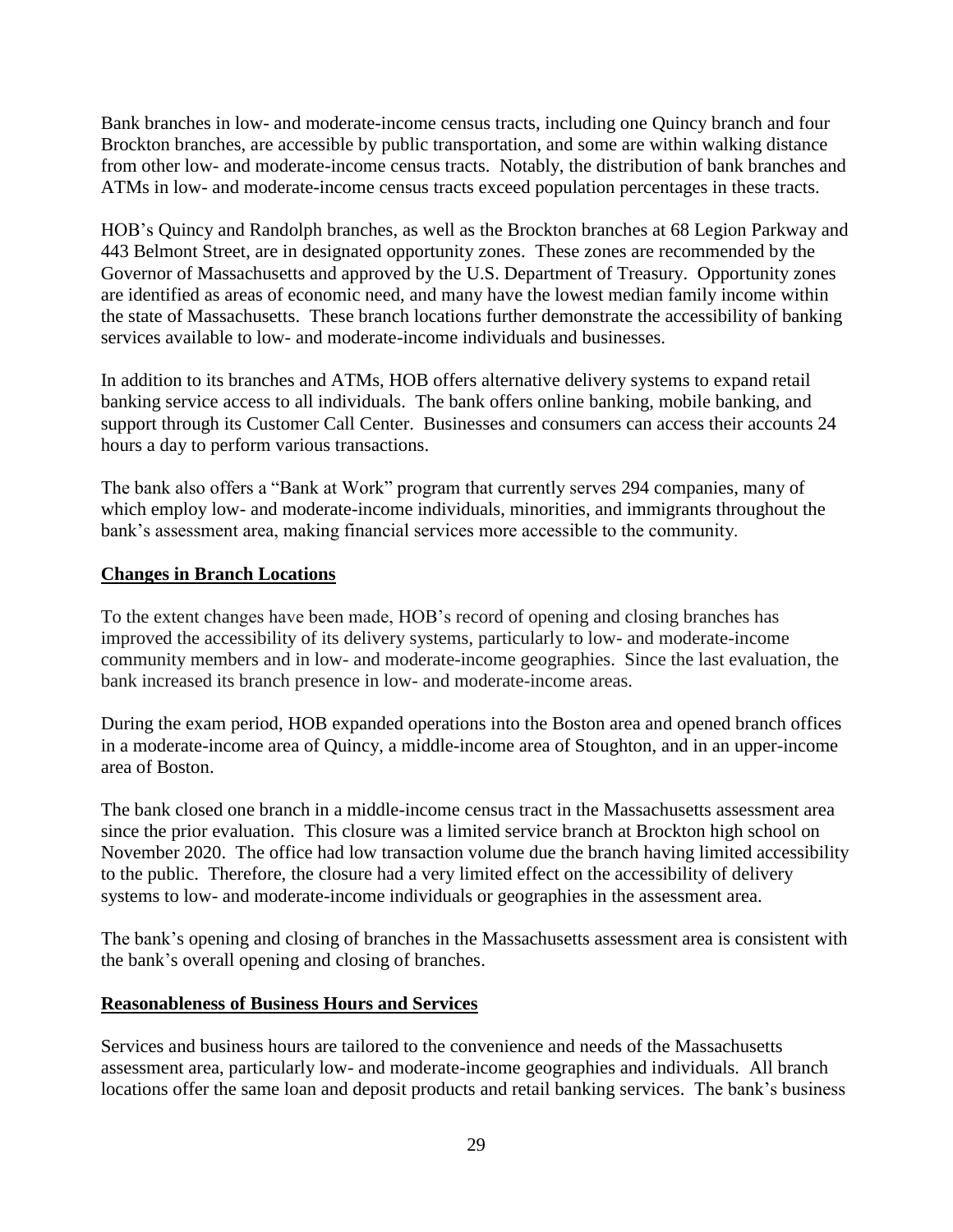Bank branches in low- and moderate-income census tracts, including one Quincy branch and four Brockton branches, are accessible by public transportation, and some are within walking distance from other low- and moderate-income census tracts. Notably, the distribution of bank branches and ATMs in low- and moderate-income census tracts exceed population percentages in these tracts.

HOB's Quincy and Randolph branches, as well as the Brockton branches at 68 Legion Parkway and 443 Belmont Street, are in designated opportunity zones. These zones are recommended by the Governor of Massachusetts and approved by the U.S. Department of Treasury. Opportunity zones are identified as areas of economic need, and many have the lowest median family income within the state of Massachusetts. These branch locations further demonstrate the accessibility of banking services available to low- and moderate-income individuals and businesses.

In addition to its branches and ATMs, HOB offers alternative delivery systems to expand retail banking service access to all individuals. The bank offers online banking, mobile banking, and support through its Customer Call Center. Businesses and consumers can access their accounts 24 hours a day to perform various transactions.

The bank also offers a "Bank at Work" program that currently serves 294 companies, many of which employ low- and moderate-income individuals, minorities, and immigrants throughout the bank's assessment area, making financial services more accessible to the community.

**Changes in Branch Locations**

To the extent changes have been made, HOB's record of opening and closing branches has improved the accessibility of its delivery systems, particularly to low- and moderate-income community members and in low- and moderate-income geographies. Since the last evaluation, the bank increased its branch presence in low- and moderate-income areas.

During the exam period, HOB expanded operations into the Boston area and opened branch offices in a moderate-income area of Quincy, a middle-income area of Stoughton, and in an upper-income area of Boston.

The bank closed one branch in a middle-income census tract in the Massachusetts assessment area since the prior evaluation. This closure was a limited service branch at Brockton high school on November 2020. The office had low transaction volume due the branch having limited accessibility to the public. Therefore, the closure had a very limited effect on the accessibility of delivery systems to low- and moderate-income individuals or geographies in the assessment area.

The bank's opening and closing of branches in the Massachusetts assessment area is consistent with the bank's overall opening and closing of branches.

**Reasonableness of Business Hours and Services**

Services and business hours are tailored to the convenience and needs of the Massachusetts assessment area, particularly low- and moderate-income geographies and individuals. All branch locations offer the same loan and deposit products and retail banking services. The bank's business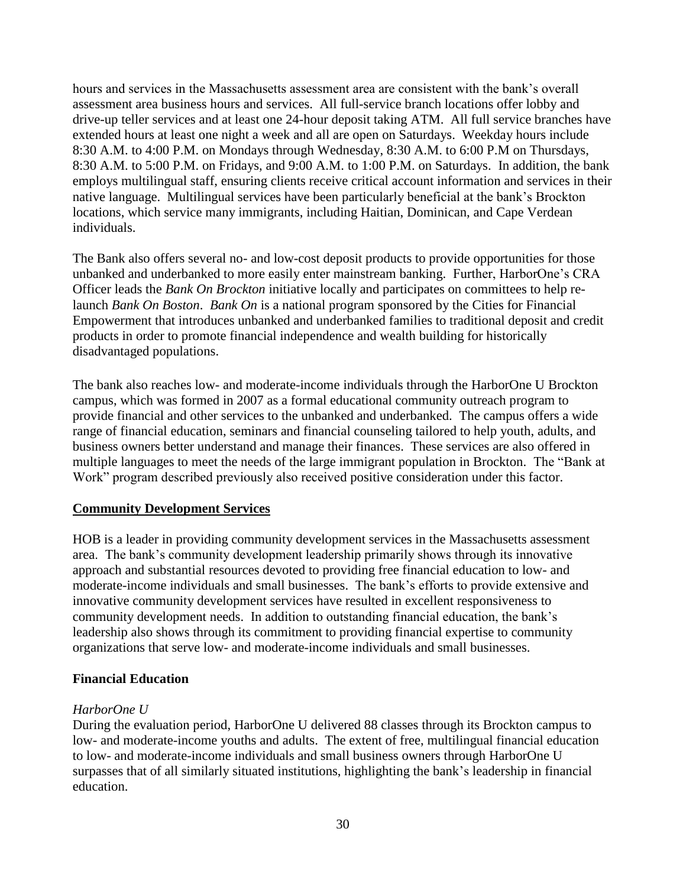hours and services in the Massachusetts assessment area are consistent with the bank's overall assessment area business hours and services. All full-service branch locations offer lobby and drive-up teller services and at least one 24-hour deposit taking ATM. All full service branches have extended hours at least one night a week and all are open on Saturdays. Weekday hours include 8:30 A.M. to 4:00 P.M. on Mondays through Wednesday, 8:30 A.M. to 6:00 P.M on Thursdays, 8:30 A.M. to 5:00 P.M. on Fridays, and 9:00 A.M. to 1:00 P.M. on Saturdays. In addition, the bank employs multilingual staff, ensuring clients receive critical account information and services in their native language. Multilingual services have been particularly beneficial at the bank's Brockton locations, which service many immigrants, including Haitian, Dominican, and Cape Verdean individuals.

The Bank also offers several no- and low-cost deposit products to provide opportunities for those unbanked and underbanked to more easily enter mainstream banking. Further, HarborOne's CRA Officer leads the *Bank On Brockton* initiative locally and participates on committees to help re-launch *Bank On Boston*. *Bank On* is a national program sponsored by the Cities for Financial Empowerment that introduces unbanked and underbanked families to traditional deposit and credit products in order to promote financial independence and wealth building for historically disadvantaged populations.

The bank also reaches low- and moderate-income individuals through the HarborOne U Brockton campus, which was formed in 2007 as a formal educational community outreach program to provide financial and other services to the unbanked and underbanked. The campus offers a wide range of financial education, seminars and financial counseling tailored to help youth, adults, and business owners better understand and manage their finances. These services are also offered in multiple languages to meet the needs of the large immigrant population in Brockton. The "Bank at Work" program described previously also received positive consideration under this factor.

**<u>Community Development Services</u>**

HOB is a leader in providing community development services in the Massachusetts assessment area. The bank's community development leadership primarily shows through its innovative approach and substantial resources devoted to providing free financial education to low- and moderate-income individuals and small businesses. The bank's efforts to provide extensive and innovative community development services have resulted in excellent responsiveness to community development needs. In addition to outstanding financial education, the bank's leadership also shows through its commitment to providing financial expertise to community organizations that serve low- and moderate-income individuals and small businesses.

**Financial Education**

*HarborOne U*

During the evaluation period, HarborOne U delivered 88 classes through its Brockton campus to low- and moderate-income youths and adults. The extent of free, multilingual financial education to low- and moderate-income individuals and small business owners through HarborOne U surpasses that of all similarly situated institutions, highlighting the bank's leadership in financial education.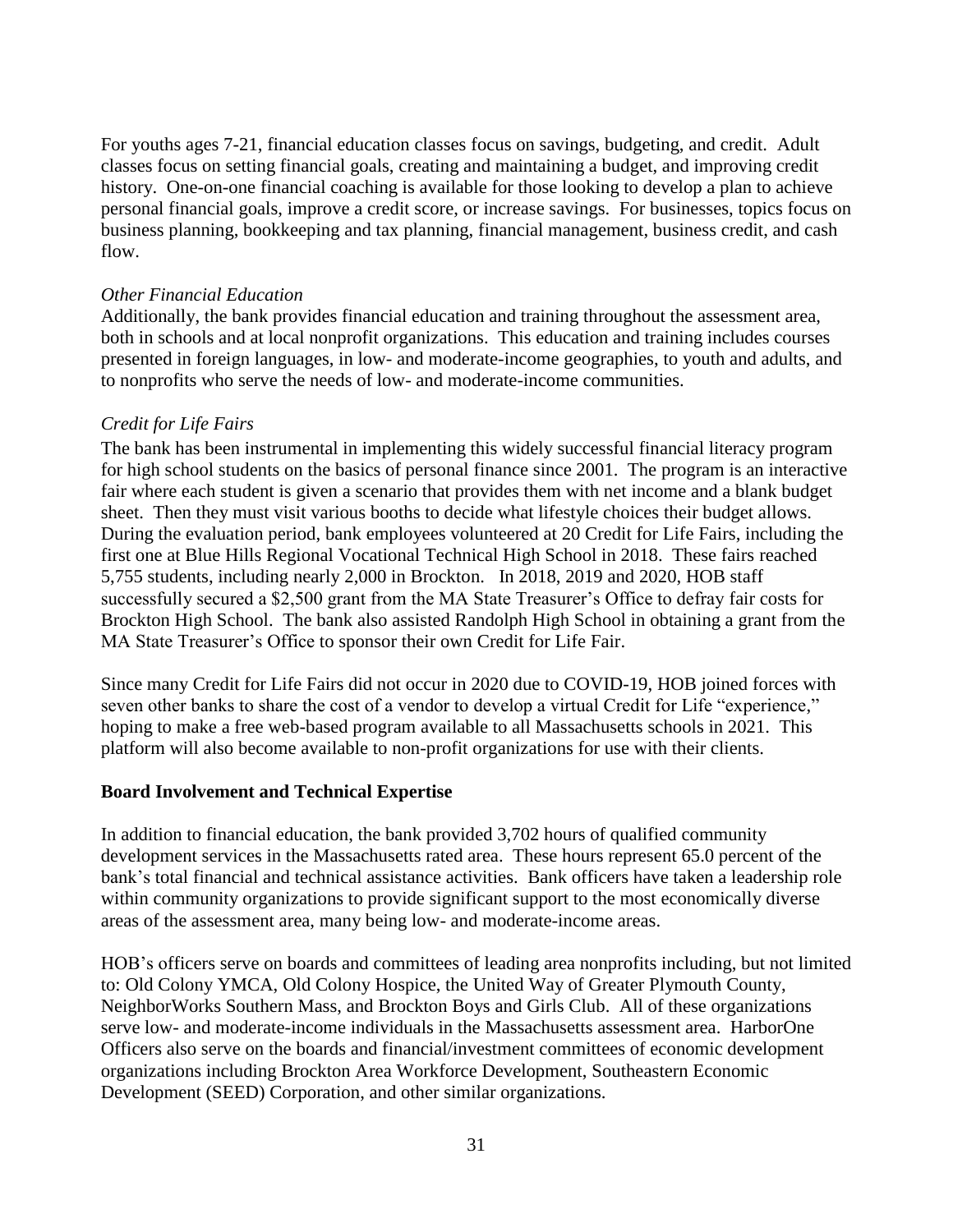For youths ages 7-21, financial education classes focus on savings, budgeting, and credit. Adult classes focus on setting financial goals, creating and maintaining a budget, and improving credit history. One-on-one financial coaching is available for those looking to develop a plan to achieve personal financial goals, improve a credit score, or increase savings. For businesses, topics focus on business planning, bookkeeping and tax planning, financial management, business credit, and cash flow.

*Other Financial Education*

Additionally, the bank provides financial education and training throughout the assessment area, both in schools and at local nonprofit organizations. This education and training includes courses presented in foreign languages, in low- and moderate-income geographies, to youth and adults, and to nonprofits who serve the needs of low- and moderate-income communities.

*Credit for Life Fairs*

The bank has been instrumental in implementing this widely successful financial literacy program for high school students on the basics of personal finance since 2001. The program is an interactive fair where each student is given a scenario that provides them with net income and a blank budget sheet. Then they must visit various booths to decide what lifestyle choices their budget allows. During the evaluation period, bank employees volunteered at 20 Credit for Life Fairs, including the first one at Blue Hills Regional Vocational Technical High School in 2018. These fairs reached 5,755 students, including nearly 2,000 in Brockton. In 2018, 2019 and 2020, HOB staff successfully secured a $2,500 grant from the MA State Treasurer's Office to defray fair costs for Brockton High School. The bank also assisted Randolph High School in obtaining a grant from the MA State Treasurer's Office to sponsor their own Credit for Life Fair.

Since many Credit for Life Fairs did not occur in 2020 due to COVID-19, HOB joined forces with seven other banks to share the cost of a vendor to develop a virtual Credit for Life "experience," hoping to make a free web-based program available to all Massachusetts schools in 2021. This platform will also become available to non-profit organizations for use with their clients.

**Board Involvement and Technical Expertise**

In addition to financial education, the bank provided 3,702 hours of qualified community development services in the Massachusetts rated area. These hours represent 65.0 percent of the bank's total financial and technical assistance activities. Bank officers have taken a leadership role within community organizations to provide significant support to the most economically diverse areas of the assessment area, many being low- and moderate-income areas.

HOB's officers serve on boards and committees of leading area nonprofits including, but not limited to: Old Colony YMCA, Old Colony Hospice, the United Way of Greater Plymouth County, NeighborWorks Southern Mass, and Brockton Boys and Girls Club. All of these organizations serve low- and moderate-income individuals in the Massachusetts assessment area. HarborOne Officers also serve on the boards and financial/investment committees of economic development organizations including Brockton Area Workforce Development, Southeastern Economic Development (SEED) Corporation, and other similar organizations.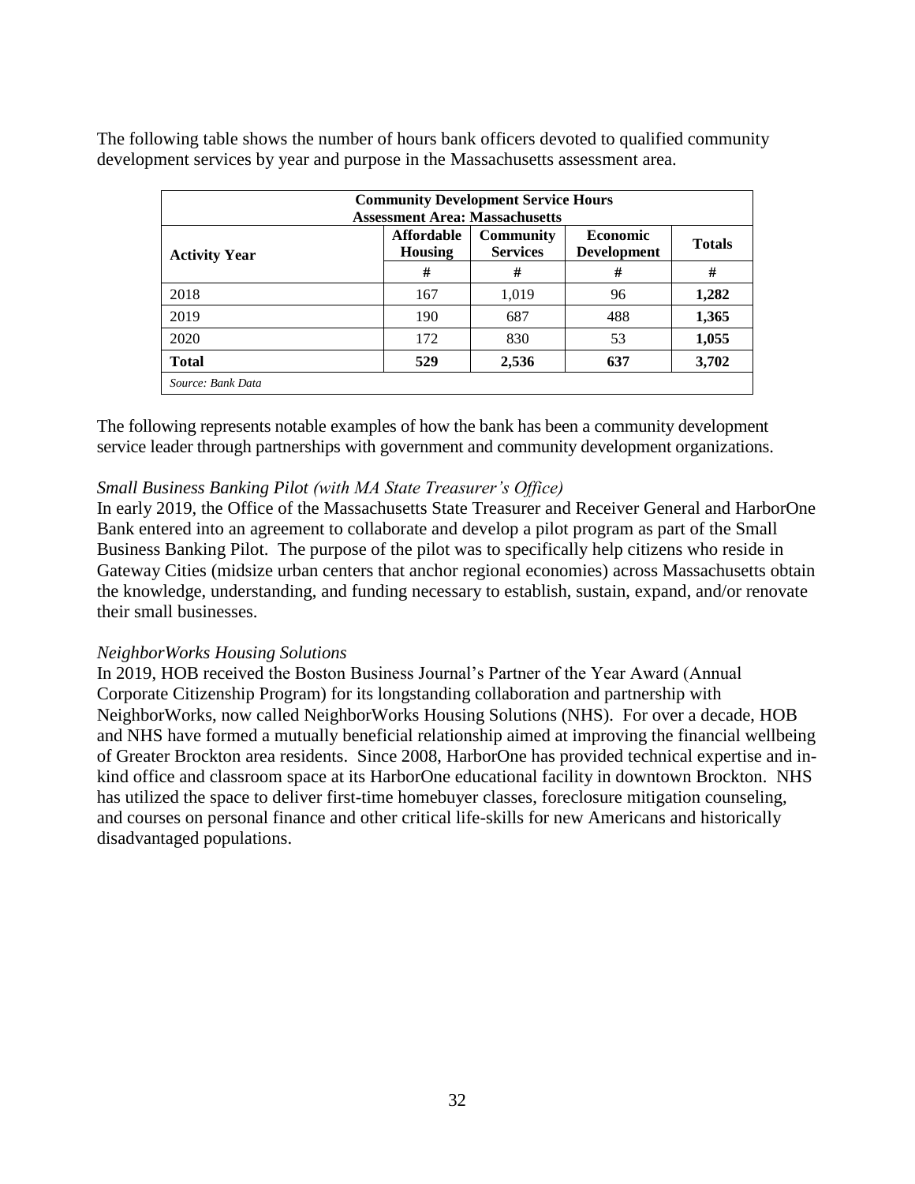The following table shows the number of hours bank officers devoted to qualified community development services by year and purpose in the Massachusetts assessment area.

| Community Development Service Hours<br>Assessment Area: Massachusetts | | | | |
|---|---|---|---|---|
| **Activity Year** | **Affordable Housing** | **Community Services** | **Economic Development** | **Totals** |
| | **#** | **#** | **#** | **#** |
| 2018 | 167 | 1,019 | 96 | **1,282** |
| 2019 | 190 | 687 | 488 | **1,365** |
| 2020 | 172 | 830 | 53 | **1,055** |
| **Total** | **529** | **2,536** | **637** | **3,702** |
| *Source: Bank Data* | | | | |

The following represents notable examples of how the bank has been a community development service leader through partnerships with government and community development organizations.

*Small Business Banking Pilot (with MA State Treasurer's Office)*
In early 2019, the Office of the Massachusetts State Treasurer and Receiver General and HarborOne Bank entered into an agreement to collaborate and develop a pilot program as part of the Small Business Banking Pilot. The purpose of the pilot was to specifically help citizens who reside in Gateway Cities (midsize urban centers that anchor regional economies) across Massachusetts obtain the knowledge, understanding, and funding necessary to establish, sustain, expand, and/or renovate their small businesses.

*NeighborWorks Housing Solutions*
In 2019, HOB received the Boston Business Journal's Partner of the Year Award (Annual Corporate Citizenship Program) for its longstanding collaboration and partnership with NeighborWorks, now called NeighborWorks Housing Solutions (NHS). For over a decade, HOB and NHS have formed a mutually beneficial relationship aimed at improving the financial wellbeing of Greater Brockton area residents. Since 2008, HarborOne has provided technical expertise and in-kind office and classroom space at its HarborOne educational facility in downtown Brockton. NHS has utilized the space to deliver first-time homebuyer classes, foreclosure mitigation counseling, and courses on personal finance and other critical life-skills for new Americans and historically disadvantaged populations.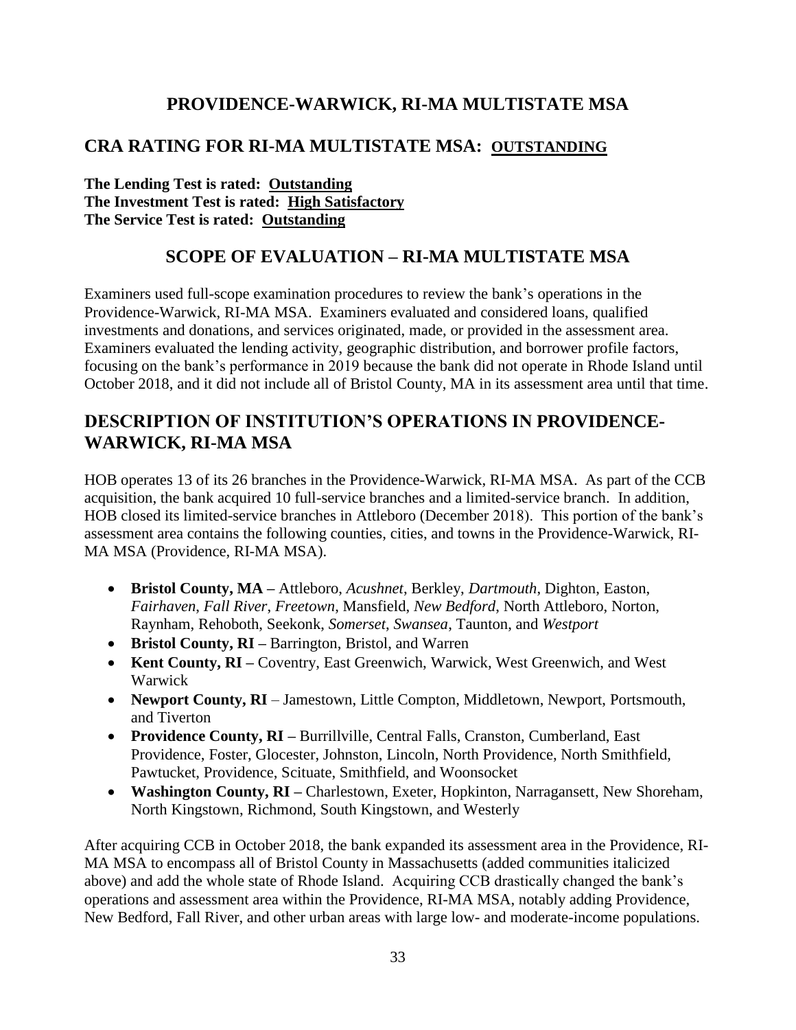# PROVIDENCE-WARWICK, RI-MA MULTISTATE MSA

## CRA RATING FOR RI-MA MULTISTATE MSA: OUTSTANDING

**The Lending Test is rated: Outstanding**
**The Investment Test is rated: High Satisfactory**
**The Service Test is rated: Outstanding**

## SCOPE OF EVALUATION – RI-MA MULTISTATE MSA

Examiners used full-scope examination procedures to review the bank's operations in the Providence-Warwick, RI-MA MSA. Examiners evaluated and considered loans, qualified investments and donations, and services originated, made, or provided in the assessment area. Examiners evaluated the lending activity, geographic distribution, and borrower profile factors, focusing on the bank's performance in 2019 because the bank did not operate in Rhode Island until October 2018, and it did not include all of Bristol County, MA in its assessment area until that time.

## DESCRIPTION OF INSTITUTION'S OPERATIONS IN PROVIDENCE-WARWICK, RI-MA MSA

HOB operates 13 of its 26 branches in the Providence-Warwick, RI-MA MSA. As part of the CCB acquisition, the bank acquired 10 full-service branches and a limited-service branch. In addition, HOB closed its limited-service branches in Attleboro (December 2018). This portion of the bank's assessment area contains the following counties, cities, and towns in the Providence-Warwick, RI-MA MSA (Providence, RI-MA MSA).

- **Bristol County, MA –** Attleboro, *Acushnet*, Berkley, *Dartmouth*, Dighton, Easton, *Fairhaven*, *Fall River*, *Freetown*, Mansfield, *New Bedford*, North Attleboro, Norton, Raynham, Rehoboth, Seekonk, *Somerset*, *Swansea*, Taunton, and *Westport*
- **Bristol County, RI –** Barrington, Bristol, and Warren
- **Kent County, RI –** Coventry, East Greenwich, Warwick, West Greenwich, and West Warwick
- **Newport County, RI** – Jamestown, Little Compton, Middletown, Newport, Portsmouth, and Tiverton
- **Providence County, RI –** Burrillville, Central Falls, Cranston, Cumberland, East Providence, Foster, Glocester, Johnston, Lincoln, North Providence, North Smithfield, Pawtucket, Providence, Scituate, Smithfield, and Woonsocket
- **Washington County, RI –** Charlestown, Exeter, Hopkinton, Narragansett, New Shoreham, North Kingstown, Richmond, South Kingstown, and Westerly

After acquiring CCB in October 2018, the bank expanded its assessment area in the Providence, RI-MA MSA to encompass all of Bristol County in Massachusetts (added communities italicized above) and add the whole state of Rhode Island. Acquiring CCB drastically changed the bank's operations and assessment area within the Providence, RI-MA MSA, notably adding Providence, New Bedford, Fall River, and other urban areas with large low- and moderate-income populations.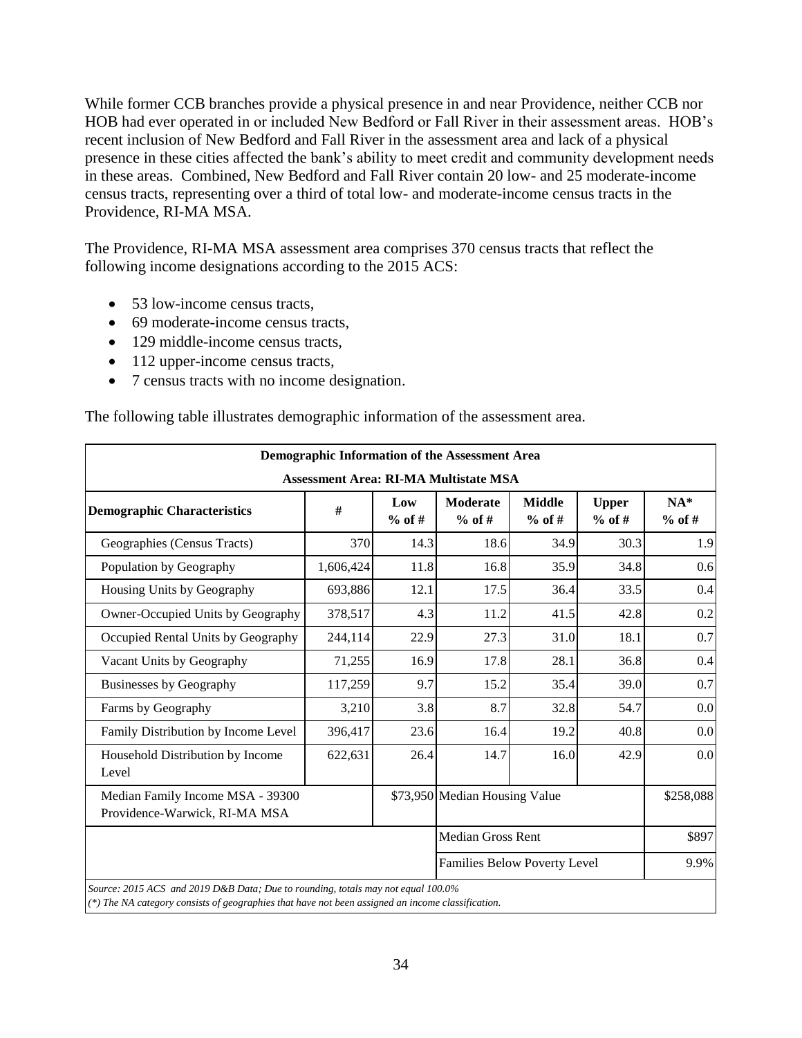While former CCB branches provide a physical presence in and near Providence, neither CCB nor HOB had ever operated in or included New Bedford or Fall River in their assessment areas. HOB's recent inclusion of New Bedford and Fall River in the assessment area and lack of a physical presence in these cities affected the bank's ability to meet credit and community development needs in these areas. Combined, New Bedford and Fall River contain 20 low- and 25 moderate-income census tracts, representing over a third of total low- and moderate-income census tracts in the Providence, RI-MA MSA.

The Providence, RI-MA MSA assessment area comprises 370 census tracts that reflect the following income designations according to the 2015 ACS:

- 53 low-income census tracts,
- 69 moderate-income census tracts,
- 129 middle-income census tracts,
- 112 upper-income census tracts,
- 7 census tracts with no income designation.

The following table illustrates demographic information of the assessment area.

| Demographic Information of the Assessment Area | | | | | | |
|---|---|---|---|---|---|---|
| Assessment Area: RI-MA Multistate MSA | | | | | | |
| **Demographic Characteristics** | **#** | **Low % of #** | **Moderate % of #** | **Middle % of #** | **Upper % of #** | **NA* % of #** |
| Geographies (Census Tracts) | 370 | 14.3 | 18.6 | 34.9 | 30.3 | 1.9 |
| Population by Geography | 1,606,424 | 11.8 | 16.8 | 35.9 | 34.8 | 0.6 |
| Housing Units by Geography | 693,886 | 12.1 | 17.5 | 36.4 | 33.5 | 0.4 |
| Owner-Occupied Units by Geography | 378,517 | 4.3 | 11.2 | 41.5 | 42.8 | 0.2 |
| Occupied Rental Units by Geography | 244,114 | 22.9 | 27.3 | 31.0 | 18.1 | 0.7 |
| Vacant Units by Geography | 71,255 | 16.9 | 17.8 | 28.1 | 36.8 | 0.4 |
| Businesses by Geography | 117,259 | 9.7 | 15.2 | 35.4 | 39.0 | 0.7 |
| Farms by Geography | 3,210 | 3.8 | 8.7 | 32.8 | 54.7 | 0.0 |
| Family Distribution by Income Level | 396,417 | 23.6 | 16.4 | 19.2 | 40.8 | 0.0 |
| Household Distribution by Income Level | 622,631 | 26.4 | 14.7 | 16.0 | 42.9 | 0.0 |
| Median Family Income MSA - 39300 Providence-Warwick, RI-MA MSA | | $73,950 | Median Housing Value | | | $258,088 |
| | | | Median Gross Rent | | | $897 |
| | | | Families Below Poverty Level | | | 9.9% |

*Source: 2015 ACS and 2019 D&B Data; Due to rounding, totals may not equal 100.0%*
*(*) The NA category consists of geographies that have not been assigned an income classification.*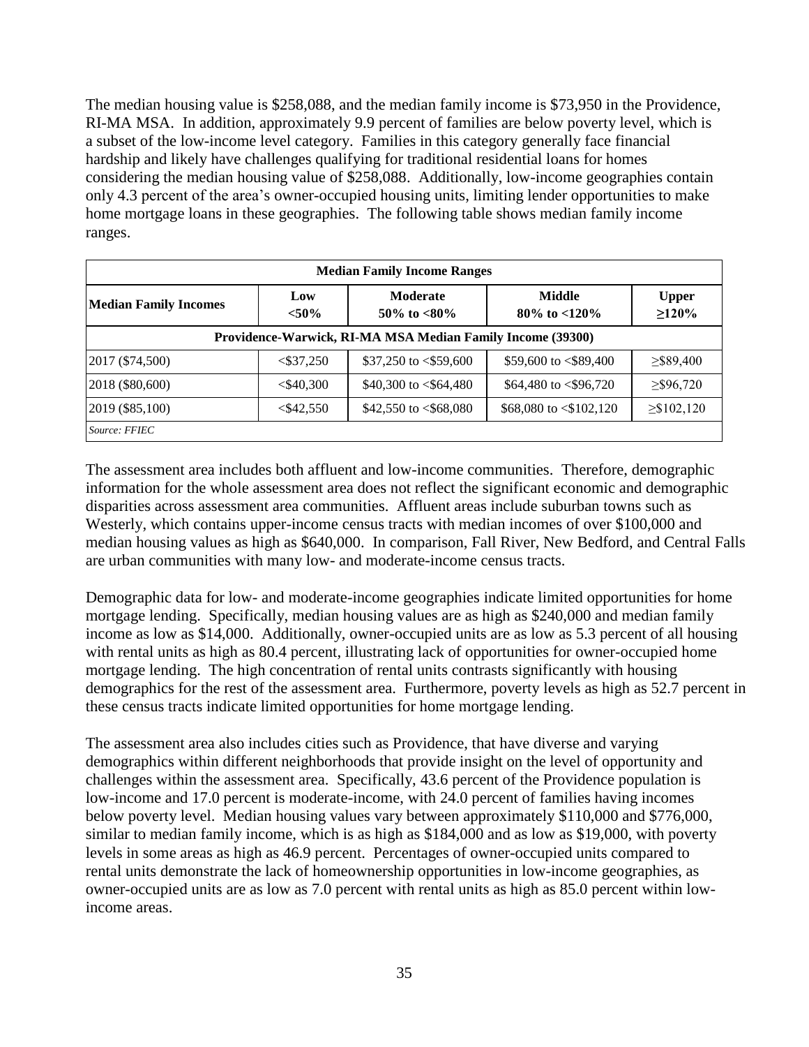The median housing value is $258,088, and the median family income is $73,950 in the Providence, RI-MA MSA. In addition, approximately 9.9 percent of families are below poverty level, which is a subset of the low-income level category. Families in this category generally face financial hardship and likely have challenges qualifying for traditional residential loans for homes considering the median housing value of $258,088. Additionally, low-income geographies contain only 4.3 percent of the area's owner-occupied housing units, limiting lender opportunities to make home mortgage loans in these geographies. The following table shows median family income ranges.

| Median Family Income Ranges | | | | |
|---|---|---|---|---|
| **Median Family Incomes** | **Low <50%** | **Moderate 50% to <80%** | **Middle 80% to <120%** | **Upper ≥120%** |
| **Providence-Warwick, RI-MA MSA Median Family Income (39300)** | | | | |
| 2017 ($74,500) | <$37,250 | $37,250 to <$59,600 | $59,600 to <$89,400 | ≥$89,400 |
| 2018 ($80,600) | <$40,300 | $40,300 to <$64,480 | $64,480 to <$96,720 | ≥$96,720 |
| 2019 ($85,100) | <$42,550 | $42,550 to <$68,080 | $68,080 to <$102,120 | ≥$102,120 |
| *Source: FFIEC* | | | | |

The assessment area includes both affluent and low-income communities. Therefore, demographic information for the whole assessment area does not reflect the significant economic and demographic disparities across assessment area communities. Affluent areas include suburban towns such as Westerly, which contains upper-income census tracts with median incomes of over $100,000 and median housing values as high as $640,000. In comparison, Fall River, New Bedford, and Central Falls are urban communities with many low- and moderate-income census tracts.

Demographic data for low- and moderate-income geographies indicate limited opportunities for home mortgage lending. Specifically, median housing values are as high as $240,000 and median family income as low as $14,000. Additionally, owner-occupied units are as low as 5.3 percent of all housing with rental units as high as 80.4 percent, illustrating lack of opportunities for owner-occupied home mortgage lending. The high concentration of rental units contrasts significantly with housing demographics for the rest of the assessment area. Furthermore, poverty levels as high as 52.7 percent in these census tracts indicate limited opportunities for home mortgage lending.

The assessment area also includes cities such as Providence, that have diverse and varying demographics within different neighborhoods that provide insight on the level of opportunity and challenges within the assessment area. Specifically, 43.6 percent of the Providence population is low-income and 17.0 percent is moderate-income, with 24.0 percent of families having incomes below poverty level. Median housing values vary between approximately $110,000 and $776,000, similar to median family income, which is as high as $184,000 and as low as $19,000, with poverty levels in some areas as high as 46.9 percent. Percentages of owner-occupied units compared to rental units demonstrate the lack of homeownership opportunities in low-income geographies, as owner-occupied units are as low as 7.0 percent with rental units as high as 85.0 percent within low-income areas.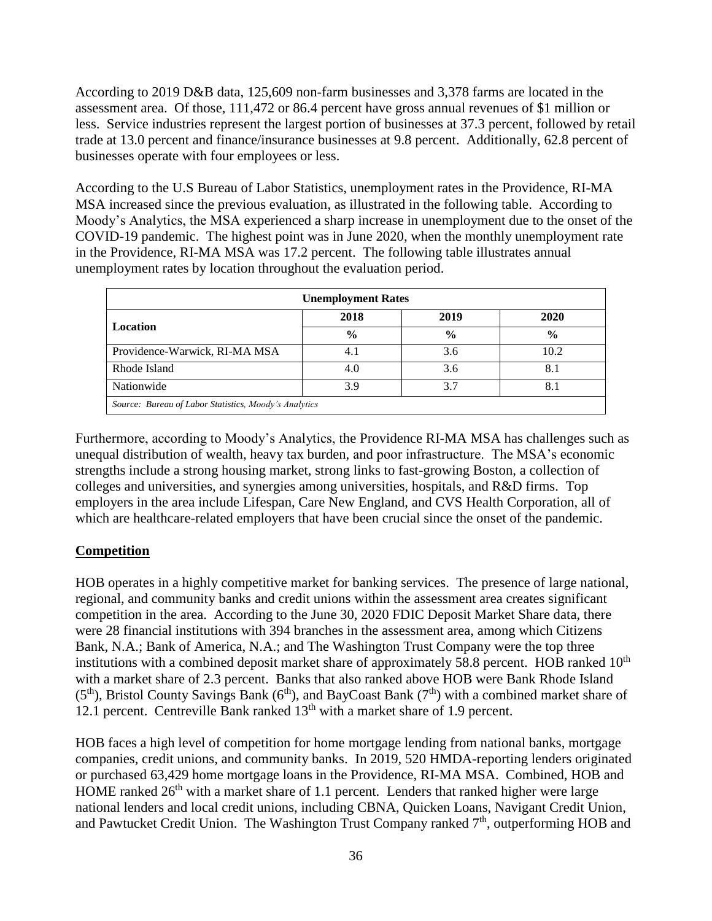According to 2019 D&B data, 125,609 non-farm businesses and 3,378 farms are located in the assessment area. Of those, 111,472 or 86.4 percent have gross annual revenues of $1 million or less. Service industries represent the largest portion of businesses at 37.3 percent, followed by retail trade at 13.0 percent and finance/insurance businesses at 9.8 percent. Additionally, 62.8 percent of businesses operate with four employees or less.

According to the U.S Bureau of Labor Statistics, unemployment rates in the Providence, RI-MA MSA increased since the previous evaluation, as illustrated in the following table. According to Moody's Analytics, the MSA experienced a sharp increase in unemployment due to the onset of the COVID-19 pandemic. The highest point was in June 2020, when the monthly unemployment rate in the Providence, RI-MA MSA was 17.2 percent. The following table illustrates annual unemployment rates by location throughout the evaluation period.

| Unemployment Rates | | | |
|---|---|---|---|
| **Location** | **2018** | **2019** | **2020** |
| | **%** | **%** | **%** |
| Providence-Warwick, RI-MA MSA | 4.1 | 3.6 | 10.2 |
| Rhode Island | 4.0 | 3.6 | 8.1 |
| Nationwide | 3.9 | 3.7 | 8.1 |
| *Source: Bureau of Labor Statistics, Moody's Analytics* | | | |

Furthermore, according to Moody's Analytics, the Providence RI-MA MSA has challenges such as unequal distribution of wealth, heavy tax burden, and poor infrastructure. The MSA's economic strengths include a strong housing market, strong links to fast-growing Boston, a collection of colleges and universities, and synergies among universities, hospitals, and R&D firms. Top employers in the area include Lifespan, Care New England, and CVS Health Corporation, all of which are healthcare-related employers that have been crucial since the onset of the pandemic.

## Competition

HOB operates in a highly competitive market for banking services. The presence of large national, regional, and community banks and credit unions within the assessment area creates significant competition in the area. According to the June 30, 2020 FDIC Deposit Market Share data, there were 28 financial institutions with 394 branches in the assessment area, among which Citizens Bank, N.A.; Bank of America, N.A.; and The Washington Trust Company were the top three institutions with a combined deposit market share of approximately 58.8 percent. HOB ranked 10th with a market share of 2.3 percent. Banks that also ranked above HOB were Bank Rhode Island (5th), Bristol County Savings Bank (6th), and BayCoast Bank (7th) with a combined market share of 12.1 percent. Centreville Bank ranked 13th with a market share of 1.9 percent.

HOB faces a high level of competition for home mortgage lending from national banks, mortgage companies, credit unions, and community banks. In 2019, 520 HMDA-reporting lenders originated or purchased 63,429 home mortgage loans in the Providence, RI-MA MSA. Combined, HOB and HOME ranked 26th with a market share of 1.1 percent. Lenders that ranked higher were large national lenders and local credit unions, including CBNA, Quicken Loans, Navigant Credit Union, and Pawtucket Credit Union. The Washington Trust Company ranked 7th, outperforming HOB and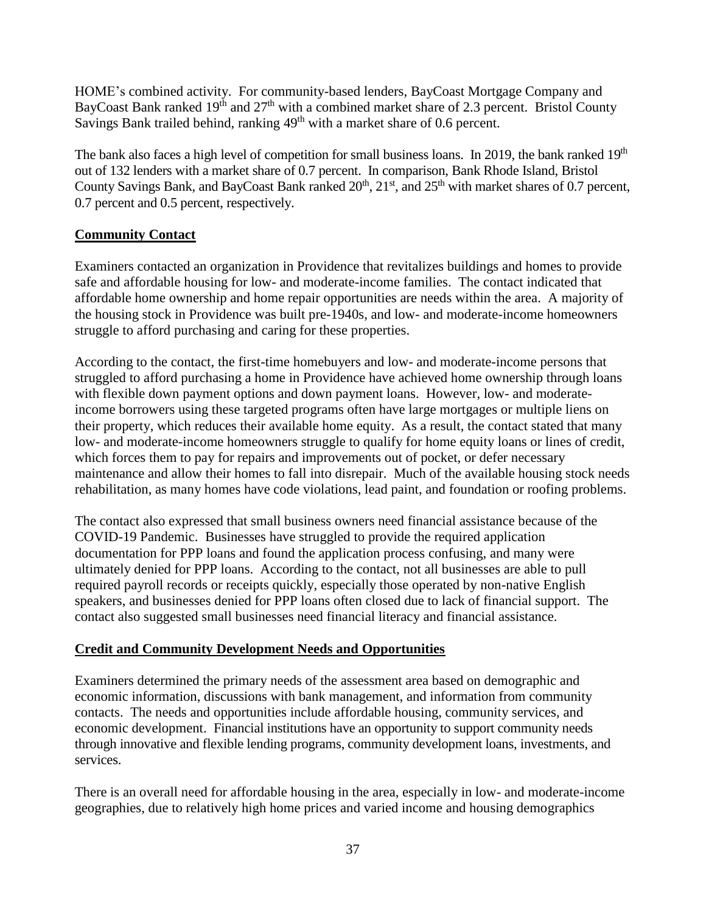HOME's combined activity. For community-based lenders, BayCoast Mortgage Company and BayCoast Bank ranked 19th and 27th with a combined market share of 2.3 percent. Bristol County Savings Bank trailed behind, ranking 49th with a market share of 0.6 percent.

The bank also faces a high level of competition for small business loans. In 2019, the bank ranked 19th out of 132 lenders with a market share of 0.7 percent. In comparison, Bank Rhode Island, Bristol County Savings Bank, and BayCoast Bank ranked 20th, 21st, and 25th with market shares of 0.7 percent, 0.7 percent and 0.5 percent, respectively.

**Community Contact**

Examiners contacted an organization in Providence that revitalizes buildings and homes to provide safe and affordable housing for low- and moderate-income families. The contact indicated that affordable home ownership and home repair opportunities are needs within the area. A majority of the housing stock in Providence was built pre-1940s, and low- and moderate-income homeowners struggle to afford purchasing and caring for these properties.

According to the contact, the first-time homebuyers and low- and moderate-income persons that struggled to afford purchasing a home in Providence have achieved home ownership through loans with flexible down payment options and down payment loans. However, low- and moderate-income borrowers using these targeted programs often have large mortgages or multiple liens on their property, which reduces their available home equity. As a result, the contact stated that many low- and moderate-income homeowners struggle to qualify for home equity loans or lines of credit, which forces them to pay for repairs and improvements out of pocket, or defer necessary maintenance and allow their homes to fall into disrepair. Much of the available housing stock needs rehabilitation, as many homes have code violations, lead paint, and foundation or roofing problems.

The contact also expressed that small business owners need financial assistance because of the COVID-19 Pandemic. Businesses have struggled to provide the required application documentation for PPP loans and found the application process confusing, and many were ultimately denied for PPP loans. According to the contact, not all businesses are able to pull required payroll records or receipts quickly, especially those operated by non-native English speakers, and businesses denied for PPP loans often closed due to lack of financial support. The contact also suggested small businesses need financial literacy and financial assistance.

**Credit and Community Development Needs and Opportunities**

Examiners determined the primary needs of the assessment area based on demographic and economic information, discussions with bank management, and information from community contacts. The needs and opportunities include affordable housing, community services, and economic development. Financial institutions have an opportunity to support community needs through innovative and flexible lending programs, community development loans, investments, and services.

There is an overall need for affordable housing in the area, especially in low- and moderate-income geographies, due to relatively high home prices and varied income and housing demographics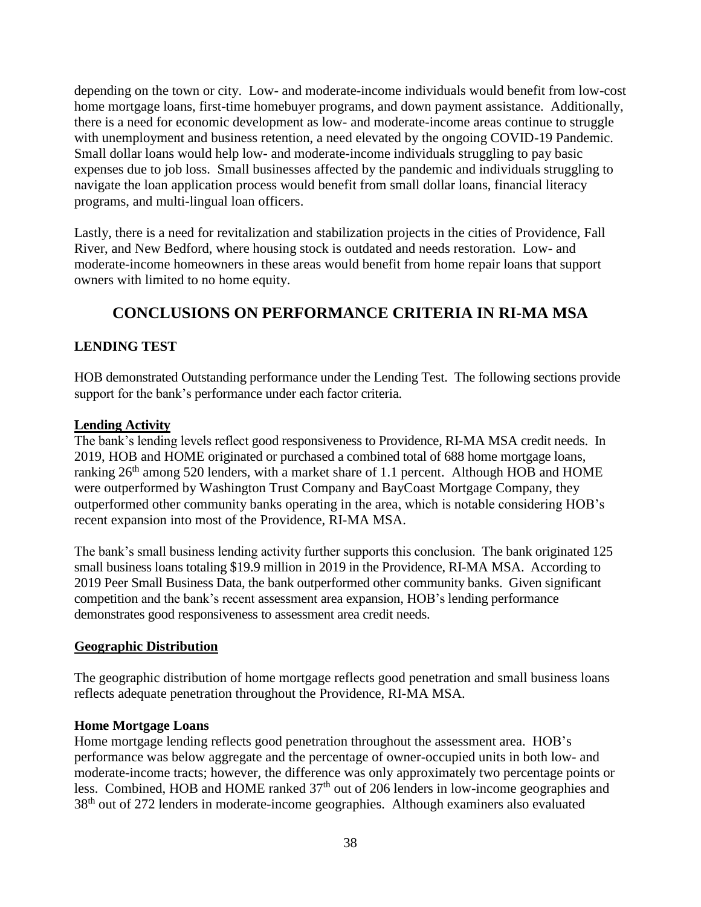depending on the town or city. Low- and moderate-income individuals would benefit from low-cost home mortgage loans, first-time homebuyer programs, and down payment assistance. Additionally, there is a need for economic development as low- and moderate-income areas continue to struggle with unemployment and business retention, a need elevated by the ongoing COVID-19 Pandemic. Small dollar loans would help low- and moderate-income individuals struggling to pay basic expenses due to job loss. Small businesses affected by the pandemic and individuals struggling to navigate the loan application process would benefit from small dollar loans, financial literacy programs, and multi-lingual loan officers.

Lastly, there is a need for revitalization and stabilization projects in the cities of Providence, Fall River, and New Bedford, where housing stock is outdated and needs restoration. Low- and moderate-income homeowners in these areas would benefit from home repair loans that support owners with limited to no home equity.

## CONCLUSIONS ON PERFORMANCE CRITERIA IN RI-MA MSA

### LENDING TEST

HOB demonstrated Outstanding performance under the Lending Test. The following sections provide support for the bank's performance under each factor criteria.

**Lending Activity**

The bank's lending levels reflect good responsiveness to Providence, RI-MA MSA credit needs. In 2019, HOB and HOME originated or purchased a combined total of 688 home mortgage loans, ranking 26th among 520 lenders, with a market share of 1.1 percent. Although HOB and HOME were outperformed by Washington Trust Company and BayCoast Mortgage Company, they outperformed other community banks operating in the area, which is notable considering HOB's recent expansion into most of the Providence, RI-MA MSA.

The bank's small business lending activity further supports this conclusion. The bank originated 125 small business loans totaling $19.9 million in 2019 in the Providence, RI-MA MSA. According to 2019 Peer Small Business Data, the bank outperformed other community banks. Given significant competition and the bank's recent assessment area expansion, HOB's lending performance demonstrates good responsiveness to assessment area credit needs.

**Geographic Distribution**

The geographic distribution of home mortgage reflects good penetration and small business loans reflects adequate penetration throughout the Providence, RI-MA MSA.

**Home Mortgage Loans**

Home mortgage lending reflects good penetration throughout the assessment area. HOB's performance was below aggregate and the percentage of owner-occupied units in both low- and moderate-income tracts; however, the difference was only approximately two percentage points or less. Combined, HOB and HOME ranked 37th out of 206 lenders in low-income geographies and 38th out of 272 lenders in moderate-income geographies. Although examiners also evaluated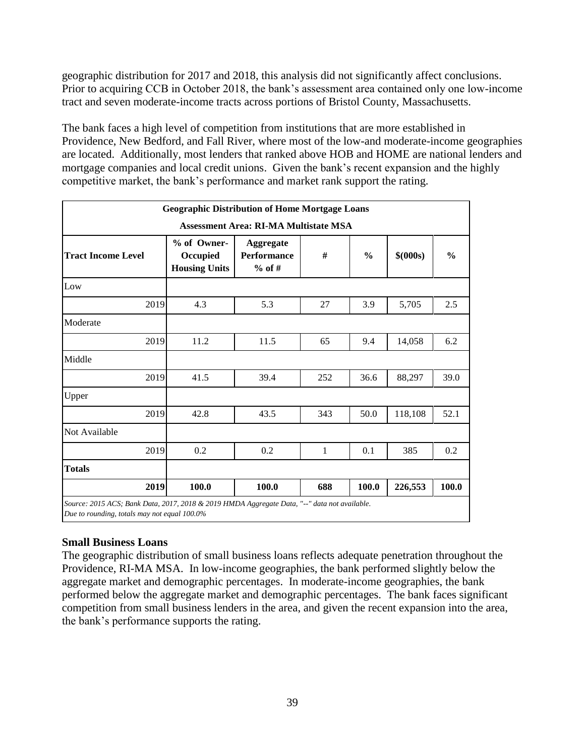geographic distribution for 2017 and 2018, this analysis did not significantly affect conclusions. Prior to acquiring CCB in October 2018, the bank's assessment area contained only one low-income tract and seven moderate-income tracts across portions of Bristol County, Massachusetts.

The bank faces a high level of competition from institutions that are more established in Providence, New Bedford, and Fall River, where most of the low-and moderate-income geographies are located. Additionally, most lenders that ranked above HOB and HOME are national lenders and mortgage companies and local credit unions. Given the bank's recent expansion and the highly competitive market, the bank's performance and market rank support the rating.

| Geographic Distribution of Home Mortgage Loans | | | | | | |
|---|---|---|---|---|---|---|
| Assessment Area: RI-MA Multistate MSA | | | | | | |
| **Tract Income Level** | **% of Owner-Occupied Housing Units** | **Aggregate Performance % of #** | **#** | **%** | **$(000s)** | **%** |
| Low | | | | | | |
| 2019 | 4.3 | 5.3 | 27 | 3.9 | 5,705 | 2.5 |
| Moderate | | | | | | |
| 2019 | 11.2 | 11.5 | 65 | 9.4 | 14,058 | 6.2 |
| Middle | | | | | | |
| 2019 | 41.5 | 39.4 | 252 | 36.6 | 88,297 | 39.0 |
| Upper | | | | | | |
| 2019 | 42.8 | 43.5 | 343 | 50.0 | 118,108 | 52.1 |
| Not Available | | | | | | |
| 2019 | 0.2 | 0.2 | 1 | 0.1 | 385 | 0.2 |
| **Totals** | | | | | | |
| **2019** | **100.0** | **100.0** | **688** | **100.0** | **226,553** | **100.0** |

*Source: 2015 ACS; Bank Data, 2017, 2018 & 2019 HMDA Aggregate Data, "--" data not available.*
*Due to rounding, totals may not equal 100.0%*

**Small Business Loans**

The geographic distribution of small business loans reflects adequate penetration throughout the Providence, RI-MA MSA. In low-income geographies, the bank performed slightly below the aggregate market and demographic percentages. In moderate-income geographies, the bank performed below the aggregate market and demographic percentages. The bank faces significant competition from small business lenders in the area, and given the recent expansion into the area, the bank's performance supports the rating.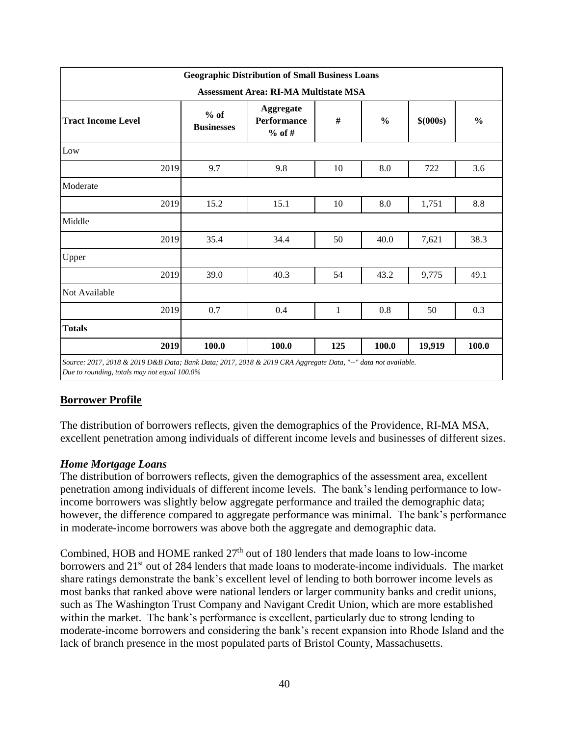| Geographic Distribution of Small Business Loans | | | | | | |
|---|---|---|---|---|---|---|
| Assessment Area: RI-MA Multistate MSA | | | | | | |
| Tract Income Level | % of Businesses | Aggregate Performance % of # | # | % | $(000s) | % |
| Low | | | | | | |
| 2019 | 9.7 | 9.8 | 10 | 8.0 | 722 | 3.6 |
| Moderate | | | | | | |
| 2019 | 15.2 | 15.1 | 10 | 8.0 | 1,751 | 8.8 |
| Middle | | | | | | |
| 2019 | 35.4 | 34.4 | 50 | 40.0 | 7,621 | 38.3 |
| Upper | | | | | | |
| 2019 | 39.0 | 40.3 | 54 | 43.2 | 9,775 | 49.1 |
| Not Available | | | | | | |
| 2019 | 0.7 | 0.4 | 1 | 0.8 | 50 | 0.3 |
| **Totals** | | | | | | |
| **2019** | **100.0** | **100.0** | **125** | **100.0** | **19,919** | **100.0** |

*Source: 2017, 2018 & 2019 D&B Data; Bank Data; 2017, 2018 & 2019 CRA Aggregate Data, "--" data not available.*
*Due to rounding, totals may not equal 100.0%*

## Borrower Profile

The distribution of borrowers reflects, given the demographics of the Providence, RI-MA MSA, excellent penetration among individuals of different income levels and businesses of different sizes.

### *Home Mortgage Loans*

The distribution of borrowers reflects, given the demographics of the assessment area, excellent penetration among individuals of different income levels. The bank's lending performance to low-income borrowers was slightly below aggregate performance and trailed the demographic data; however, the difference compared to aggregate performance was minimal. The bank's performance in moderate-income borrowers was above both the aggregate and demographic data.

Combined, HOB and HOME ranked 27th out of 180 lenders that made loans to low-income borrowers and 21st out of 284 lenders that made loans to moderate-income individuals. The market share ratings demonstrate the bank's excellent level of lending to both borrower income levels as most banks that ranked above were national lenders or larger community banks and credit unions, such as The Washington Trust Company and Navigant Credit Union, which are more established within the market. The bank's performance is excellent, particularly due to strong lending to moderate-income borrowers and considering the bank's recent expansion into Rhode Island and the lack of branch presence in the most populated parts of Bristol County, Massachusetts.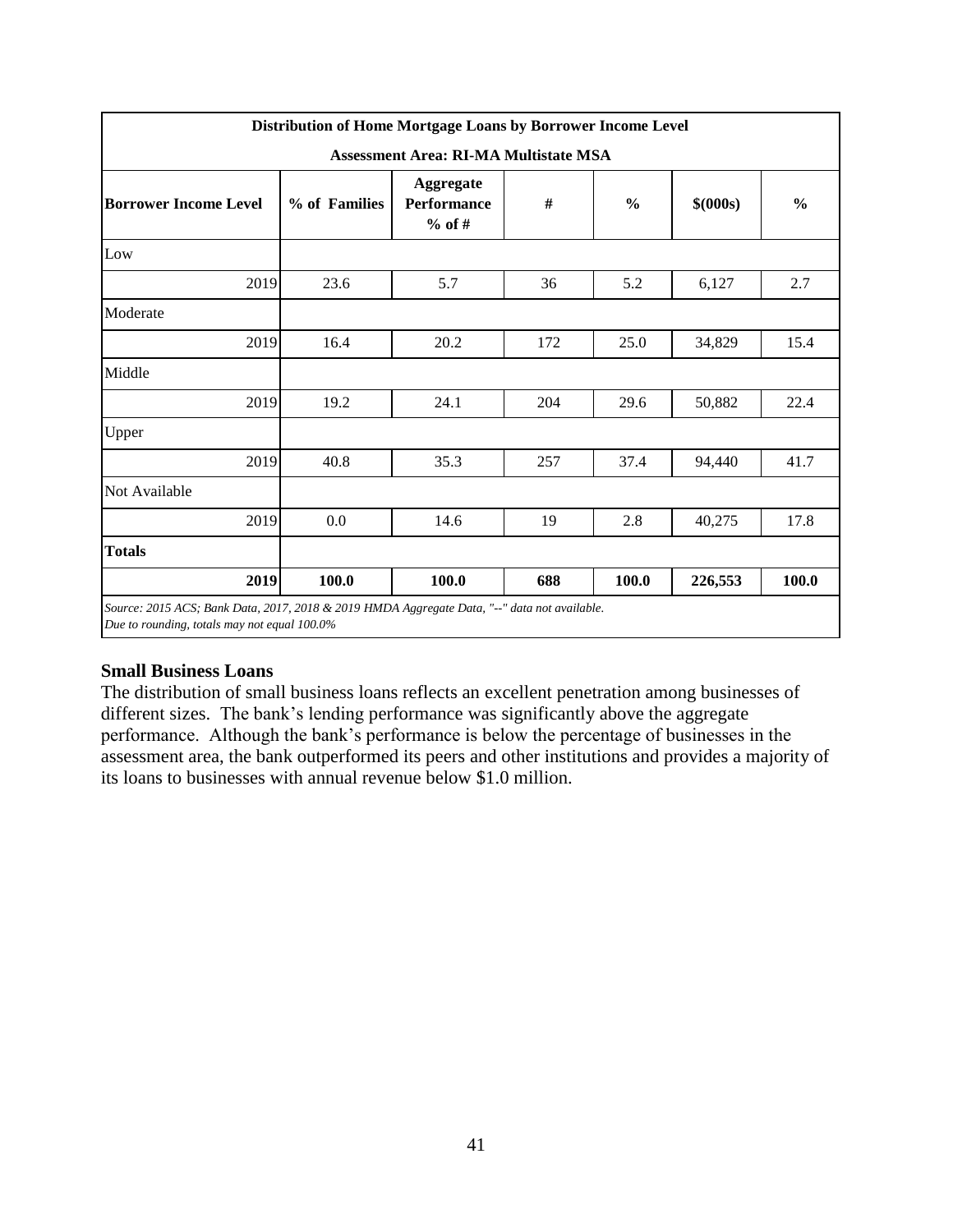| Distribution of Home Mortgage Loans by Borrower Income Level | | | | | | |
|---|---|---|---|---|---|---|
| **Assessment Area: RI-MA Multistate MSA** | | | | | | |
| **Borrower Income Level** | **% of Families** | **Aggregate Performance % of #** | **#** | **%** | **$(000s)** | **%** |
| Low | | | | | | |
| 2019 | 23.6 | 5.7 | 36 | 5.2 | 6,127 | 2.7 |
| Moderate | | | | | | |
| 2019 | 16.4 | 20.2 | 172 | 25.0 | 34,829 | 15.4 |
| Middle | | | | | | |
| 2019 | 19.2 | 24.1 | 204 | 29.6 | 50,882 | 22.4 |
| Upper | | | | | | |
| 2019 | 40.8 | 35.3 | 257 | 37.4 | 94,440 | 41.7 |
| Not Available | | | | | | |
| 2019 | 0.0 | 14.6 | 19 | 2.8 | 40,275 | 17.8 |
| **Totals** | | | | | | |
| **2019** | **100.0** | **100.0** | **688** | **100.0** | **226,553** | **100.0** |

*Source: 2015 ACS; Bank Data, 2017, 2018 & 2019 HMDA Aggregate Data, "--" data not available.*
*Due to rounding, totals may not equal 100.0%*

**Small Business Loans**

The distribution of small business loans reflects an excellent penetration among businesses of different sizes. The bank's lending performance was significantly above the aggregate performance. Although the bank's performance is below the percentage of businesses in the assessment area, the bank outperformed its peers and other institutions and provides a majority of its loans to businesses with annual revenue below $1.0 million.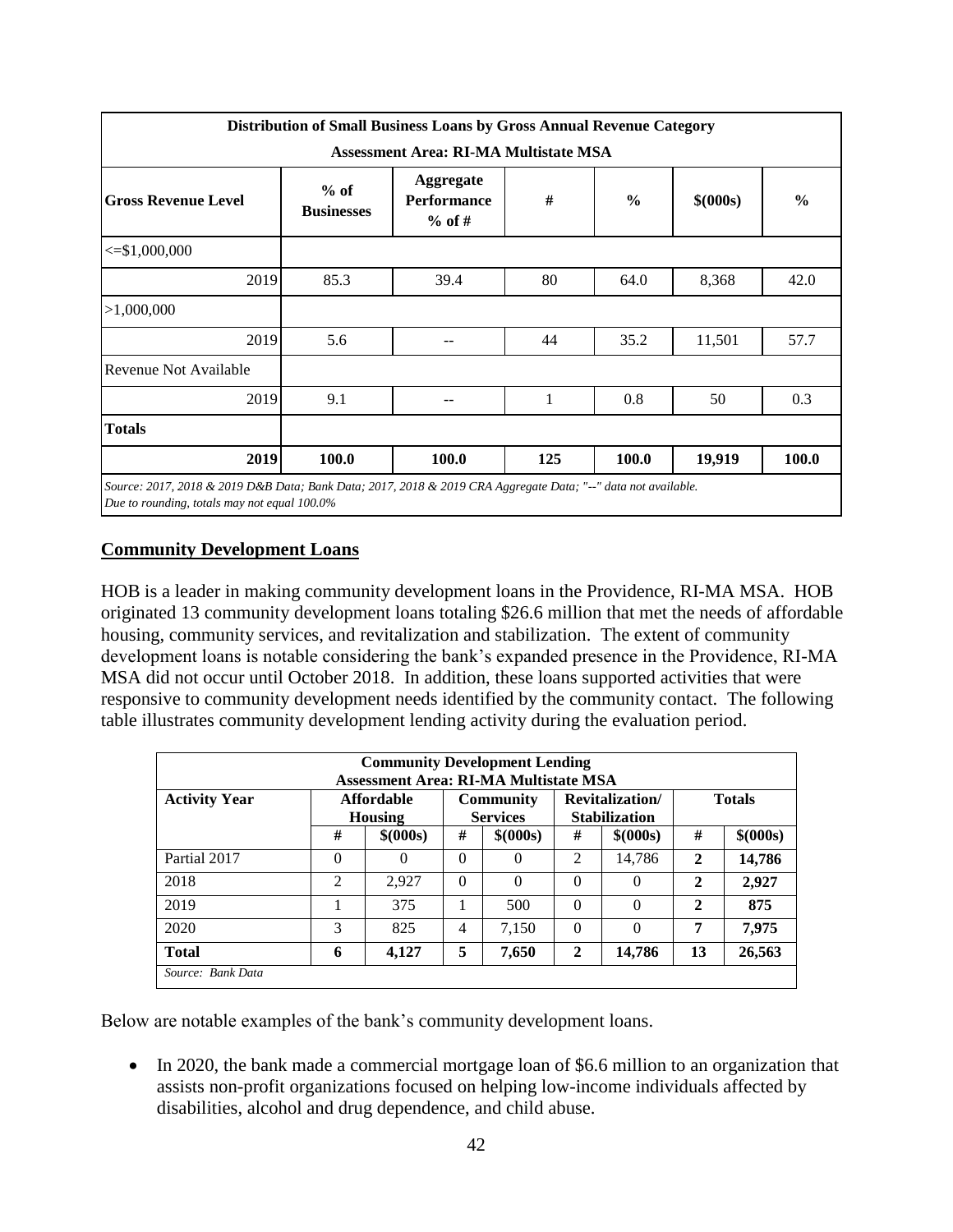| Distribution of Small Business Loans by Gross Annual Revenue Category | | | | | | |
|---|---|---|---|---|---|---|
| Assessment Area: RI-MA Multistate MSA | | | | | | |
| Gross Revenue Level | % of Businesses | Aggregate Performance % of # | # | % | $(000s) | % |
| <=$1,000,000 | | | | | | |
| 2019 | 85.3 | 39.4 | 80 | 64.0 | 8,368 | 42.0 |
| >1,000,000 | | | | | | |
| 2019 | 5.6 | -- | 44 | 35.2 | 11,501 | 57.7 |
| Revenue Not Available | | | | | | |
| 2019 | 9.1 | -- | 1 | 0.8 | 50 | 0.3 |
| **Totals** | | | | | | |
| **2019** | **100.0** | **100.0** | **125** | **100.0** | **19,919** | **100.0** |

*Source: 2017, 2018 & 2019 D&B Data; Bank Data; 2017, 2018 & 2019 CRA Aggregate Data; "--" data not available.*
*Due to rounding, totals may not equal 100.0%*

## Community Development Loans

HOB is a leader in making community development loans in the Providence, RI-MA MSA. HOB originated 13 community development loans totaling $26.6 million that met the needs of affordable housing, community services, and revitalization and stabilization. The extent of community development loans is notable considering the bank's expanded presence in the Providence, RI-MA MSA did not occur until October 2018. In addition, these loans supported activities that were responsive to community development needs identified by the community contact. The following table illustrates community development lending activity during the evaluation period.

| Community Development Lending | | | | | | | | |
|---|---|---|---|---|---|---|---|---|
| Assessment Area: RI-MA Multistate MSA | | | | | | | | |
| Activity Year | Affordable Housing | | Community Services | | Revitalization/ Stabilization | | Totals | |
| | # | $(000s) | # | $(000s) | # | $(000s) | # | $(000s) |
| Partial 2017 | 0 | 0 | 0 | 0 | 2 | 14,786 | **2** | **14,786** |
| 2018 | 2 | 2,927 | 0 | 0 | 0 | 0 | **2** | **2,927** |
| 2019 | 1 | 375 | 1 | 500 | 0 | 0 | **2** | **875** |
| 2020 | 3 | 825 | 4 | 7,150 | 0 | 0 | **7** | **7,975** |
| **Total** | **6** | **4,127** | **5** | **7,650** | **2** | **14,786** | **13** | **26,563** |

*Source: Bank Data*

Below are notable examples of the bank's community development loans.

- In 2020, the bank made a commercial mortgage loan of $6.6 million to an organization that assists non-profit organizations focused on helping low-income individuals affected by disabilities, alcohol and drug dependence, and child abuse.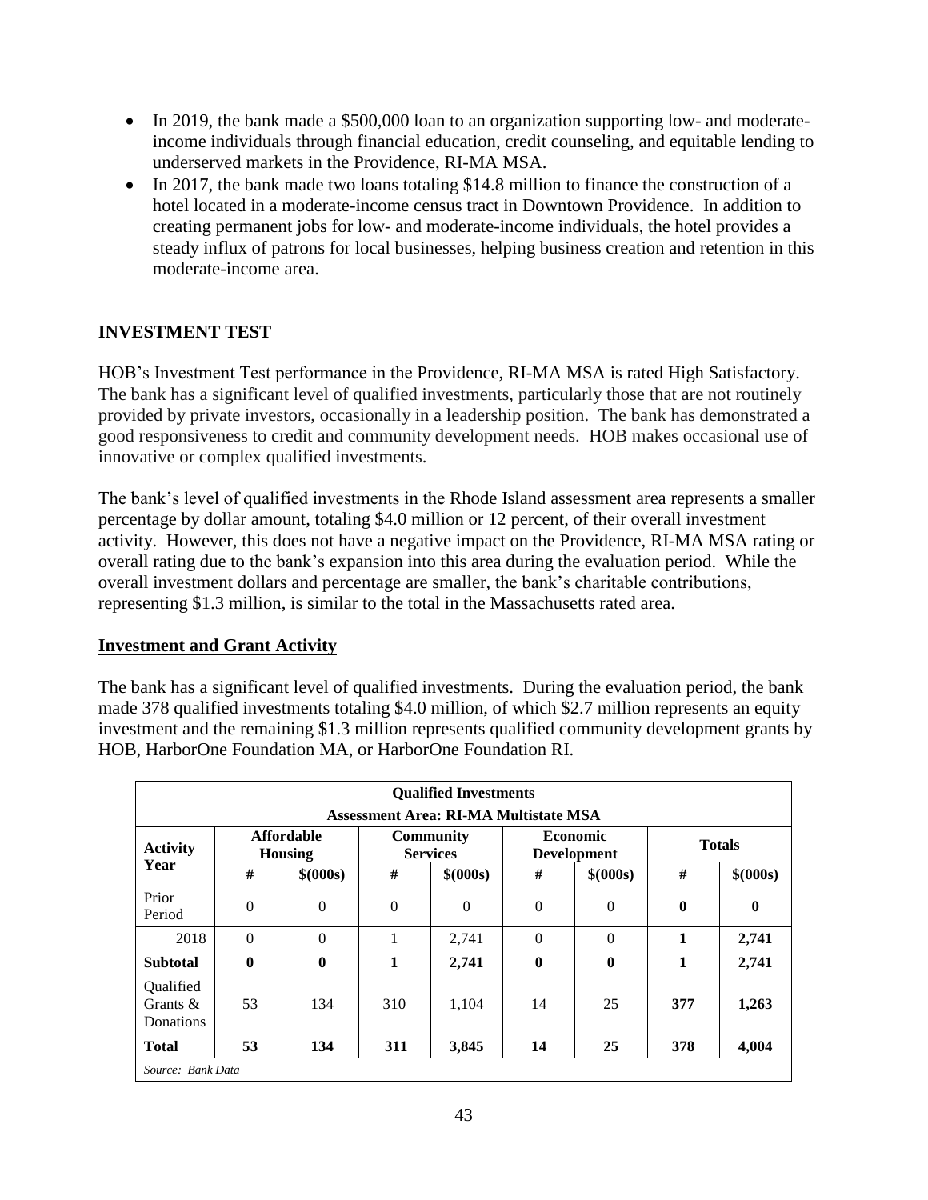- In 2019, the bank made a $500,000 loan to an organization supporting low- and moderate-income individuals through financial education, credit counseling, and equitable lending to underserved markets in the Providence, RI-MA MSA.
- In 2017, the bank made two loans totaling $14.8 million to finance the construction of a hotel located in a moderate-income census tract in Downtown Providence. In addition to creating permanent jobs for low- and moderate-income individuals, the hotel provides a steady influx of patrons for local businesses, helping business creation and retention in this moderate-income area.

## INVESTMENT TEST

HOB's Investment Test performance in the Providence, RI-MA MSA is rated High Satisfactory. The bank has a significant level of qualified investments, particularly those that are not routinely provided by private investors, occasionally in a leadership position. The bank has demonstrated a good responsiveness to credit and community development needs. HOB makes occasional use of innovative or complex qualified investments.

The bank's level of qualified investments in the Rhode Island assessment area represents a smaller percentage by dollar amount, totaling $4.0 million or 12 percent, of their overall investment activity. However, this does not have a negative impact on the Providence, RI-MA MSA rating or overall rating due to the bank's expansion into this area during the evaluation period. While the overall investment dollars and percentage are smaller, the bank's charitable contributions, representing $1.3 million, is similar to the total in the Massachusetts rated area.

### Investment and Grant Activity

The bank has a significant level of qualified investments. During the evaluation period, the bank made 378 qualified investments totaling $4.0 million, of which $2.7 million represents an equity investment and the remaining $1.3 million represents qualified community development grants by HOB, HarborOne Foundation MA, or HarborOne Foundation RI.

| Qualified Investments<br>Assessment Area: RI-MA Multistate MSA | | | | | | | | |
|---|---|---|---|---|---|---|---|---|
| Activity Year | Affordable Housing | | Community Services | | Economic Development | | Totals | |
| | # | $(000s) | # | $(000s) | # | $(000s) | # | $(000s) |
| Prior Period | 0 | 0 | 0 | 0 | 0 | 0 | **0** | **0** |
| 2018 | 0 | 0 | 1 | 2,741 | 0 | 0 | **1** | **2,741** |
| **Subtotal** | **0** | **0** | **1** | **2,741** | **0** | **0** | **1** | **2,741** |
| Qualified Grants & Donations | 53 | 134 | 310 | 1,104 | 14 | 25 | **377** | **1,263** |
| **Total** | **53** | **134** | **311** | **3,845** | **14** | **25** | **378** | **4,004** |

*Source: Bank Data*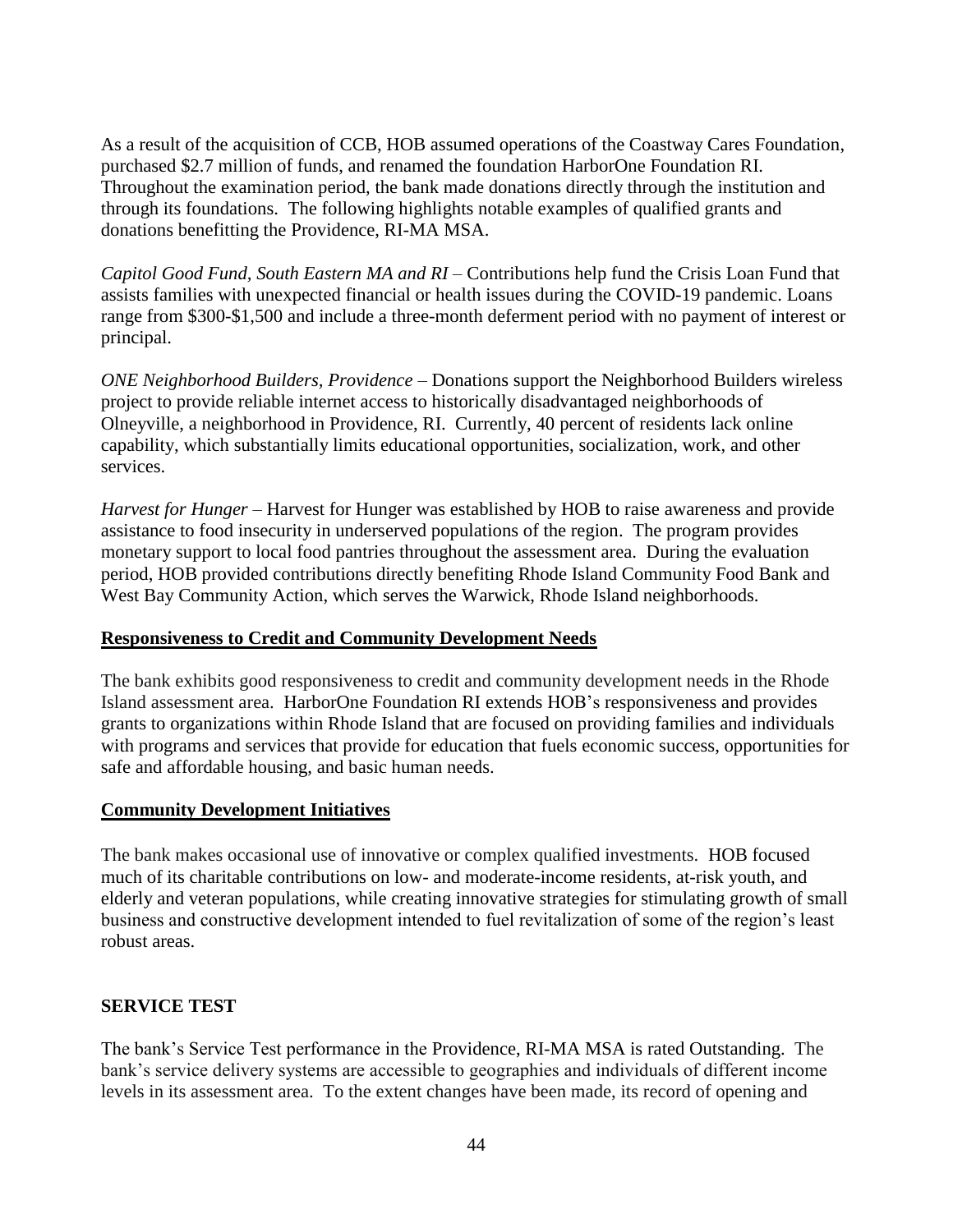As a result of the acquisition of CCB, HOB assumed operations of the Coastway Cares Foundation, purchased $2.7 million of funds, and renamed the foundation HarborOne Foundation RI. Throughout the examination period, the bank made donations directly through the institution and through its foundations. The following highlights notable examples of qualified grants and donations benefitting the Providence, RI-MA MSA.

*Capitol Good Fund, South Eastern MA and RI* – Contributions help fund the Crisis Loan Fund that assists families with unexpected financial or health issues during the COVID-19 pandemic. Loans range from $300-$1,500 and include a three-month deferment period with no payment of interest or principal.

*ONE Neighborhood Builders, Providence* – Donations support the Neighborhood Builders wireless project to provide reliable internet access to historically disadvantaged neighborhoods of Olneyville, a neighborhood in Providence, RI. Currently, 40 percent of residents lack online capability, which substantially limits educational opportunities, socialization, work, and other services.

*Harvest for Hunger* – Harvest for Hunger was established by HOB to raise awareness and provide assistance to food insecurity in underserved populations of the region. The program provides monetary support to local food pantries throughout the assessment area. During the evaluation period, HOB provided contributions directly benefiting Rhode Island Community Food Bank and West Bay Community Action, which serves the Warwick, Rhode Island neighborhoods.

**Responsiveness to Credit and Community Development Needs**

The bank exhibits good responsiveness to credit and community development needs in the Rhode Island assessment area. HarborOne Foundation RI extends HOB's responsiveness and provides grants to organizations within Rhode Island that are focused on providing families and individuals with programs and services that provide for education that fuels economic success, opportunities for safe and affordable housing, and basic human needs.

**Community Development Initiatives**

The bank makes occasional use of innovative or complex qualified investments. HOB focused much of its charitable contributions on low- and moderate-income residents, at-risk youth, and elderly and veteran populations, while creating innovative strategies for stimulating growth of small business and constructive development intended to fuel revitalization of some of the region's least robust areas.

## SERVICE TEST

The bank's Service Test performance in the Providence, RI-MA MSA is rated Outstanding. The bank's service delivery systems are accessible to geographies and individuals of different income levels in its assessment area. To the extent changes have been made, its record of opening and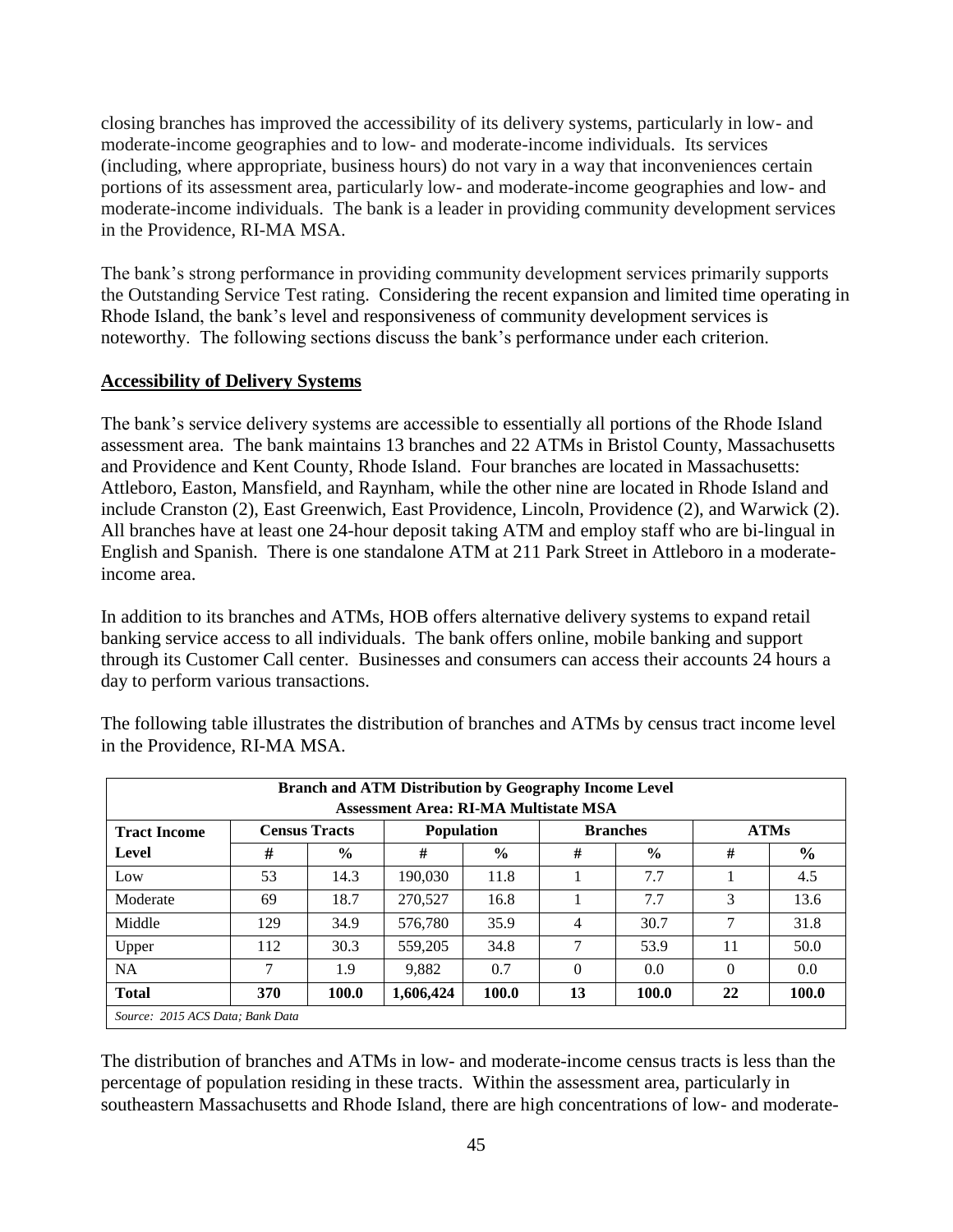closing branches has improved the accessibility of its delivery systems, particularly in low- and moderate-income geographies and to low- and moderate-income individuals. Its services (including, where appropriate, business hours) do not vary in a way that inconveniences certain portions of its assessment area, particularly low- and moderate-income geographies and low- and moderate-income individuals. The bank is a leader in providing community development services in the Providence, RI-MA MSA.

The bank's strong performance in providing community development services primarily supports the Outstanding Service Test rating. Considering the recent expansion and limited time operating in Rhode Island, the bank's level and responsiveness of community development services is noteworthy. The following sections discuss the bank's performance under each criterion.

**Accessibility of Delivery Systems**

The bank's service delivery systems are accessible to essentially all portions of the Rhode Island assessment area. The bank maintains 13 branches and 22 ATMs in Bristol County, Massachusetts and Providence and Kent County, Rhode Island. Four branches are located in Massachusetts: Attleboro, Easton, Mansfield, and Raynham, while the other nine are located in Rhode Island and include Cranston (2), East Greenwich, East Providence, Lincoln, Providence (2), and Warwick (2). All branches have at least one 24-hour deposit taking ATM and employ staff who are bi-lingual in English and Spanish. There is one standalone ATM at 211 Park Street in Attleboro in a moderate-income area.

In addition to its branches and ATMs, HOB offers alternative delivery systems to expand retail banking service access to all individuals. The bank offers online, mobile banking and support through its Customer Call center. Businesses and consumers can access their accounts 24 hours a day to perform various transactions.

The following table illustrates the distribution of branches and ATMs by census tract income level in the Providence, RI-MA MSA.

| Branch and ATM Distribution by Geography Income Level<br>Assessment Area: RI-MA Multistate MSA | | | | | | | | |
|---|---|---|---|---|---|---|---|---|
| **Tract Income Level** | **Census Tracts** | | **Population** | | **Branches** | | **ATMs** | |
| | **#** | **%** | **#** | **%** | **#** | **%** | **#** | **%** |
| Low | 53 | 14.3 | 190,030 | 11.8 | 1 | 7.7 | 1 | 4.5 |
| Moderate | 69 | 18.7 | 270,527 | 16.8 | 1 | 7.7 | 3 | 13.6 |
| Middle | 129 | 34.9 | 576,780 | 35.9 | 4 | 30.7 | 7 | 31.8 |
| Upper | 112 | 30.3 | 559,205 | 34.8 | 7 | 53.9 | 11 | 50.0 |
| NA | 7 | 1.9 | 9,882 | 0.7 | 0 | 0.0 | 0 | 0.0 |
| **Total** | **370** | **100.0** | **1,606,424** | **100.0** | **13** | **100.0** | **22** | **100.0** |

*Source: 2015 ACS Data; Bank Data*

The distribution of branches and ATMs in low- and moderate-income census tracts is less than the percentage of population residing in these tracts. Within the assessment area, particularly in southeastern Massachusetts and Rhode Island, there are high concentrations of low- and moderate-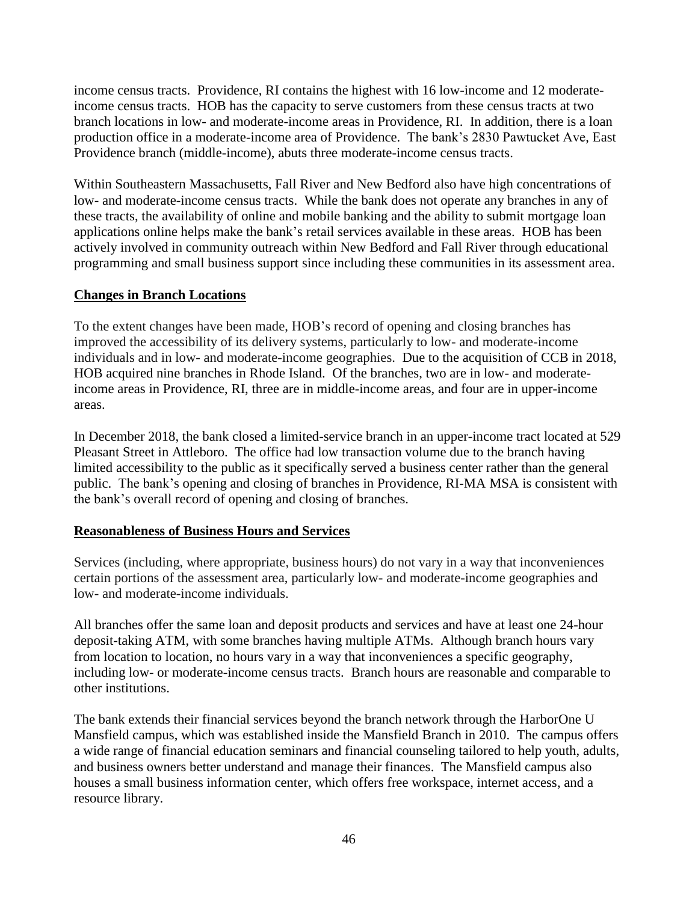income census tracts. Providence, RI contains the highest with 16 low-income and 12 moderate-income census tracts. HOB has the capacity to serve customers from these census tracts at two branch locations in low- and moderate-income areas in Providence, RI. In addition, there is a loan production office in a moderate-income area of Providence. The bank's 2830 Pawtucket Ave, East Providence branch (middle-income), abuts three moderate-income census tracts.

Within Southeastern Massachusetts, Fall River and New Bedford also have high concentrations of low- and moderate-income census tracts. While the bank does not operate any branches in any of these tracts, the availability of online and mobile banking and the ability to submit mortgage loan applications online helps make the bank's retail services available in these areas. HOB has been actively involved in community outreach within New Bedford and Fall River through educational programming and small business support since including these communities in its assessment area.

**Changes in Branch Locations**

To the extent changes have been made, HOB's record of opening and closing branches has improved the accessibility of its delivery systems, particularly to low- and moderate-income individuals and in low- and moderate-income geographies. Due to the acquisition of CCB in 2018, HOB acquired nine branches in Rhode Island. Of the branches, two are in low- and moderate-income areas in Providence, RI, three are in middle-income areas, and four are in upper-income areas.

In December 2018, the bank closed a limited-service branch in an upper-income tract located at 529 Pleasant Street in Attleboro. The office had low transaction volume due to the branch having limited accessibility to the public as it specifically served a business center rather than the general public. The bank's opening and closing of branches in Providence, RI-MA MSA is consistent with the bank's overall record of opening and closing of branches.

**Reasonableness of Business Hours and Services**

Services (including, where appropriate, business hours) do not vary in a way that inconveniences certain portions of the assessment area, particularly low- and moderate-income geographies and low- and moderate-income individuals.

All branches offer the same loan and deposit products and services and have at least one 24-hour deposit-taking ATM, with some branches having multiple ATMs. Although branch hours vary from location to location, no hours vary in a way that inconveniences a specific geography, including low- or moderate-income census tracts. Branch hours are reasonable and comparable to other institutions.

The bank extends their financial services beyond the branch network through the HarborOne U Mansfield campus, which was established inside the Mansfield Branch in 2010. The campus offers a wide range of financial education seminars and financial counseling tailored to help youth, adults, and business owners better understand and manage their finances. The Mansfield campus also houses a small business information center, which offers free workspace, internet access, and a resource library.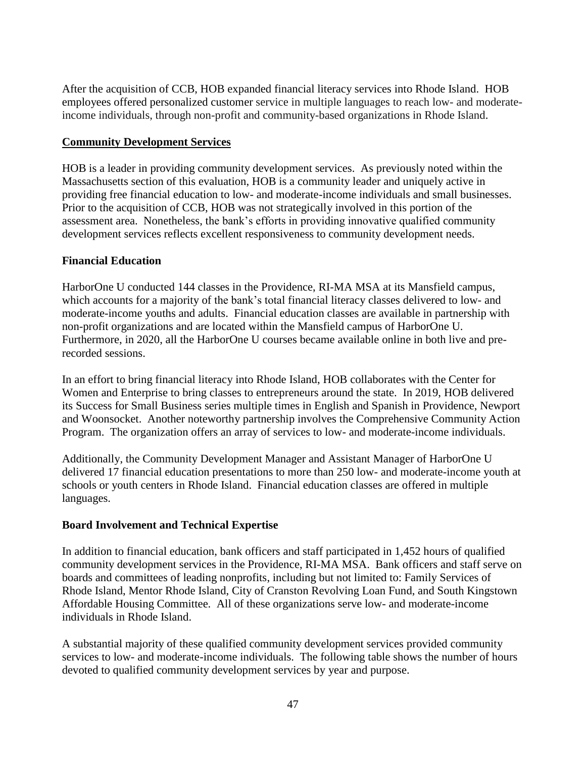After the acquisition of CCB, HOB expanded financial literacy services into Rhode Island. HOB employees offered personalized customer service in multiple languages to reach low- and moderate-income individuals, through non-profit and community-based organizations in Rhode Island.

**Community Development Services**

HOB is a leader in providing community development services. As previously noted within the Massachusetts section of this evaluation, HOB is a community leader and uniquely active in providing free financial education to low- and moderate-income individuals and small businesses. Prior to the acquisition of CCB, HOB was not strategically involved in this portion of the assessment area. Nonetheless, the bank's efforts in providing innovative qualified community development services reflects excellent responsiveness to community development needs.

**Financial Education**

HarborOne U conducted 144 classes in the Providence, RI-MA MSA at its Mansfield campus, which accounts for a majority of the bank's total financial literacy classes delivered to low- and moderate-income youths and adults. Financial education classes are available in partnership with non-profit organizations and are located within the Mansfield campus of HarborOne U. Furthermore, in 2020, all the HarborOne U courses became available online in both live and pre-recorded sessions.

In an effort to bring financial literacy into Rhode Island, HOB collaborates with the Center for Women and Enterprise to bring classes to entrepreneurs around the state. In 2019, HOB delivered its Success for Small Business series multiple times in English and Spanish in Providence, Newport and Woonsocket. Another noteworthy partnership involves the Comprehensive Community Action Program. The organization offers an array of services to low- and moderate-income individuals.

Additionally, the Community Development Manager and Assistant Manager of HarborOne U delivered 17 financial education presentations to more than 250 low- and moderate-income youth at schools or youth centers in Rhode Island. Financial education classes are offered in multiple languages.

**Board Involvement and Technical Expertise**

In addition to financial education, bank officers and staff participated in 1,452 hours of qualified community development services in the Providence, RI-MA MSA. Bank officers and staff serve on boards and committees of leading nonprofits, including but not limited to: Family Services of Rhode Island, Mentor Rhode Island, City of Cranston Revolving Loan Fund, and South Kingstown Affordable Housing Committee. All of these organizations serve low- and moderate-income individuals in Rhode Island.

A substantial majority of these qualified community development services provided community services to low- and moderate-income individuals. The following table shows the number of hours devoted to qualified community development services by year and purpose.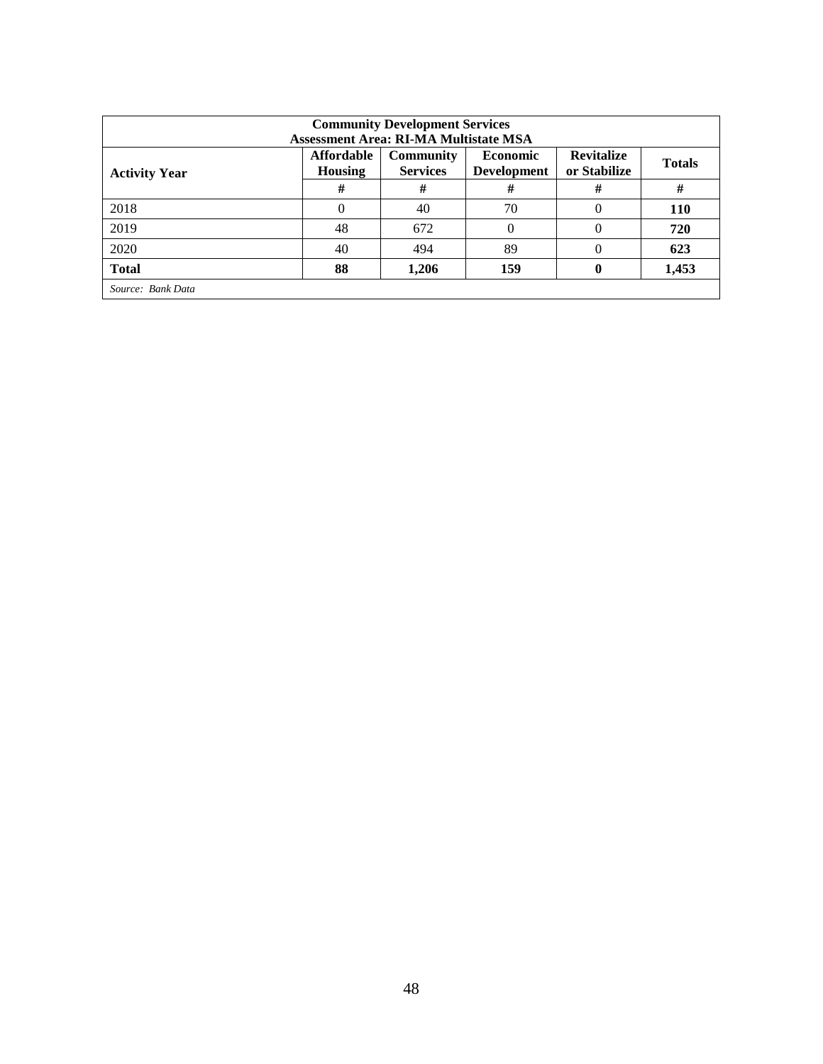| Community Development Services<br>Assessment Area: RI-MA Multistate MSA | | | | | |
|---|---|---|---|---|---|
| **Activity Year** | **Affordable Housing** | **Community Services** | **Economic Development** | **Revitalize or Stabilize** | **Totals** |
| | **#** | **#** | **#** | **#** | **#** |
| 2018 | 0 | 40 | 70 | 0 | **110** |
| 2019 | 48 | 672 | 0 | 0 | **720** |
| 2020 | 40 | 494 | 89 | 0 | **623** |
| **Total** | **88** | **1,206** | **159** | **0** | **1,453** |
| *Source: Bank Data* | | | | | |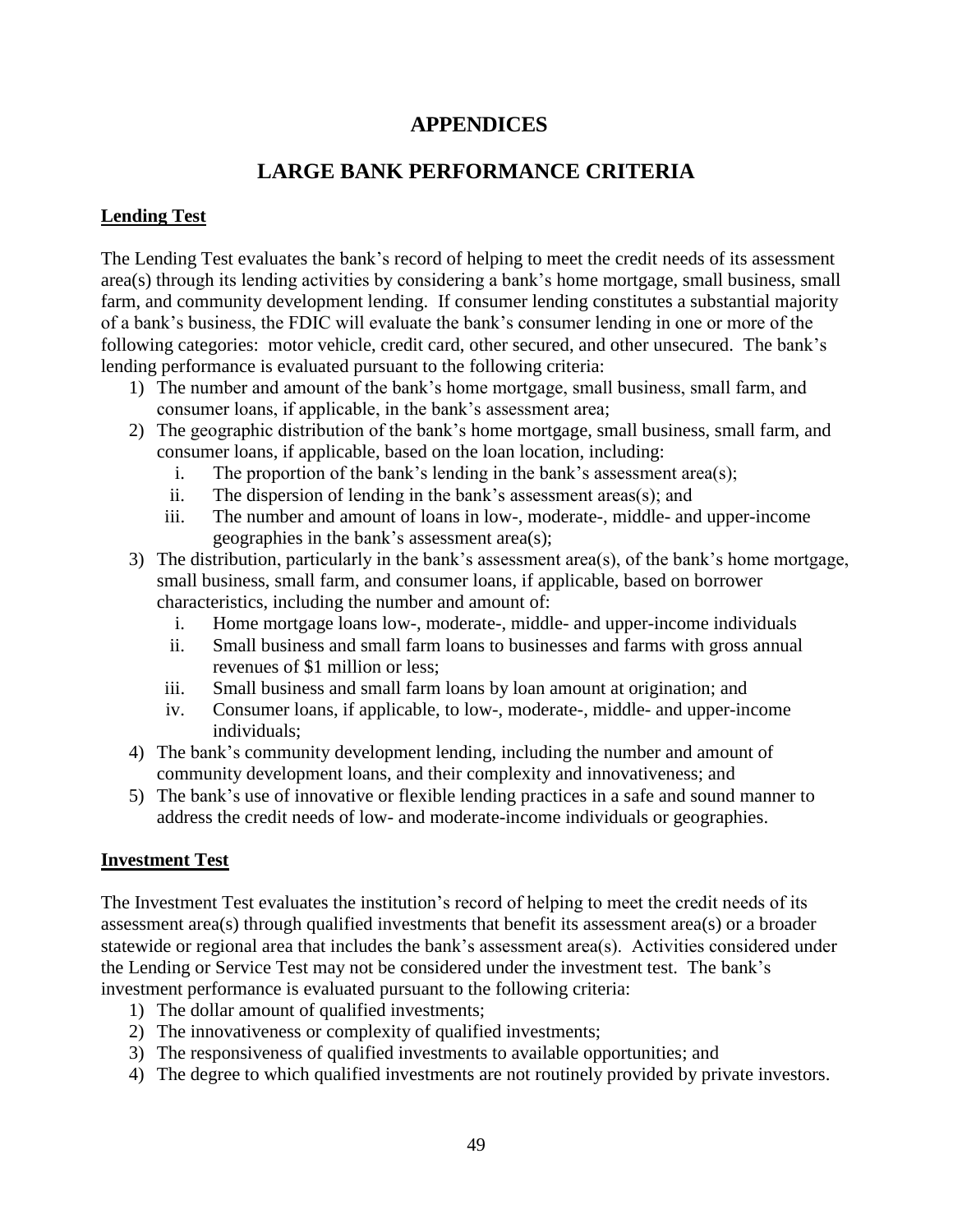# APPENDICES

# LARGE BANK PERFORMANCE CRITERIA

## Lending Test

The Lending Test evaluates the bank's record of helping to meet the credit needs of its assessment area(s) through its lending activities by considering a bank's home mortgage, small business, small farm, and community development lending. If consumer lending constitutes a substantial majority of a bank's business, the FDIC will evaluate the bank's consumer lending in one or more of the following categories: motor vehicle, credit card, other secured, and other unsecured. The bank's lending performance is evaluated pursuant to the following criteria:

1) The number and amount of the bank's home mortgage, small business, small farm, and consumer loans, if applicable, in the bank's assessment area;
2) The geographic distribution of the bank's home mortgage, small business, small farm, and consumer loans, if applicable, based on the loan location, including:
   i. The proportion of the bank's lending in the bank's assessment area(s);
   ii. The dispersion of lending in the bank's assessment areas(s); and
   iii. The number and amount of loans in low-, moderate-, middle- and upper-income geographies in the bank's assessment area(s);
3) The distribution, particularly in the bank's assessment area(s), of the bank's home mortgage, small business, small farm, and consumer loans, if applicable, based on borrower characteristics, including the number and amount of:
   i. Home mortgage loans low-, moderate-, middle- and upper-income individuals
   ii. Small business and small farm loans to businesses and farms with gross annual revenues of $1 million or less;
   iii. Small business and small farm loans by loan amount at origination; and
   iv. Consumer loans, if applicable, to low-, moderate-, middle- and upper-income individuals;
4) The bank's community development lending, including the number and amount of community development loans, and their complexity and innovativeness; and
5) The bank's use of innovative or flexible lending practices in a safe and sound manner to address the credit needs of low- and moderate-income individuals or geographies.

## Investment Test

The Investment Test evaluates the institution's record of helping to meet the credit needs of its assessment area(s) through qualified investments that benefit its assessment area(s) or a broader statewide or regional area that includes the bank's assessment area(s). Activities considered under the Lending or Service Test may not be considered under the investment test. The bank's investment performance is evaluated pursuant to the following criteria:

1) The dollar amount of qualified investments;
2) The innovativeness or complexity of qualified investments;
3) The responsiveness of qualified investments to available opportunities; and
4) The degree to which qualified investments are not routinely provided by private investors.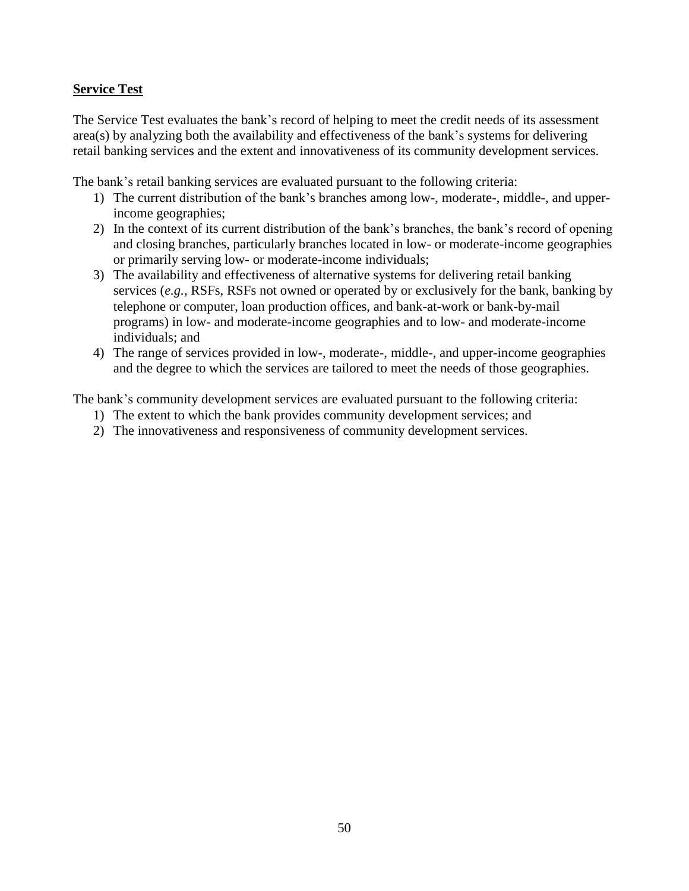**Service Test**

The Service Test evaluates the bank's record of helping to meet the credit needs of its assessment area(s) by analyzing both the availability and effectiveness of the bank's systems for delivering retail banking services and the extent and innovativeness of its community development services.

The bank's retail banking services are evaluated pursuant to the following criteria:

1) The current distribution of the bank's branches among low-, moderate-, middle-, and upper-income geographies;
2) In the context of its current distribution of the bank's branches, the bank's record of opening and closing branches, particularly branches located in low- or moderate-income geographies or primarily serving low- or moderate-income individuals;
3) The availability and effectiveness of alternative systems for delivering retail banking services (*e.g.,* RSFs, RSFs not owned or operated by or exclusively for the bank, banking by telephone or computer, loan production offices, and bank-at-work or bank-by-mail programs) in low- and moderate-income geographies and to low- and moderate-income individuals; and
4) The range of services provided in low-, moderate-, middle-, and upper-income geographies and the degree to which the services are tailored to meet the needs of those geographies.

The bank's community development services are evaluated pursuant to the following criteria:

1) The extent to which the bank provides community development services; and
2) The innovativeness and responsiveness of community development services.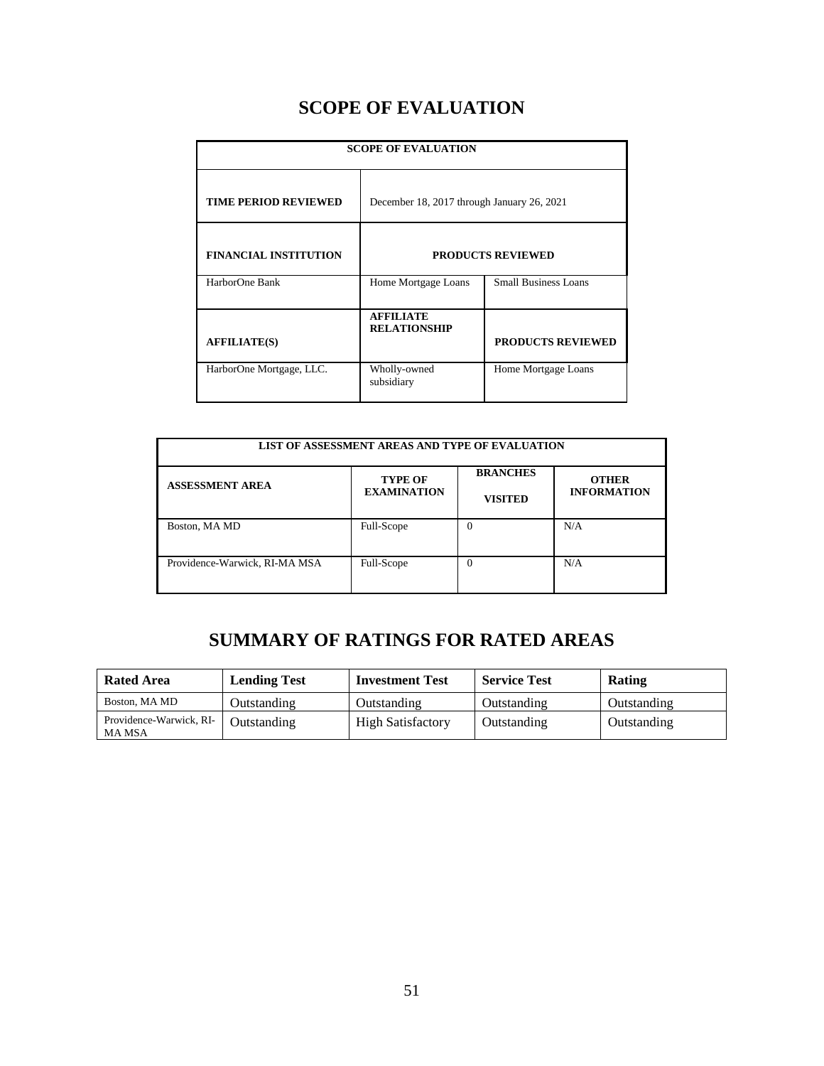# SCOPE OF EVALUATION

| SCOPE OF EVALUATION | | |
|---|---|---|
| **TIME PERIOD REVIEWED** | December 18, 2017 through January 26, 2021 | |
| **FINANCIAL INSTITUTION** | **PRODUCTS REVIEWED** | |
| HarborOne Bank | Home Mortgage Loans | Small Business Loans |
| **AFFILIATE(S)** | **AFFILIATE RELATIONSHIP** | **PRODUCTS REVIEWED** |
| HarborOne Mortgage, LLC. | Wholly-owned subsidiary | Home Mortgage Loans |

| LIST OF ASSESSMENT AREAS AND TYPE OF EVALUATION | | | |
|---|---|---|---|
| **ASSESSMENT AREA** | **TYPE OF EXAMINATION** | **BRANCHES VISITED** | **OTHER INFORMATION** |
| Boston, MA MD | Full-Scope | 0 | N/A |
| Providence-Warwick, RI-MA MSA | Full-Scope | 0 | N/A |

# SUMMARY OF RATINGS FOR RATED AREAS

| Rated Area | Lending Test | Investment Test | Service Test | Rating |
|---|---|---|---|---|
| Boston, MA MD | Outstanding | Outstanding | Outstanding | Outstanding |
| Providence-Warwick, RI-MA MSA | Outstanding | High Satisfactory | Outstanding | Outstanding |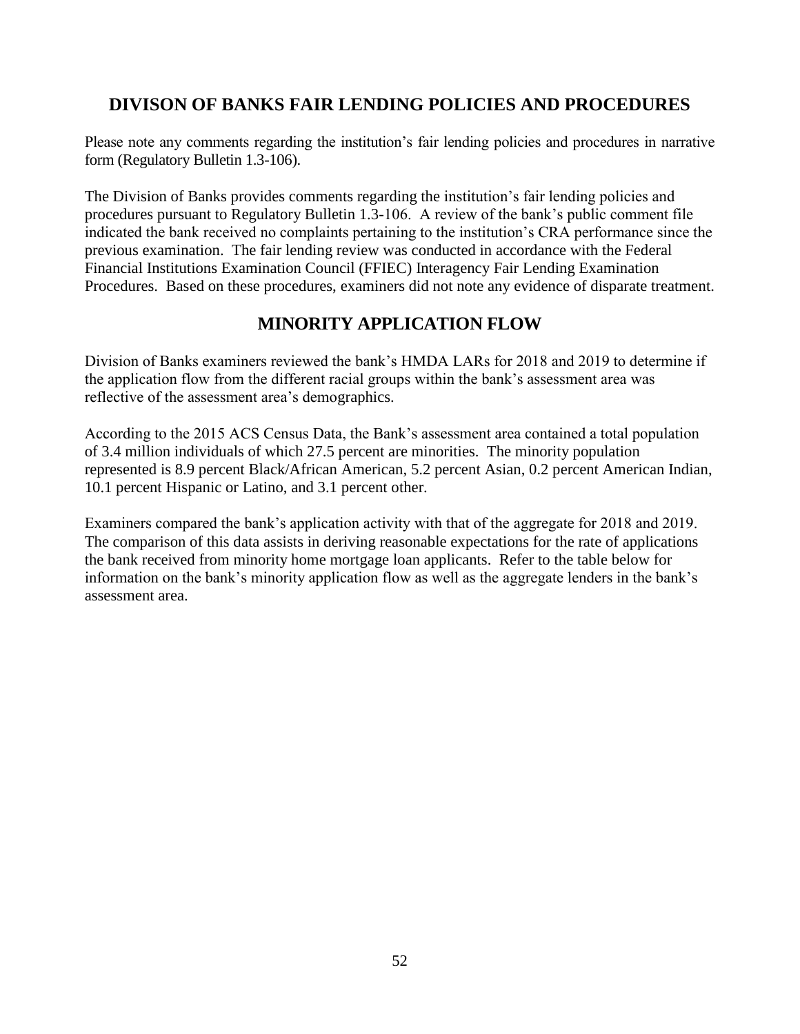## DIVISON OF BANKS FAIR LENDING POLICIES AND PROCEDURES

Please note any comments regarding the institution's fair lending policies and procedures in narrative form (Regulatory Bulletin 1.3-106).

The Division of Banks provides comments regarding the institution's fair lending policies and procedures pursuant to Regulatory Bulletin 1.3-106. A review of the bank's public comment file indicated the bank received no complaints pertaining to the institution's CRA performance since the previous examination. The fair lending review was conducted in accordance with the Federal Financial Institutions Examination Council (FFIEC) Interagency Fair Lending Examination Procedures. Based on these procedures, examiners did not note any evidence of disparate treatment.

## MINORITY APPLICATION FLOW

Division of Banks examiners reviewed the bank's HMDA LARs for 2018 and 2019 to determine if the application flow from the different racial groups within the bank's assessment area was reflective of the assessment area's demographics.

According to the 2015 ACS Census Data, the Bank's assessment area contained a total population of 3.4 million individuals of which 27.5 percent are minorities. The minority population represented is 8.9 percent Black/African American, 5.2 percent Asian, 0.2 percent American Indian, 10.1 percent Hispanic or Latino, and 3.1 percent other.

Examiners compared the bank's application activity with that of the aggregate for 2018 and 2019. The comparison of this data assists in deriving reasonable expectations for the rate of applications the bank received from minority home mortgage loan applicants. Refer to the table below for information on the bank's minority application flow as well as the aggregate lenders in the bank's assessment area.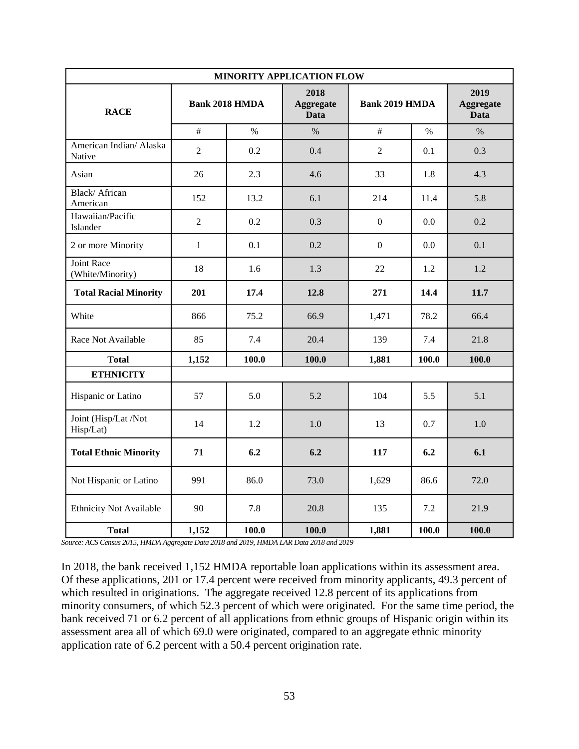| MINORITY APPLICATION FLOW | | | | | | |
|---|---|---|---|---|---|---|
| **RACE** | **Bank 2018 HMDA** | | **2018 Aggregate Data** | **Bank 2019 HMDA** | | **2019 Aggregate Data** |
| | # | % | % | # | % | % |
| American Indian/ Alaska Native | 2 | 0.2 | 0.4 | 2 | 0.1 | 0.3 |
| Asian | 26 | 2.3 | 4.6 | 33 | 1.8 | 4.3 |
| Black/ African American | 152 | 13.2 | 6.1 | 214 | 11.4 | 5.8 |
| Hawaiian/Pacific Islander | 2 | 0.2 | 0.3 | 0 | 0.0 | 0.2 |
| 2 or more Minority | 1 | 0.1 | 0.2 | 0 | 0.0 | 0.1 |
| Joint Race (White/Minority) | 18 | 1.6 | 1.3 | 22 | 1.2 | 1.2 |
| **Total Racial Minority** | **201** | **17.4** | **12.8** | **271** | **14.4** | **11.7** |
| White | 866 | 75.2 | 66.9 | 1,471 | 78.2 | 66.4 |
| Race Not Available | 85 | 7.4 | 20.4 | 139 | 7.4 | 21.8 |
| **Total** | **1,152** | **100.0** | **100.0** | **1,881** | **100.0** | **100.0** |
| **ETHNICITY** | | | | | | |
| Hispanic or Latino | 57 | 5.0 | 5.2 | 104 | 5.5 | 5.1 |
| Joint (Hisp/Lat /Not Hisp/Lat) | 14 | 1.2 | 1.0 | 13 | 0.7 | 1.0 |
| **Total Ethnic Minority** | **71** | **6.2** | **6.2** | **117** | **6.2** | **6.1** |
| Not Hispanic or Latino | 991 | 86.0 | 73.0 | 1,629 | 86.6 | 72.0 |
| Ethnicity Not Available | 90 | 7.8 | 20.8 | 135 | 7.2 | 21.9 |
| **Total** | **1,152** | **100.0** | **100.0** | **1,881** | **100.0** | **100.0** |

*Source: ACS Census 2015, HMDA Aggregate Data 2018 and 2019, HMDA LAR Data 2018 and 2019*

In 2018, the bank received 1,152 HMDA reportable loan applications within its assessment area. Of these applications, 201 or 17.4 percent were received from minority applicants, 49.3 percent of which resulted in originations. The aggregate received 12.8 percent of its applications from minority consumers, of which 52.3 percent of which were originated. For the same time period, the bank received 71 or 6.2 percent of all applications from ethnic groups of Hispanic origin within its assessment area all of which 69.0 were originated, compared to an aggregate ethnic minority application rate of 6.2 percent with a 50.4 percent origination rate.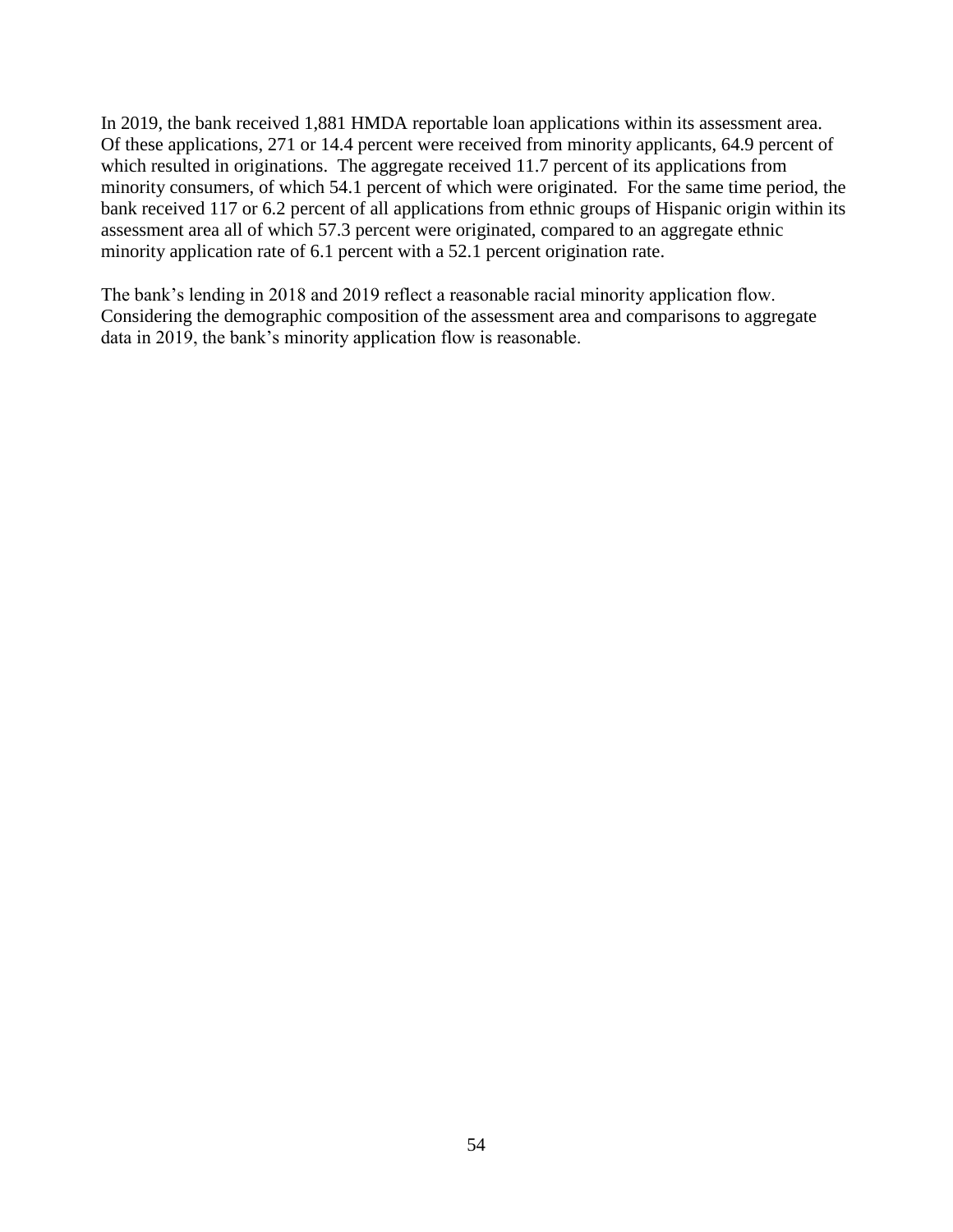In 2019, the bank received 1,881 HMDA reportable loan applications within its assessment area. Of these applications, 271 or 14.4 percent were received from minority applicants, 64.9 percent of which resulted in originations. The aggregate received 11.7 percent of its applications from minority consumers, of which 54.1 percent of which were originated. For the same time period, the bank received 117 or 6.2 percent of all applications from ethnic groups of Hispanic origin within its assessment area all of which 57.3 percent were originated, compared to an aggregate ethnic minority application rate of 6.1 percent with a 52.1 percent origination rate.

The bank's lending in 2018 and 2019 reflect a reasonable racial minority application flow. Considering the demographic composition of the assessment area and comparisons to aggregate data in 2019, the bank's minority application flow is reasonable.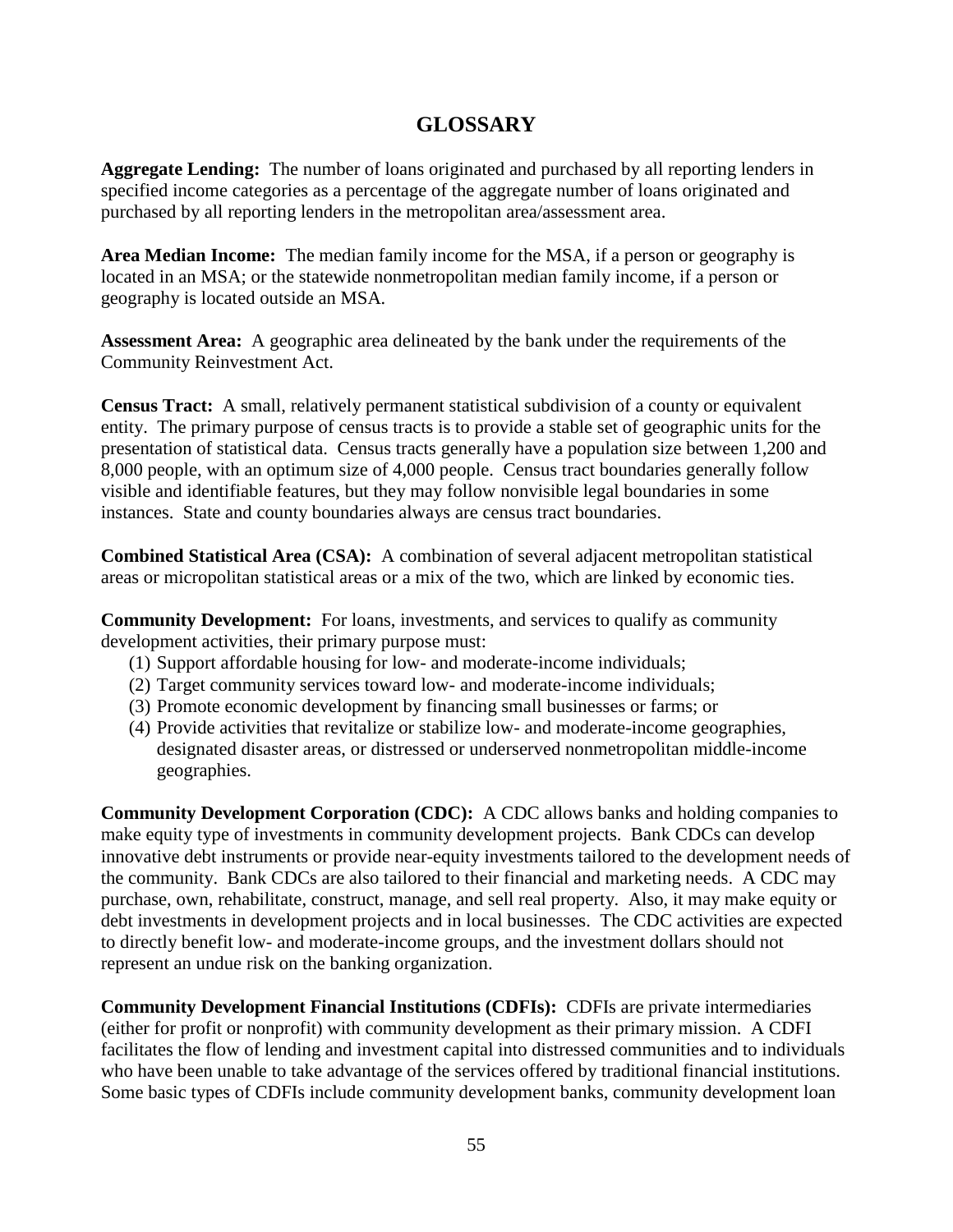# GLOSSARY

**Aggregate Lending:** The number of loans originated and purchased by all reporting lenders in specified income categories as a percentage of the aggregate number of loans originated and purchased by all reporting lenders in the metropolitan area/assessment area.

**Area Median Income:** The median family income for the MSA, if a person or geography is located in an MSA; or the statewide nonmetropolitan median family income, if a person or geography is located outside an MSA.

**Assessment Area:** A geographic area delineated by the bank under the requirements of the Community Reinvestment Act.

**Census Tract:** A small, relatively permanent statistical subdivision of a county or equivalent entity. The primary purpose of census tracts is to provide a stable set of geographic units for the presentation of statistical data. Census tracts generally have a population size between 1,200 and 8,000 people, with an optimum size of 4,000 people. Census tract boundaries generally follow visible and identifiable features, but they may follow nonvisible legal boundaries in some instances. State and county boundaries always are census tract boundaries.

**Combined Statistical Area (CSA):** A combination of several adjacent metropolitan statistical areas or micropolitan statistical areas or a mix of the two, which are linked by economic ties.

**Community Development:** For loans, investments, and services to qualify as community development activities, their primary purpose must:

1. Support affordable housing for low- and moderate-income individuals;
2. Target community services toward low- and moderate-income individuals;
3. Promote economic development by financing small businesses or farms; or
4. Provide activities that revitalize or stabilize low- and moderate-income geographies, designated disaster areas, or distressed or underserved nonmetropolitan middle-income geographies.

**Community Development Corporation (CDC):** A CDC allows banks and holding companies to make equity type of investments in community development projects. Bank CDCs can develop innovative debt instruments or provide near-equity investments tailored to the development needs of the community. Bank CDCs are also tailored to their financial and marketing needs. A CDC may purchase, own, rehabilitate, construct, manage, and sell real property. Also, it may make equity or debt investments in development projects and in local businesses. The CDC activities are expected to directly benefit low- and moderate-income groups, and the investment dollars should not represent an undue risk on the banking organization.

**Community Development Financial Institutions (CDFIs):** CDFIs are private intermediaries (either for profit or nonprofit) with community development as their primary mission. A CDFI facilitates the flow of lending and investment capital into distressed communities and to individuals who have been unable to take advantage of the services offered by traditional financial institutions. Some basic types of CDFIs include community development banks, community development loan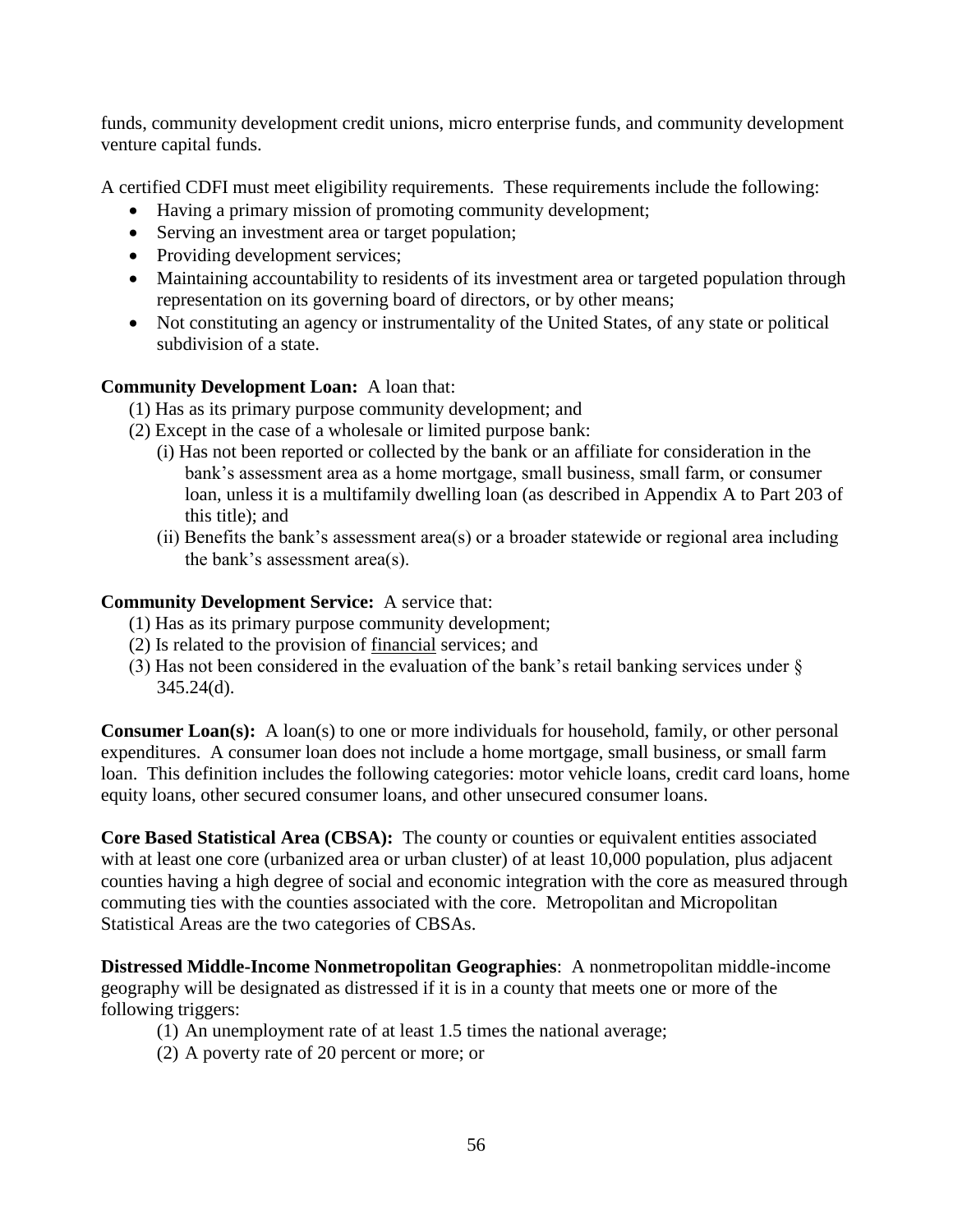funds, community development credit unions, micro enterprise funds, and community development venture capital funds.

A certified CDFI must meet eligibility requirements. These requirements include the following:

- Having a primary mission of promoting community development;
- Serving an investment area or target population;
- Providing development services;
- Maintaining accountability to residents of its investment area or targeted population through representation on its governing board of directors, or by other means;
- Not constituting an agency or instrumentality of the United States, of any state or political subdivision of a state.

**Community Development Loan:** A loan that:

(1) Has as its primary purpose community development; and

(2) Except in the case of a wholesale or limited purpose bank:

(i) Has not been reported or collected by the bank or an affiliate for consideration in the bank's assessment area as a home mortgage, small business, small farm, or consumer loan, unless it is a multifamily dwelling loan (as described in Appendix A to Part 203 of this title); and

(ii) Benefits the bank's assessment area(s) or a broader statewide or regional area including the bank's assessment area(s).

**Community Development Service:** A service that:

(1) Has as its primary purpose community development;

(2) Is related to the provision of <u>financial</u> services; and

(3) Has not been considered in the evaluation of the bank's retail banking services under § 345.24(d).

**Consumer Loan(s):** A loan(s) to one or more individuals for household, family, or other personal expenditures. A consumer loan does not include a home mortgage, small business, or small farm loan. This definition includes the following categories: motor vehicle loans, credit card loans, home equity loans, other secured consumer loans, and other unsecured consumer loans.

**Core Based Statistical Area (CBSA):** The county or counties or equivalent entities associated with at least one core (urbanized area or urban cluster) of at least 10,000 population, plus adjacent counties having a high degree of social and economic integration with the core as measured through commuting ties with the counties associated with the core. Metropolitan and Micropolitan Statistical Areas are the two categories of CBSAs.

**Distressed Middle-Income Nonmetropolitan Geographies**: A nonmetropolitan middle-income geography will be designated as distressed if it is in a county that meets one or more of the following triggers:

(1) An unemployment rate of at least 1.5 times the national average;

(2) A poverty rate of 20 percent or more; or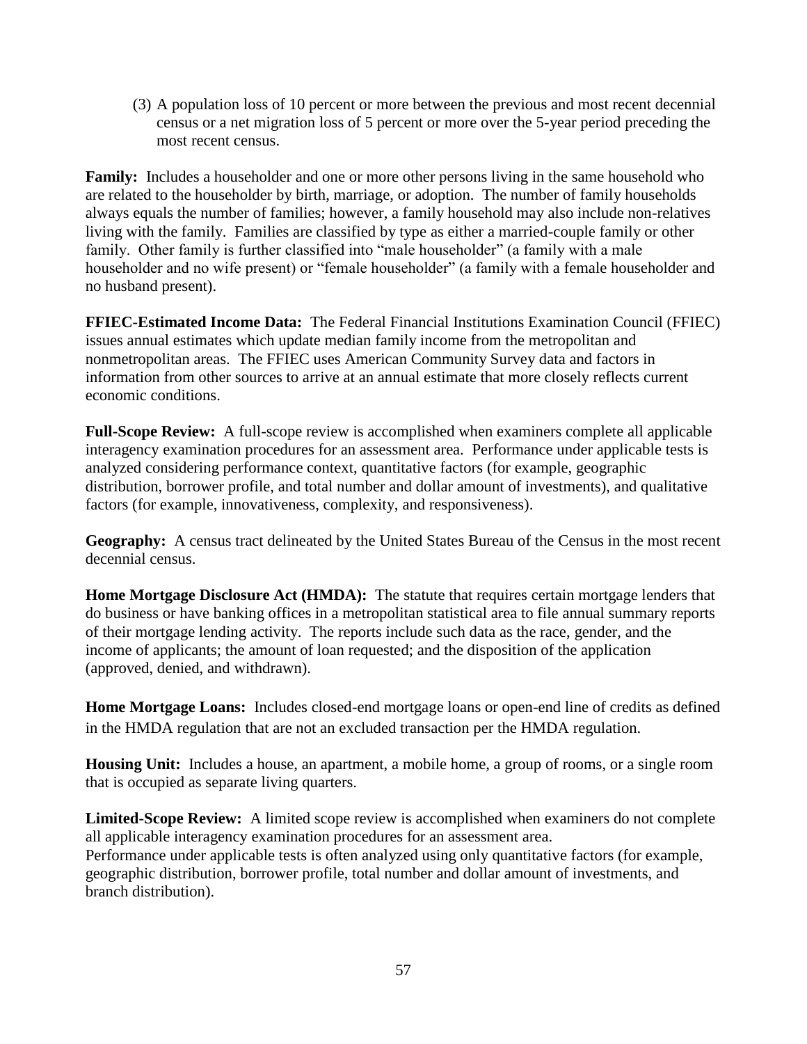(3) A population loss of 10 percent or more between the previous and most recent decennial census or a net migration loss of 5 percent or more over the 5-year period preceding the most recent census.

**Family:** Includes a householder and one or more other persons living in the same household who are related to the householder by birth, marriage, or adoption. The number of family households always equals the number of families; however, a family household may also include non-relatives living with the family. Families are classified by type as either a married-couple family or other family. Other family is further classified into "male householder" (a family with a male householder and no wife present) or "female householder" (a family with a female householder and no husband present).

**FFIEC-Estimated Income Data:** The Federal Financial Institutions Examination Council (FFIEC) issues annual estimates which update median family income from the metropolitan and nonmetropolitan areas. The FFIEC uses American Community Survey data and factors in information from other sources to arrive at an annual estimate that more closely reflects current economic conditions.

**Full-Scope Review:** A full-scope review is accomplished when examiners complete all applicable interagency examination procedures for an assessment area. Performance under applicable tests is analyzed considering performance context, quantitative factors (for example, geographic distribution, borrower profile, and total number and dollar amount of investments), and qualitative factors (for example, innovativeness, complexity, and responsiveness).

**Geography:** A census tract delineated by the United States Bureau of the Census in the most recent decennial census.

**Home Mortgage Disclosure Act (HMDA):** The statute that requires certain mortgage lenders that do business or have banking offices in a metropolitan statistical area to file annual summary reports of their mortgage lending activity. The reports include such data as the race, gender, and the income of applicants; the amount of loan requested; and the disposition of the application (approved, denied, and withdrawn).

**Home Mortgage Loans:** Includes closed-end mortgage loans or open-end line of credits as defined in the HMDA regulation that are not an excluded transaction per the HMDA regulation.

**Housing Unit:** Includes a house, an apartment, a mobile home, a group of rooms, or a single room that is occupied as separate living quarters.

**Limited-Scope Review:** A limited scope review is accomplished when examiners do not complete all applicable interagency examination procedures for an assessment area.
Performance under applicable tests is often analyzed using only quantitative factors (for example, geographic distribution, borrower profile, total number and dollar amount of investments, and branch distribution).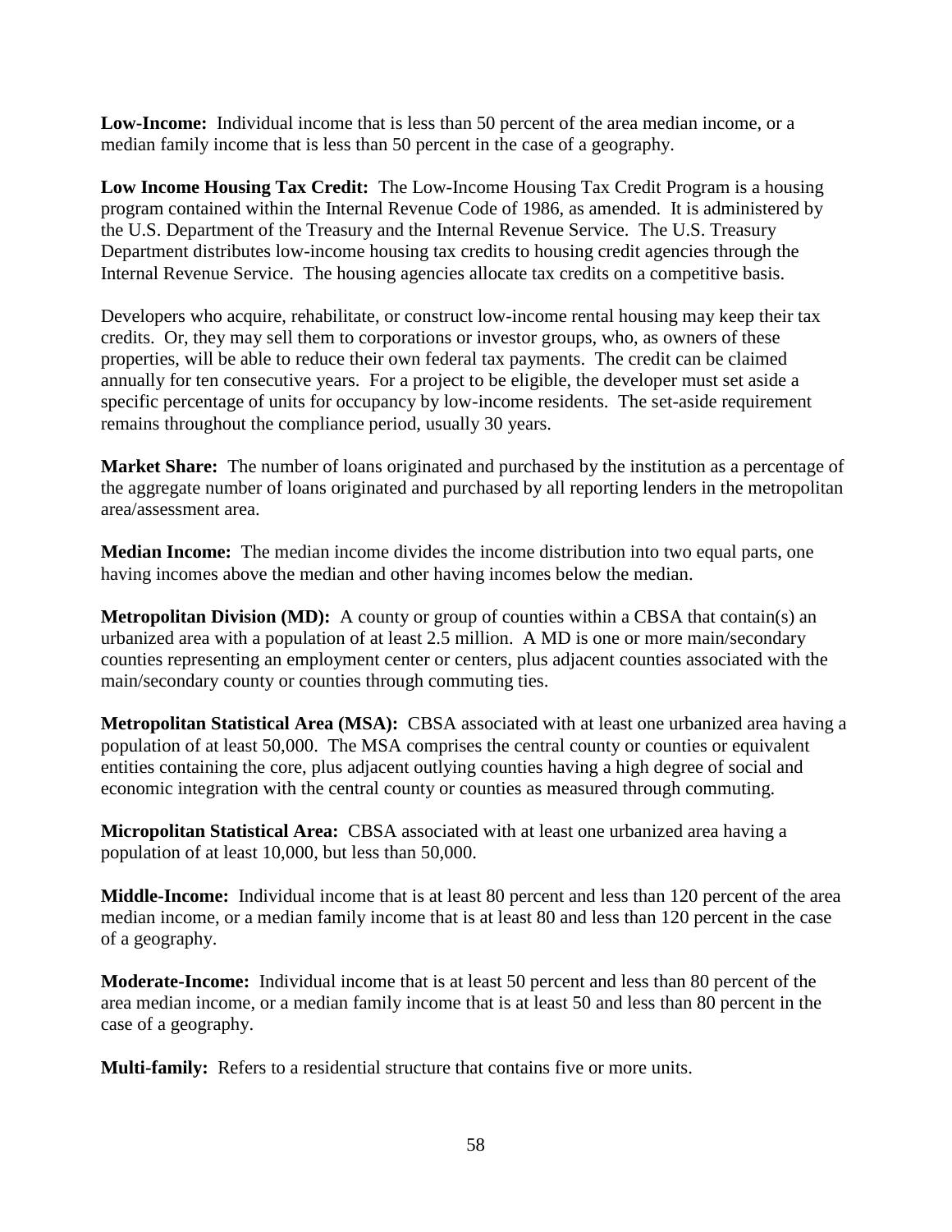**Low-Income:** Individual income that is less than 50 percent of the area median income, or a median family income that is less than 50 percent in the case of a geography.

**Low Income Housing Tax Credit:** The Low-Income Housing Tax Credit Program is a housing program contained within the Internal Revenue Code of 1986, as amended. It is administered by the U.S. Department of the Treasury and the Internal Revenue Service. The U.S. Treasury Department distributes low-income housing tax credits to housing credit agencies through the Internal Revenue Service. The housing agencies allocate tax credits on a competitive basis.

Developers who acquire, rehabilitate, or construct low-income rental housing may keep their tax credits. Or, they may sell them to corporations or investor groups, who, as owners of these properties, will be able to reduce their own federal tax payments. The credit can be claimed annually for ten consecutive years. For a project to be eligible, the developer must set aside a specific percentage of units for occupancy by low-income residents. The set-aside requirement remains throughout the compliance period, usually 30 years.

**Market Share:** The number of loans originated and purchased by the institution as a percentage of the aggregate number of loans originated and purchased by all reporting lenders in the metropolitan area/assessment area.

**Median Income:** The median income divides the income distribution into two equal parts, one having incomes above the median and other having incomes below the median.

**Metropolitan Division (MD):** A county or group of counties within a CBSA that contain(s) an urbanized area with a population of at least 2.5 million. A MD is one or more main/secondary counties representing an employment center or centers, plus adjacent counties associated with the main/secondary county or counties through commuting ties.

**Metropolitan Statistical Area (MSA):** CBSA associated with at least one urbanized area having a population of at least 50,000. The MSA comprises the central county or counties or equivalent entities containing the core, plus adjacent outlying counties having a high degree of social and economic integration with the central county or counties as measured through commuting.

**Micropolitan Statistical Area:** CBSA associated with at least one urbanized area having a population of at least 10,000, but less than 50,000.

**Middle-Income:** Individual income that is at least 80 percent and less than 120 percent of the area median income, or a median family income that is at least 80 and less than 120 percent in the case of a geography.

**Moderate-Income:** Individual income that is at least 50 percent and less than 80 percent of the area median income, or a median family income that is at least 50 and less than 80 percent in the case of a geography.

**Multi-family:** Refers to a residential structure that contains five or more units.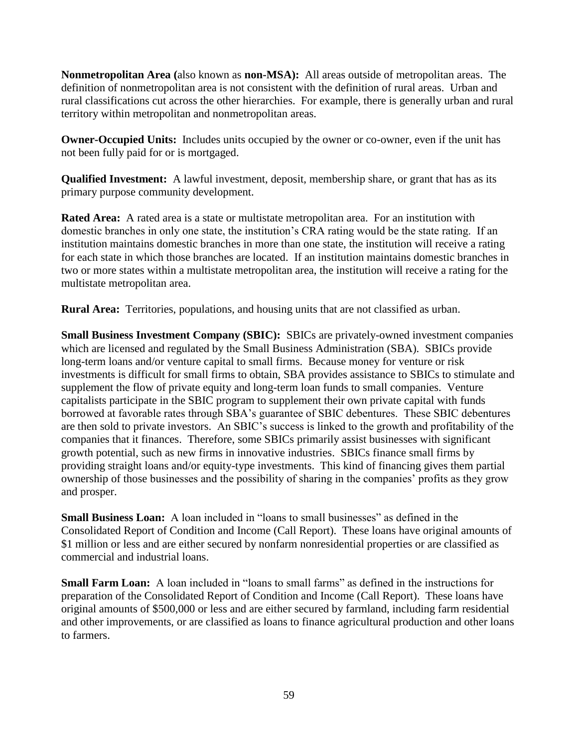**Nonmetropolitan Area (**also known as **non-MSA):** All areas outside of metropolitan areas. The definition of nonmetropolitan area is not consistent with the definition of rural areas. Urban and rural classifications cut across the other hierarchies. For example, there is generally urban and rural territory within metropolitan and nonmetropolitan areas.

**Owner-Occupied Units:** Includes units occupied by the owner or co-owner, even if the unit has not been fully paid for or is mortgaged.

**Qualified Investment:** A lawful investment, deposit, membership share, or grant that has as its primary purpose community development.

**Rated Area:** A rated area is a state or multistate metropolitan area. For an institution with domestic branches in only one state, the institution's CRA rating would be the state rating. If an institution maintains domestic branches in more than one state, the institution will receive a rating for each state in which those branches are located. If an institution maintains domestic branches in two or more states within a multistate metropolitan area, the institution will receive a rating for the multistate metropolitan area.

**Rural Area:** Territories, populations, and housing units that are not classified as urban.

**Small Business Investment Company (SBIC):** SBICs are privately-owned investment companies which are licensed and regulated by the Small Business Administration (SBA). SBICs provide long-term loans and/or venture capital to small firms. Because money for venture or risk investments is difficult for small firms to obtain, SBA provides assistance to SBICs to stimulate and supplement the flow of private equity and long-term loan funds to small companies. Venture capitalists participate in the SBIC program to supplement their own private capital with funds borrowed at favorable rates through SBA's guarantee of SBIC debentures. These SBIC debentures are then sold to private investors. An SBIC's success is linked to the growth and profitability of the companies that it finances. Therefore, some SBICs primarily assist businesses with significant growth potential, such as new firms in innovative industries. SBICs finance small firms by providing straight loans and/or equity-type investments. This kind of financing gives them partial ownership of those businesses and the possibility of sharing in the companies' profits as they grow and prosper.

**Small Business Loan:** A loan included in "loans to small businesses" as defined in the Consolidated Report of Condition and Income (Call Report). These loans have original amounts of $1 million or less and are either secured by nonfarm nonresidential properties or are classified as commercial and industrial loans.

**Small Farm Loan:** A loan included in "loans to small farms" as defined in the instructions for preparation of the Consolidated Report of Condition and Income (Call Report). These loans have original amounts of $500,000 or less and are either secured by farmland, including farm residential and other improvements, or are classified as loans to finance agricultural production and other loans to farmers.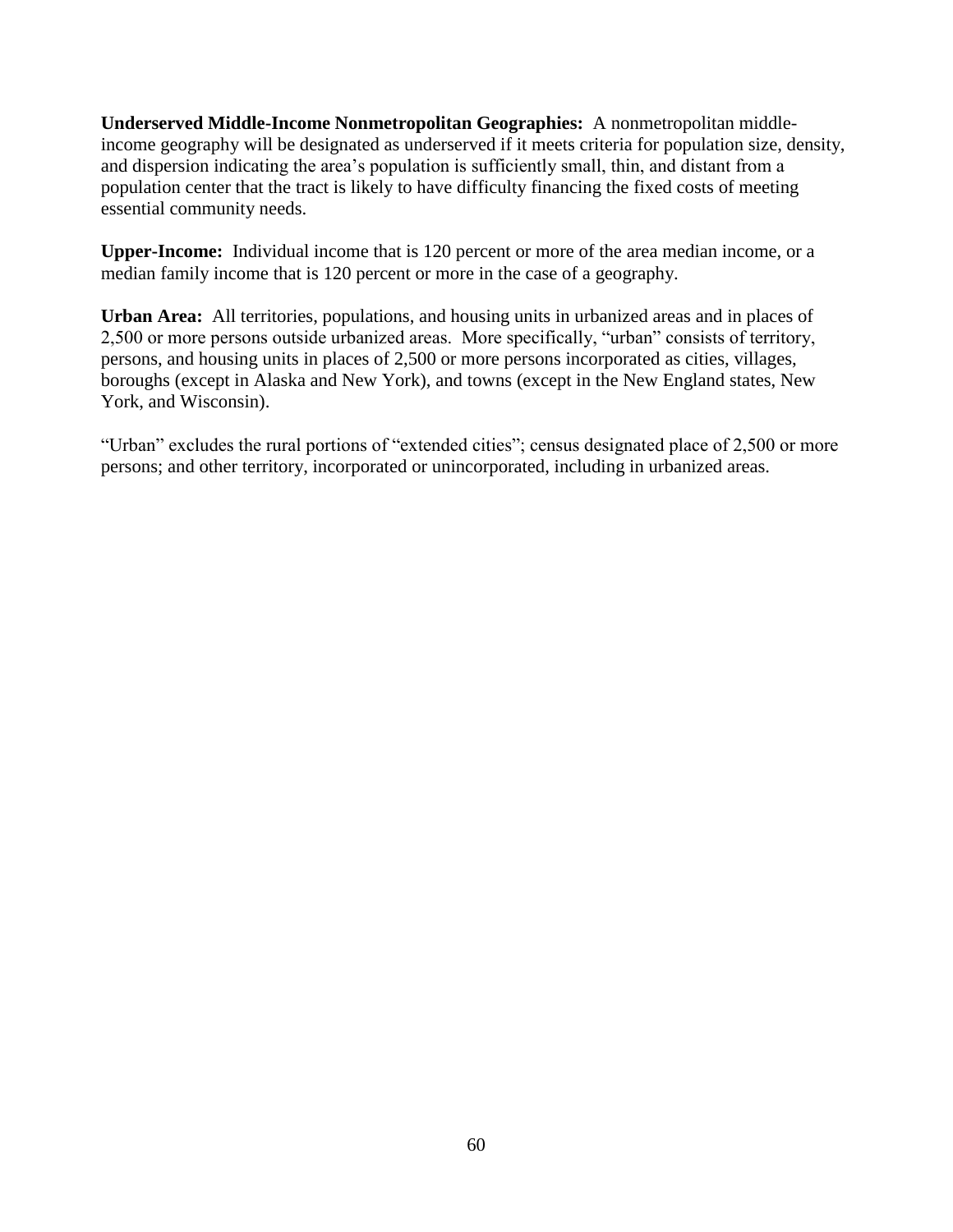**Underserved Middle-Income Nonmetropolitan Geographies:** A nonmetropolitan middle-income geography will be designated as underserved if it meets criteria for population size, density, and dispersion indicating the area's population is sufficiently small, thin, and distant from a population center that the tract is likely to have difficulty financing the fixed costs of meeting essential community needs.

**Upper-Income:** Individual income that is 120 percent or more of the area median income, or a median family income that is 120 percent or more in the case of a geography.

**Urban Area:** All territories, populations, and housing units in urbanized areas and in places of 2,500 or more persons outside urbanized areas. More specifically, "urban" consists of territory, persons, and housing units in places of 2,500 or more persons incorporated as cities, villages, boroughs (except in Alaska and New York), and towns (except in the New England states, New York, and Wisconsin).

"Urban" excludes the rural portions of "extended cities"; census designated place of 2,500 or more persons; and other territory, incorporated or unincorporated, including in urbanized areas.